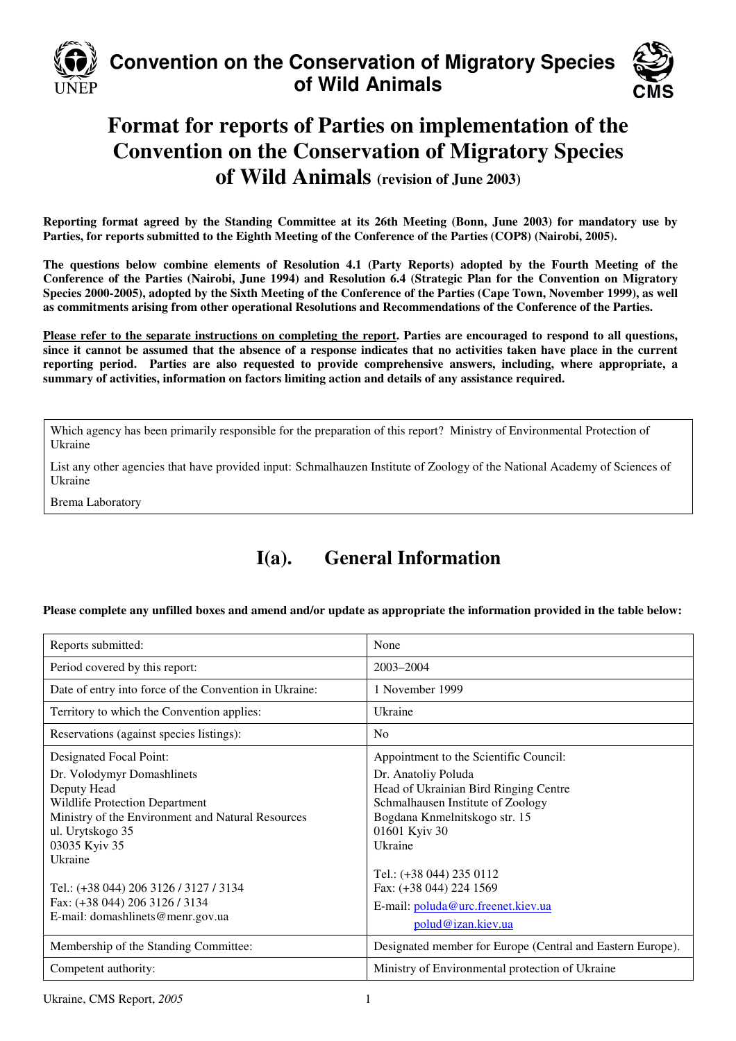# Convention on the Conservation of Migratory Species of Wild Animals

# Format for reports of Parties on implementation of the Convention on the Conservation of Migratory Species of Wild Animals (revision of June 2003)

**Reporting format agreed by the Standing Committee at its 26th Meeting (Bonn, June 2003) for mandatory use by Parties, for reports submitted to the Eighth Meeting of the Conference of the Parties (COP8) (Nairobi, 2005).**

**The questions below combine elements of Resolution 4.1 (Party Reports) adopted by the Fourth Meeting of the Conference of the Parties (Nairobi, June 1994) and Resolution 6.4 (Strategic Plan for the Convention on Migratory Species 2000-2005), adopted by the Sixth Meeting of the Conference of the Parties (Cape Town, November 1999), as well as commitments arising from other operational Resolutions and Recommendations of the Conference of the Parties.**

**Please refer to the separate instructions on completing the report. Parties are encouraged to respond to all questions, since it cannot be assumed that the absence of a response indicates that no activities taken have place in the current reporting period. Parties are also requested to provide comprehensive answers, including, where appropriate, a summary of activities, information on factors limiting action and details of any assistance required.**

Which agency has been primarily responsible for the preparation of this report? Ministry of Environmental Protection of Ukraine

List any other agencies that have provided input: Schmalhauzen Institute of Zoology of the National Academy of Sciences of Ukraine

Brema Laboratory

## I(a). General Information

**Please complete any unfilled boxes and amend and/or update as appropriate the information provided in the table below:**

| | |
|---|---|
| Reports submitted: | None |
| Period covered by this report: | 2003–2004 |
| Date of entry into force of the Convention in Ukraine: | 1 November 1999 |
| Territory to which the Convention applies: | Ukraine |
| Reservations (against species listings): | No |
| Designated Focal Point:<br>Dr. Volodymyr Domashlinets<br>Deputy Head<br>Wildlife Protection Department<br>Ministry of the Environment and Natural Resources<br>ul. Urytskogo 35<br>03035 Kyiv 35<br>Ukraine<br><br>Tel.: (+38 044) 206 3126 / 3127 / 3134<br>Fax: (+38 044) 206 3126 / 3134<br>E-mail: domashlinets@menr.gov.ua | Appointment to the Scientific Council:<br>Dr. Anatoliy Poluda<br>Head of Ukrainian Bird Ringing Centre<br>Schmalhausen Institute of Zoology<br>Bogdana Knmelnitskogo str. 15<br>01601 Kyiv 30<br>Ukraine<br><br>Tel.: (+38 044) 235 0112<br>Fax: (+38 044) 224 1569<br>E-mail: poluda@urc.freenet.kiev.ua<br>polud@izan.kiev.ua |
| Membership of the Standing Committee: | Designated member for Europe (Central and Eastern Europe). |
| Competent authority: | Ministry of Environmental protection of Ukraine |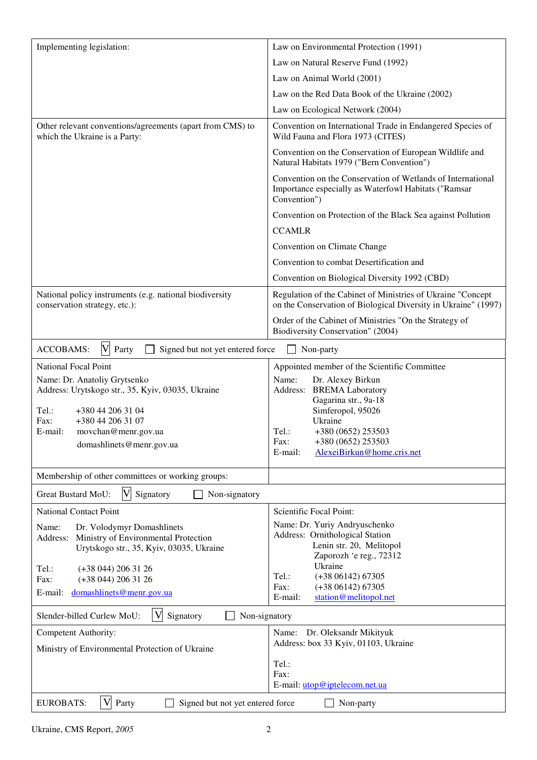| | |
|---|---|
| Implementing legislation: | Law on Environmental Protection (1991)<br>Law on Natural Reserve Fund (1992)<br>Law on Animal World (2001)<br>Law on the Red Data Book of the Ukraine (2002)<br>Law on Ecological Network (2004) |
| Other relevant conventions/agreements (apart from CMS) to which the Ukraine is a Party: | Convention on International Trade in Endangered Species of Wild Fauna and Flora 1973 (CITES)<br>Convention on the Conservation of European Wildlife and Natural Habitats 1979 ("Bern Convention")<br>Convention on the Conservation of Wetlands of International Importance especially as Waterfowl Habitats ("Ramsar Convention")<br>Convention on Protection of the Black Sea against Pollution<br>CCAMLR<br>Convention on Climate Change<br>Convention to combat Desertification and<br>Convention on Biological Diversity 1992 (CBD) |
| National policy instruments (e.g. national biodiversity conservation strategy, etc.): | Regulation of the Cabinet of Ministries of Ukraine "Concept on the Conservation of Biological Diversity in Ukraine" (1997)<br>Order of the Cabinet of Ministries "On the Strategy of Biodiversity Conservation" (2004) |
| **ACCOBAMS:** ☑ Party ☐ Signed but not yet entered force ☐ Non-party | |
| National Focal Point<br>Name: Dr. Anatoliy Grytsenko<br>Address: Urytskogo str., 35, Kyiv, 03035, Ukraine<br>Tel.: +380 44 206 31 04<br>Fax: +380 44 206 31 07<br>E-mail: movchan@menr.gov.ua<br>domashlinets@menr.gov.ua | Appointed member of the Scientific Committee<br>Name: Dr. Alexey Birkun<br>Address: BREMA Laboratory<br>Gagarina str., 9a-18<br>Simferopol, 95026<br>Ukraine<br>Tel.: +380 (0652) 253503<br>Fax: +380 (0652) 253503<br>E-mail: AlexeiBirkun@home.cris.net |
| Membership of other committees or working groups: | |
| **Great Bustard MoU:** ☑ Signatory ☐ Non-signatory | |
| National Contact Point<br>Name: Dr. Volodymyr Domashlinets<br>Address: Ministry of Environmental Protection<br>Urytskogo str., 35, Kyiv, 03035, Ukraine<br>Tel.: (+38 044) 206 31 26<br>Fax: (+38 044) 206 31 26<br>E-mail: domashlinets@menr.gov.ua | Scientific Focal Point:<br>Name: Dr. Yuriy Andryuschenko<br>Address: Ornithological Station<br>Lenin str. 20, Melitopol<br>Zaporozh 'e reg., 72312<br>Ukraine<br>Tel.: (+38 06142) 67305<br>Fax: (+38 06142) 67305<br>E-mail: station@melitopol.net |
| **Slender-billed Curlew MoU:** ☑ Signatory ☐ Non-signatory | |
| Competent Authority:<br>Ministry of Environmental Protection of Ukraine | Name: Dr. Oleksandr Mikityuk<br>Address: box 33 Kyiv, 01103, Ukraine<br>Tel.:<br>Fax:<br>E-mail: utop@iptelecom.net.ua |
| **EUROBATS:** ☑ Party ☐ Signed but not yet entered force ☐ Non-party | |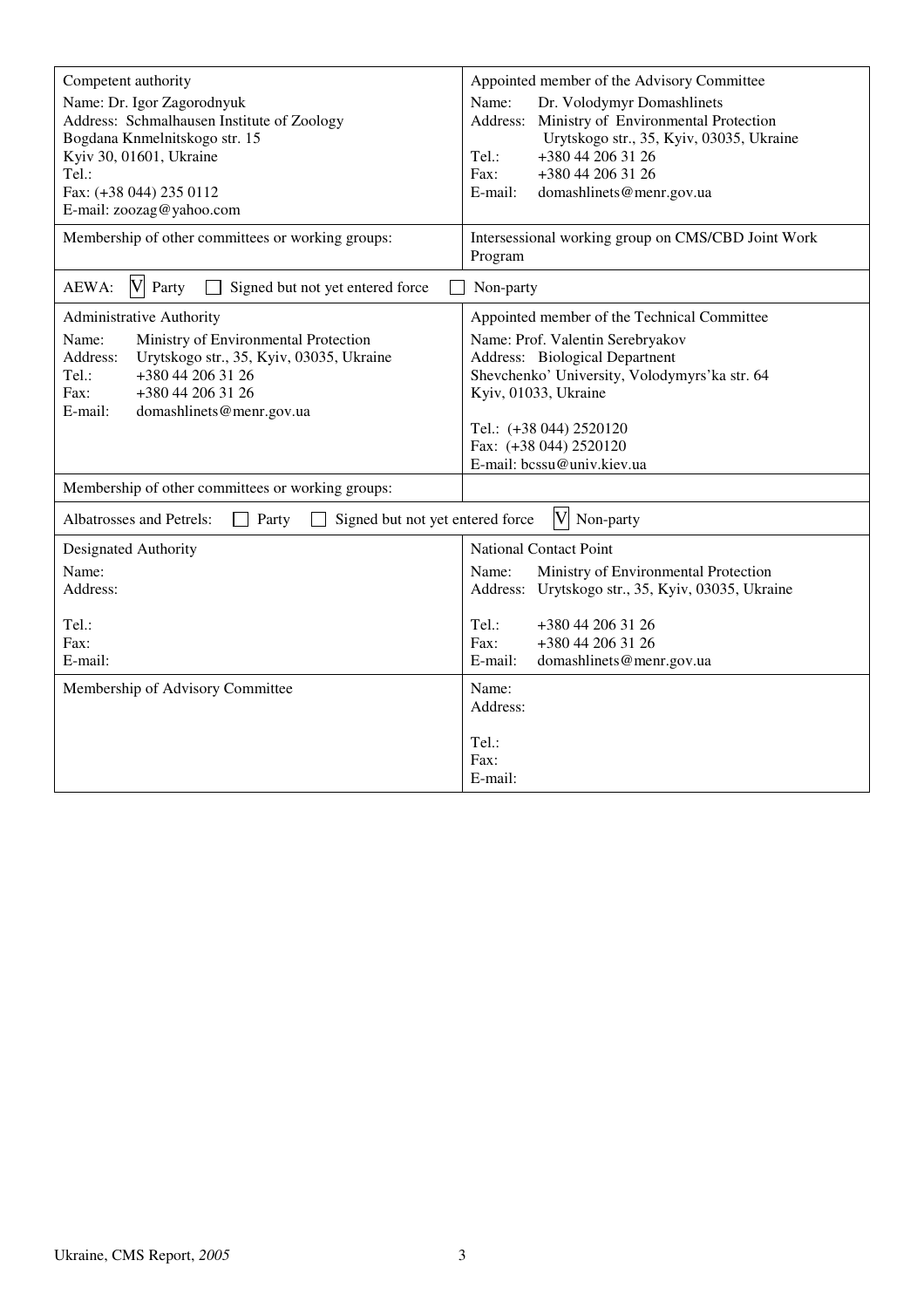| Competent authority<br>Name: Dr. Igor Zagorodnyuk<br>Address: Schmalhausen Institute of Zoology<br>Bogdana Knmelnitskogo str. 15<br>Kyiv 30, 01601, Ukraine<br>Tel.:<br>Fax: (+38 044) 235 0112<br>E-mail: zoozag@yahoo.com | Appointed member of the Advisory Committee<br>Name: Dr. Volodymyr Domashlinets<br>Address: Ministry of Environmental Protection<br>Urytskogo str., 35, Kyiv, 03035, Ukraine<br>Tel.: +380 44 206 31 26<br>Fax: +380 44 206 31 26<br>E-mail: domashlinets@menr.gov.ua |
|---|---|
| Membership of other committees or working groups: | Intersessional working group on CMS/CBD Joint Work Program |
| AEWA: ☑ Party ☐ Signed but not yet entered force ☐ Non-party | |
| Administrative Authority<br>Name: Ministry of Environmental Protection<br>Address: Urytskogo str., 35, Kyiv, 03035, Ukraine<br>Tel.: +380 44 206 31 26<br>Fax: +380 44 206 31 26<br>E-mail: domashlinets@menr.gov.ua | Appointed member of the Technical Committee<br>Name: Prof. Valentin Serebryakov<br>Address: Biological Department<br>Shevchenko' University, Volodymyrs'ka str. 64<br>Kyiv, 01033, Ukraine<br>Tel.: (+38 044) 2520120<br>Fax: (+38 044) 2520120<br>E-mail: bcssu@univ.kiev.ua |
| Membership of other committees or working groups: | |
| Albatrosses and Petrels: ☐ Party ☐ Signed but not yet entered force ☑ Non-party | |
| Designated Authority<br>Name:<br>Address:<br>Tel.:<br>Fax:<br>E-mail: | National Contact Point<br>Name: Ministry of Environmental Protection<br>Address: Urytskogo str., 35, Kyiv, 03035, Ukraine<br>Tel.: +380 44 206 31 26<br>Fax: +380 44 206 31 26<br>E-mail: domashlinets@menr.gov.ua |
| Membership of Advisory Committee | Name:<br>Address:<br>Tel.:<br>Fax:<br>E-mail: |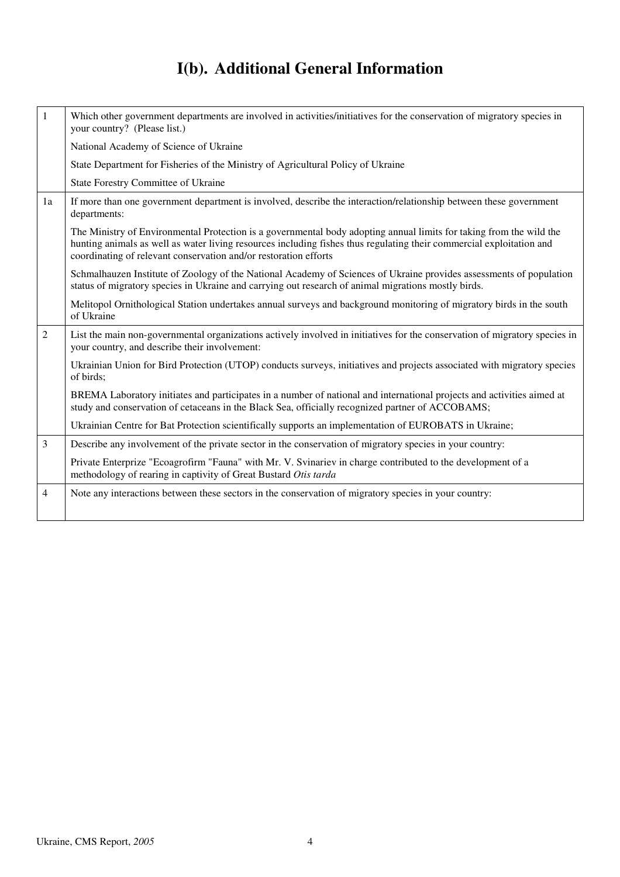# I(b). Additional General Information

| | |
|---|---|
| 1 | Which other government departments are involved in activities/initiatives for the conservation of migratory species in your country? (Please list.)<br><br>National Academy of Science of Ukraine<br><br>State Department for Fisheries of the Ministry of Agricultural Policy of Ukraine<br><br>State Forestry Committee of Ukraine |
| 1a | If more than one government department is involved, describe the interaction/relationship between these government departments:<br><br>The Ministry of Environmental Protection is a governmental body adopting annual limits for taking from the wild the hunting animals as well as water living resources including fishes thus regulating their commercial exploitation and coordinating of relevant conservation and/or restoration efforts<br><br>Schmalhauzen Institute of Zoology of the National Academy of Sciences of Ukraine provides assessments of population status of migratory species in Ukraine and carrying out research of animal migrations mostly birds.<br><br>Melitopol Ornithological Station undertakes annual surveys and background monitoring of migratory birds in the south of Ukraine |
| 2 | List the main non-governmental organizations actively involved in initiatives for the conservation of migratory species in your country, and describe their involvement:<br><br>Ukrainian Union for Bird Protection (UTOP) conducts surveys, initiatives and projects associated with migratory species of birds;<br><br>BREMA Laboratory initiates and participates in a number of national and international projects and activities aimed at study and conservation of cetaceans in the Black Sea, officially recognized partner of ACCOBAMS;<br><br>Ukrainian Centre for Bat Protection scientifically supports an implementation of EUROBATS in Ukraine; |
| 3 | Describe any involvement of the private sector in the conservation of migratory species in your country:<br><br>Private Enterprize "Ecoagrofirm "Fauna" with Mr. V. Svinariev in charge contributed to the development of a methodology of rearing in captivity of Great Bustard *Otis tarda* |
| 4 | Note any interactions between these sectors in the conservation of migratory species in your country: |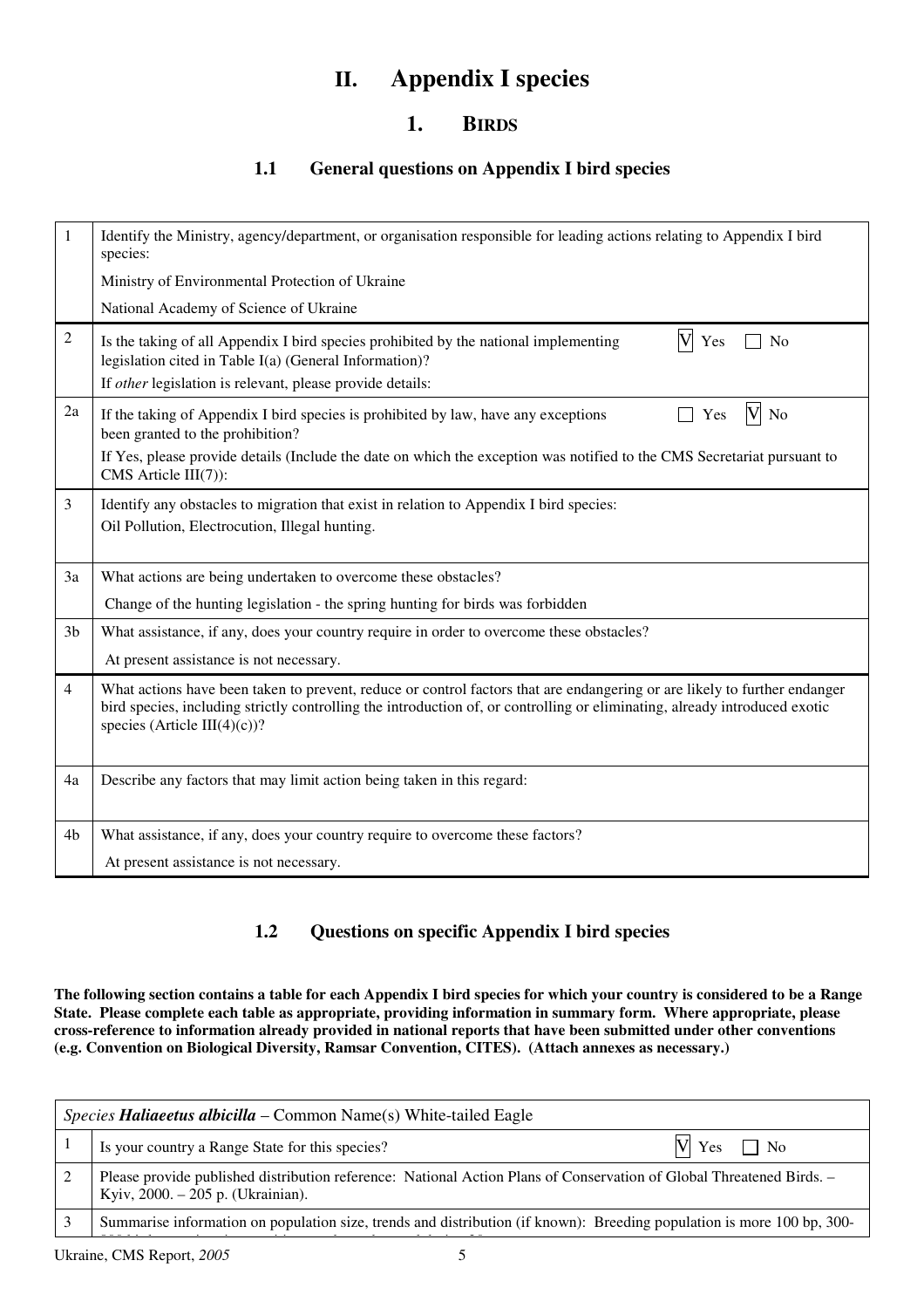# II. Appendix I species

## 1. BIRDS

### 1.1 General questions on Appendix I bird species

| | |
|---|---|
| 1 | Identify the Ministry, agency/department, or organisation responsible for leading actions relating to Appendix I bird species:<br>Ministry of Environmental Protection of Ukraine<br>National Academy of Science of Ukraine |
| 2 | Is the taking of all Appendix I bird species prohibited by the national implementing legislation cited in Table I(a) (General Information)? ☑ Yes ☐ No<br>If *other* legislation is relevant, please provide details: |
| 2a | If the taking of Appendix I bird species is prohibited by law, have any exceptions been granted to the prohibition? ☐ Yes ☑ No<br>If Yes, please provide details (Include the date on which the exception was notified to the CMS Secretariat pursuant to CMS Article III(7)): |
| 3 | Identify any obstacles to migration that exist in relation to Appendix I bird species:<br>Oil Pollution, Electrocution, Illegal hunting. |
| 3a | What actions are being undertaken to overcome these obstacles?<br>Change of the hunting legislation - the spring hunting for birds was forbidden |
| 3b | What assistance, if any, does your country require in order to overcome these obstacles?<br>At present assistance is not necessary. |
| 4 | What actions have been taken to prevent, reduce or control factors that are endangering or are likely to further endanger bird species, including strictly controlling the introduction of, or controlling or eliminating, already introduced exotic species (Article III(4)(c))? |
| 4a | Describe any factors that may limit action being taken in this regard: |
| 4b | What assistance, if any, does your country require to overcome these factors?<br>At present assistance is not necessary. |

### 1.2 Questions on specific Appendix I bird species

**The following section contains a table for each Appendix I bird species for which your country is considered to be a Range State. Please complete each table as appropriate, providing information in summary form. Where appropriate, please cross-reference to information already provided in national reports that have been submitted under other conventions (e.g. Convention on Biological Diversity, Ramsar Convention, CITES). (Attach annexes as necessary.)**

| *Species* ***Haliaeetus albicilla*** – Common Name(s) White-tailed Eagle | |
|---|---|
| 1 | Is your country a Range State for this species? ☑ Yes ☐ No |
| 2 | Please provide published distribution reference: National Action Plans of Conservation of Global Threatened Birds. – Kyiv, 2000. – 205 p. (Ukrainian). |
| 3 | Summarise information on population size, trends and distribution (if known): Breeding population is more 100 bp, 300- |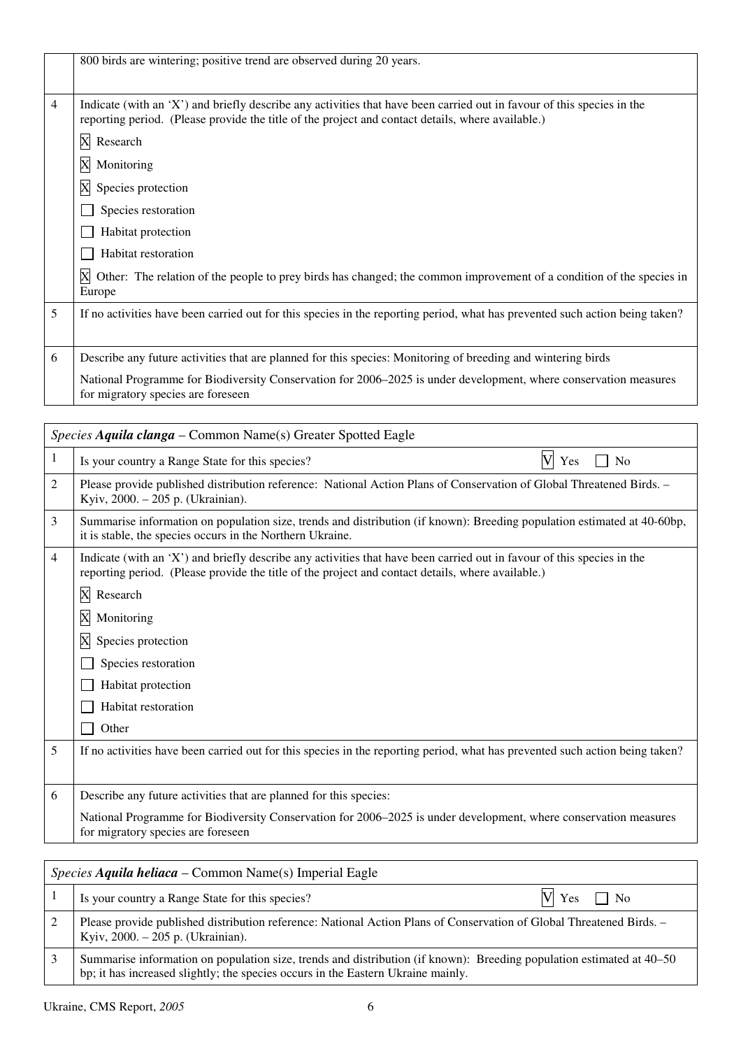| | |
|---|---|
| | 800 birds are wintering; positive trend are observed during 20 years. |
| 4 | Indicate (with an 'X') and briefly describe any activities that have been carried out in favour of this species in the reporting period. (Please provide the title of the project and contact details, where available.)<br>☒ Research<br>☒ Monitoring<br>☒ Species protection<br>☐ Species restoration<br>☐ Habitat protection<br>☐ Habitat restoration<br>☒ Other: The relation of the people to prey birds has changed; the common improvement of a condition of the species in Europe |
| 5 | If no activities have been carried out for this species in the reporting period, what has prevented such action being taken? |
| 6 | Describe any future activities that are planned for this species: Monitoring of breeding and wintering birds<br>National Programme for Biodiversity Conservation for 2006–2025 is under development, where conservation measures for migratory species are foreseen |

| *Species* ***Aquila clanga*** – Common Name(s) Greater Spotted Eagle | |
|---|---|
| 1 | Is your country a Range State for this species? ☒ Yes ☐ No |
| 2 | Please provide published distribution reference: National Action Plans of Conservation of Global Threatened Birds. – Kyiv, 2000. – 205 p. (Ukrainian). |
| 3 | Summarise information on population size, trends and distribution (if known): Breeding population estimated at 40-60bp, it is stable, the species occurs in the Northern Ukraine. |
| 4 | Indicate (with an 'X') and briefly describe any activities that have been carried out in favour of this species in the reporting period. (Please provide the title of the project and contact details, where available.)<br>☒ Research<br>☒ Monitoring<br>☒ Species protection<br>☐ Species restoration<br>☐ Habitat protection<br>☐ Habitat restoration<br>☐ Other |
| 5 | If no activities have been carried out for this species in the reporting period, what has prevented such action being taken? |
| 6 | Describe any future activities that are planned for this species:<br>National Programme for Biodiversity Conservation for 2006–2025 is under development, where conservation measures for migratory species are foreseen |

| *Species* ***Aquila heliaca*** – Common Name(s) Imperial Eagle | |
|---|---|
| 1 | Is your country a Range State for this species? ☒ Yes ☐ No |
| 2 | Please provide published distribution reference: National Action Plans of Conservation of Global Threatened Birds. – Kyiv, 2000. – 205 p. (Ukrainian). |
| 3 | Summarise information on population size, trends and distribution (if known): Breeding population estimated at 40–50 bp; it has increased slightly; the species occurs in the Eastern Ukraine mainly. |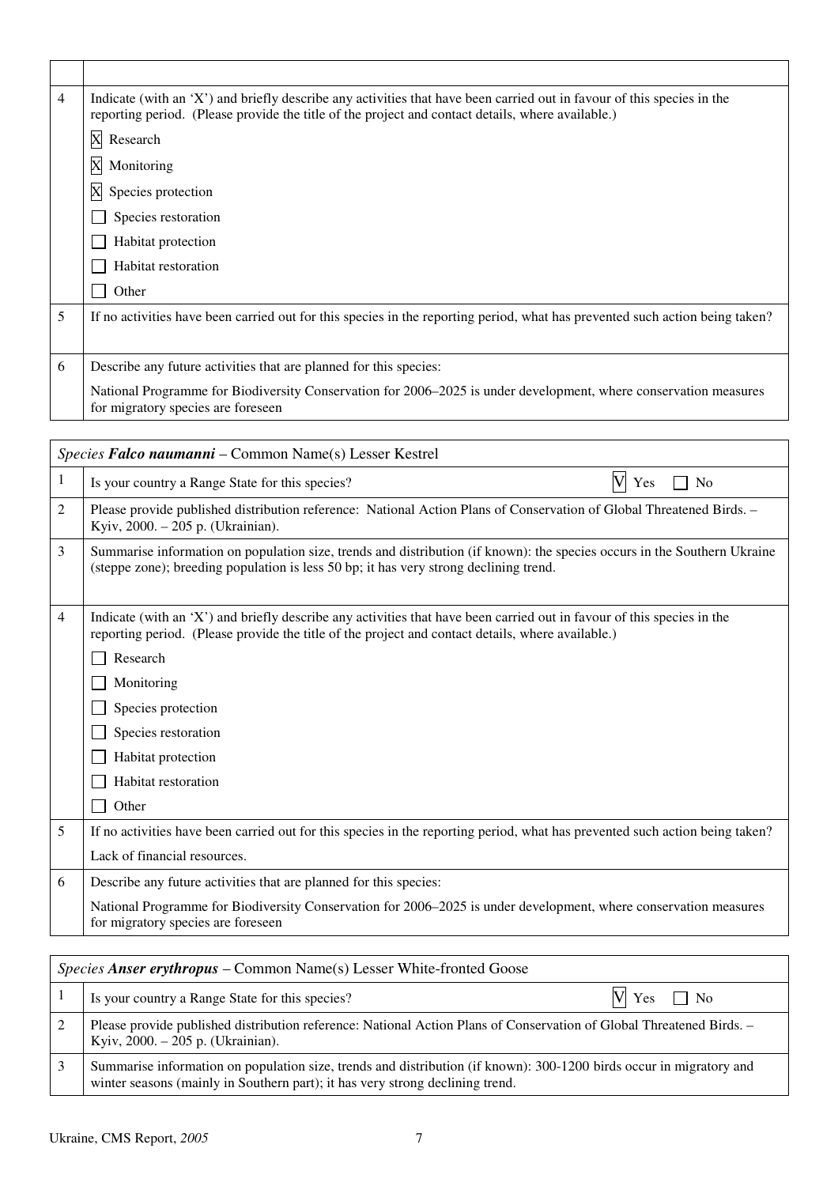| | |
|---|---|
| 4 | Indicate (with an 'X') and briefly describe any activities that have been carried out in favour of this species in the reporting period. (Please provide the title of the project and contact details, where available.)<br>☒ Research<br>☒ Monitoring<br>☒ Species protection<br>☐ Species restoration<br>☐ Habitat protection<br>☐ Habitat restoration<br>☐ Other |
| 5 | If no activities have been carried out for this species in the reporting period, what has prevented such action being taken? |
| 6 | Describe any future activities that are planned for this species:<br>National Programme for Biodiversity Conservation for 2006–2025 is under development, where conservation measures for migratory species are foreseen |

| *Species* ***Falco naumanni*** – Common Name(s) Lesser Kestrel | |
|---|---|
| 1 | Is your country a Range State for this species? V Yes ☐ No |
| 2 | Please provide published distribution reference: National Action Plans of Conservation of Global Threatened Birds. – Kyiv, 2000. – 205 p. (Ukrainian). |
| 3 | Summarise information on population size, trends and distribution (if known): the species occurs in the Southern Ukraine (steppe zone); breeding population is less 50 bp; it has very strong declining trend. |
| 4 | Indicate (with an 'X') and briefly describe any activities that have been carried out in favour of this species in the reporting period. (Please provide the title of the project and contact details, where available.)<br>☐ Research<br>☐ Monitoring<br>☐ Species protection<br>☐ Species restoration<br>☐ Habitat protection<br>☐ Habitat restoration<br>☐ Other |
| 5 | If no activities have been carried out for this species in the reporting period, what has prevented such action being taken?<br>Lack of financial resources. |
| 6 | Describe any future activities that are planned for this species:<br>National Programme for Biodiversity Conservation for 2006–2025 is under development, where conservation measures for migratory species are foreseen |

| *Species* ***Anser erythropus*** – Common Name(s) Lesser White-fronted Goose | |
|---|---|
| 1 | Is your country a Range State for this species? V Yes ☐ No |
| 2 | Please provide published distribution reference: National Action Plans of Conservation of Global Threatened Birds. – Kyiv, 2000. – 205 p. (Ukrainian). |
| 3 | Summarise information on population size, trends and distribution (if known): 300-1200 birds occur in migratory and winter seasons (mainly in Southern part); it has very strong declining trend. |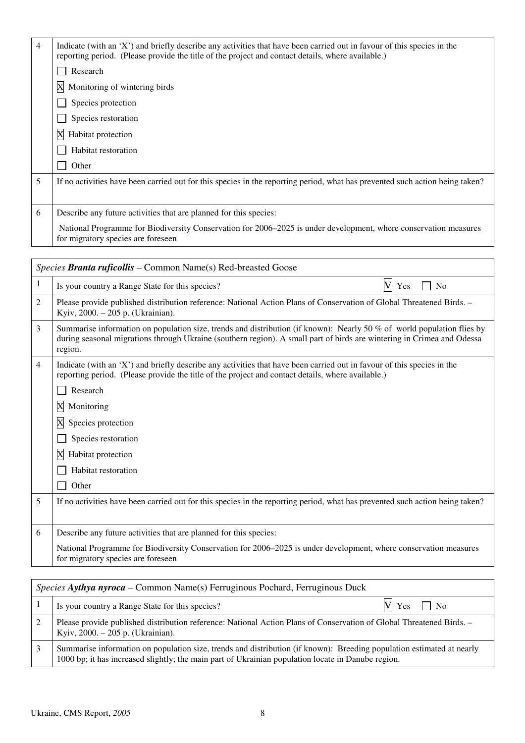| 4 | Indicate (with an 'X') and briefly describe any activities that have been carried out in favour of this species in the reporting period. (Please provide the title of the project and contact details, where available.)<br><br>☐ Research<br>☒ Monitoring of wintering birds<br>☐ Species protection<br>☐ Species restoration<br>☒ Habitat protection<br>☐ Habitat restoration<br>☐ Other |
|---|---|
| 5 | If no activities have been carried out for this species in the reporting period, what has prevented such action being taken? |
| 6 | Describe any future activities that are planned for this species:<br><br>National Programme for Biodiversity Conservation for 2006–2025 is under development, where conservation measures for migratory species are foreseen |

| *Species* ***Branta ruficollis*** – Common Name(s) Red-breasted Goose | |
|---|---|
| 1 | Is your country a Range State for this species? ☒ Yes ☐ No |
| 2 | Please provide published distribution reference: National Action Plans of Conservation of Global Threatened Birds. – Kyiv, 2000. – 205 p. (Ukrainian). |
| 3 | Summarise information on population size, trends and distribution (if known): Nearly 50 % of world population flies by during seasonal migrations through Ukraine (southern region). A small part of birds are wintering in Crimea and Odessa region. |
| 4 | Indicate (with an 'X') and briefly describe any activities that have been carried out in favour of this species in the reporting period. (Please provide the title of the project and contact details, where available.)<br><br>☐ Research<br>☒ Monitoring<br>☒ Species protection<br>☐ Species restoration<br>☒ Habitat protection<br>☐ Habitat restoration<br>☐ Other |
| 5 | If no activities have been carried out for this species in the reporting period, what has prevented such action being taken? |
| 6 | Describe any future activities that are planned for this species:<br><br>National Programme for Biodiversity Conservation for 2006–2025 is under development, where conservation measures for migratory species are foreseen |

| *Species* ***Aythya nyroca*** – Common Name(s) Ferruginous Pochard, Ferruginous Duck | |
|---|---|
| 1 | Is your country a Range State for this species? ☒ Yes ☐ No |
| 2 | Please provide published distribution reference: National Action Plans of Conservation of Global Threatened Birds. – Kyiv, 2000. – 205 p. (Ukrainian). |
| 3 | Summarise information on population size, trends and distribution (if known): Breeding population estimated at nearly 1000 bp; it has increased slightly; the main part of Ukrainian population locate in Danube region. |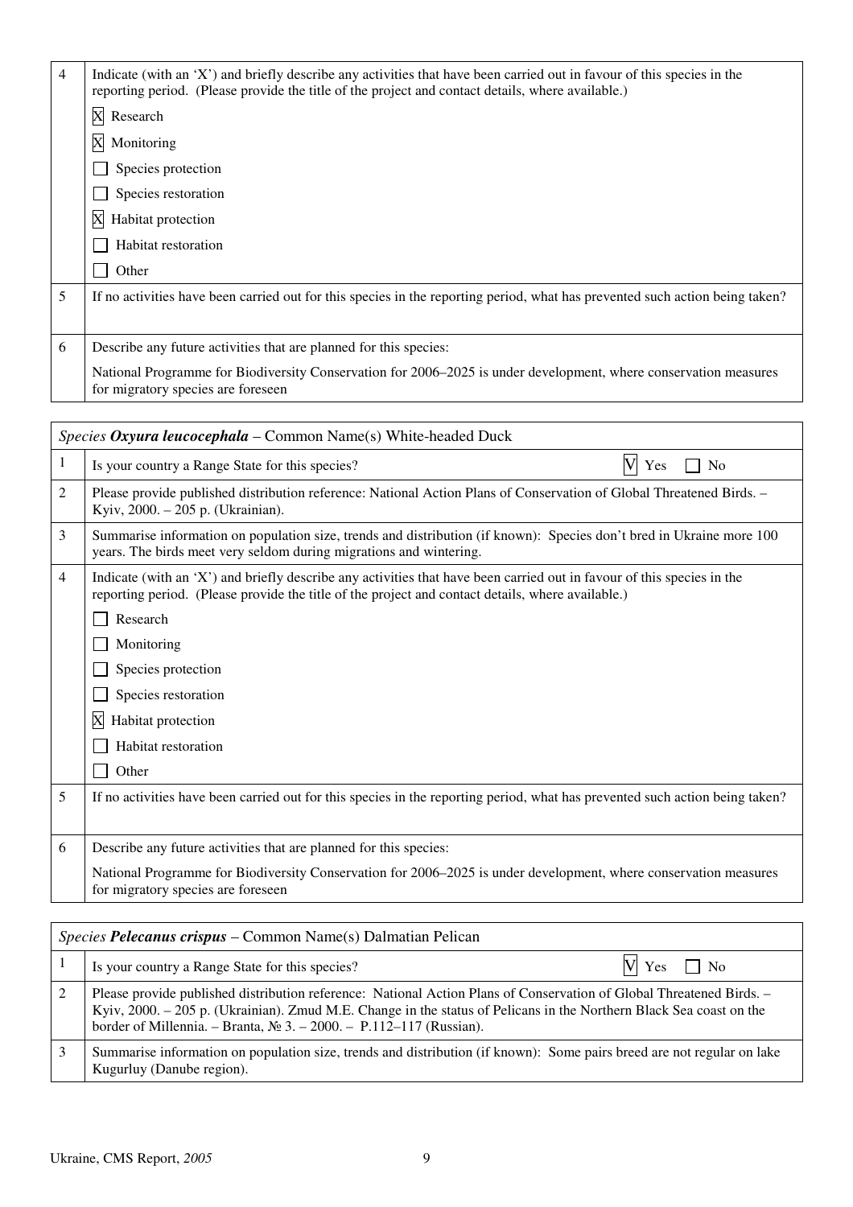| 4 | Indicate (with an 'X') and briefly describe any activities that have been carried out in favour of this species in the reporting period. (Please provide the title of the project and contact details, where available.) |
|---|---|
| | [X] Research |
| | [X] Monitoring |
| | [ ] Species protection |
| | [ ] Species restoration |
| | [X] Habitat protection |
| | [ ] Habitat restoration |
| | [ ] Other |
| 5 | If no activities have been carried out for this species in the reporting period, what has prevented such action being taken? |
| 6 | Describe any future activities that are planned for this species:<br>National Programme for Biodiversity Conservation for 2006–2025 is under development, where conservation measures for migratory species are foreseen |

| *Species* ***Oxyura leucocephala*** – Common Name(s) White-headed Duck | |
|---|---|
| 1 | Is your country a Range State for this species? [V] Yes [ ] No |
| 2 | Please provide published distribution reference: National Action Plans of Conservation of Global Threatened Birds. – Kyiv, 2000. – 205 p. (Ukrainian). |
| 3 | Summarise information on population size, trends and distribution (if known): Species don't bred in Ukraine more 100 years. The birds meet very seldom during migrations and wintering. |
| 4 | Indicate (with an 'X') and briefly describe any activities that have been carried out in favour of this species in the reporting period. (Please provide the title of the project and contact details, where available.) |
| | [ ] Research |
| | [ ] Monitoring |
| | [ ] Species protection |
| | [ ] Species restoration |
| | [X] Habitat protection |
| | [ ] Habitat restoration |
| | [ ] Other |
| 5 | If no activities have been carried out for this species in the reporting period, what has prevented such action being taken? |
| 6 | Describe any future activities that are planned for this species:<br>National Programme for Biodiversity Conservation for 2006–2025 is under development, where conservation measures for migratory species are foreseen |

| *Species* ***Pelecanus crispus*** – Common Name(s) Dalmatian Pelican | |
|---|---|
| 1 | Is your country a Range State for this species? [V] Yes [ ] No |
| 2 | Please provide published distribution reference: National Action Plans of Conservation of Global Threatened Birds. – Kyiv, 2000. – 205 p. (Ukrainian). Zmud M.E. Change in the status of Pelicans in the Northern Black Sea coast on the border of Millennia. – Branta, № 3. – 2000. – P.112–117 (Russian). |
| 3 | Summarise information on population size, trends and distribution (if known): Some pairs breed are not regular on lake Kugurluy (Danube region). |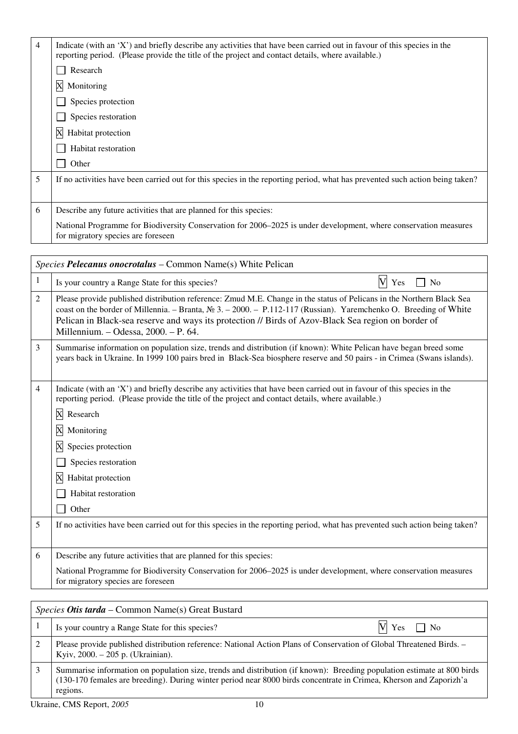| 4 | Indicate (with an 'X') and briefly describe any activities that have been carried out in favour of this species in the reporting period. (Please provide the title of the project and contact details, where available.)<br>☐ Research<br>☒ Monitoring<br>☐ Species protection<br>☐ Species restoration<br>☒ Habitat protection<br>☐ Habitat restoration<br>☐ Other |
|---|---|
| 5 | If no activities have been carried out for this species in the reporting period, what has prevented such action being taken? |
| 6 | Describe any future activities that are planned for this species:<br>National Programme for Biodiversity Conservation for 2006–2025 is under development, where conservation measures for migratory species are foreseen |

| *Species **Pelecanus onocrotalus*** – Common Name(s) White Pelican | |
|---|---|
| 1 | Is your country a Range State for this species? ☒ Yes ☐ No |
| 2 | Please provide published distribution reference: Zmud M.E. Change in the status of Pelicans in the Northern Black Sea coast on the border of Millennia. – Branta, № 3. – 2000. – P.112-117 (Russian). Yaremchenko O. Breeding of White Pelican in Black-sea reserve and ways its protection // Birds of Azov-Black Sea region on border of Millennium. – Odessa, 2000. – P. 64. |
| 3 | Summarise information on population size, trends and distribution (if known): White Pelican have began breed some years back in Ukraine. In 1999 100 pairs bred in Black-Sea biosphere reserve and 50 pairs - in Crimea (Swans islands). |
| 4 | Indicate (with an 'X') and briefly describe any activities that have been carried out in favour of this species in the reporting period. (Please provide the title of the project and contact details, where available.)<br>☒ Research<br>☒ Monitoring<br>☒ Species protection<br>☐ Species restoration<br>☒ Habitat protection<br>☐ Habitat restoration<br>☐ Other |
| 5 | If no activities have been carried out for this species in the reporting period, what has prevented such action being taken? |
| 6 | Describe any future activities that are planned for this species:<br>National Programme for Biodiversity Conservation for 2006–2025 is under development, where conservation measures for migratory species are foreseen |

| *Species **Otis tarda*** – Common Name(s) Great Bustard | |
|---|---|
| 1 | Is your country a Range State for this species? ☒ Yes ☐ No |
| 2 | Please provide published distribution reference: National Action Plans of Conservation of Global Threatened Birds. – Kyiv, 2000. – 205 p. (Ukrainian). |
| 3 | Summarise information on population size, trends and distribution (if known): Breeding population estimate at 800 birds (130-170 females are breeding). During winter period near 8000 birds concentrate in Crimea, Kherson and Zaporizh'a regions. |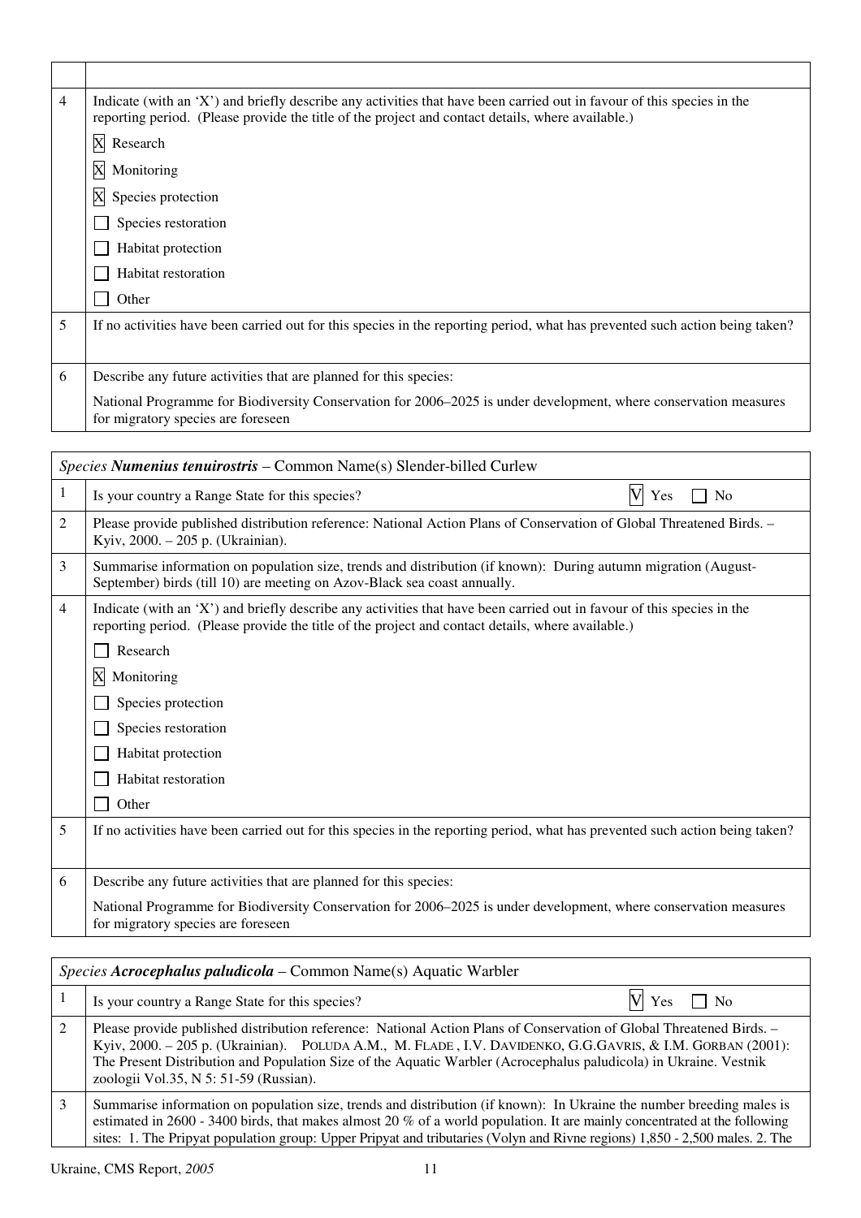| | |
|---|---|
| | |
| 4 | Indicate (with an 'X') and briefly describe any activities that have been carried out in favour of this species in the reporting period. (Please provide the title of the project and contact details, where available.)<br>[X] Research<br>[X] Monitoring<br>[X] Species protection<br>[ ] Species restoration<br>[ ] Habitat protection<br>[ ] Habitat restoration<br>[ ] Other |
| 5 | If no activities have been carried out for this species in the reporting period, what has prevented such action being taken? |
| 6 | Describe any future activities that are planned for this species:<br>National Programme for Biodiversity Conservation for 2006–2025 is under development, where conservation measures for migratory species are foreseen |

| *Species **Numenius tenuirostris*** – Common Name(s) Slender-billed Curlew | |
|---|---|
| 1 | Is your country a Range State for this species? [V] Yes [ ] No |
| 2 | Please provide published distribution reference: National Action Plans of Conservation of Global Threatened Birds. – Kyiv, 2000. – 205 p. (Ukrainian). |
| 3 | Summarise information on population size, trends and distribution (if known): During autumn migration (August-September) birds (till 10) are meeting on Azov-Black sea coast annually. |
| 4 | Indicate (with an 'X') and briefly describe any activities that have been carried out in favour of this species in the reporting period. (Please provide the title of the project and contact details, where available.)<br>[ ] Research<br>[X] Monitoring<br>[ ] Species protection<br>[ ] Species restoration<br>[ ] Habitat protection<br>[ ] Habitat restoration<br>[ ] Other |
| 5 | If no activities have been carried out for this species in the reporting period, what has prevented such action being taken? |
| 6 | Describe any future activities that are planned for this species:<br>National Programme for Biodiversity Conservation for 2006–2025 is under development, where conservation measures for migratory species are foreseen |

| *Species **Acrocephalus paludicola*** – Common Name(s) Aquatic Warbler | |
|---|---|
| 1 | Is your country a Range State for this species? [V] Yes [ ] No |
| 2 | Please provide published distribution reference: National Action Plans of Conservation of Global Threatened Birds. – Kyiv, 2000. – 205 p. (Ukrainian). POLUDA A.M., M. FLADE , I.V. DAVIDENKO, G.G.GAVRIS, & I.M. GORBAN (2001): The Present Distribution and Population Size of the Aquatic Warbler (Acrocephalus paludicola) in Ukraine. Vestnik zoologii Vol.35, N 5: 51-59 (Russian). |
| 3 | Summarise information on population size, trends and distribution (if known): In Ukraine the number breeding males is estimated in 2600 - 3400 birds, that makes almost 20 % of a world population. It are mainly concentrated at the following sites: 1. The Pripyat population group: Upper Pripyat and tributaries (Volyn and Rivne regions) 1,850 - 2,500 males. 2. The |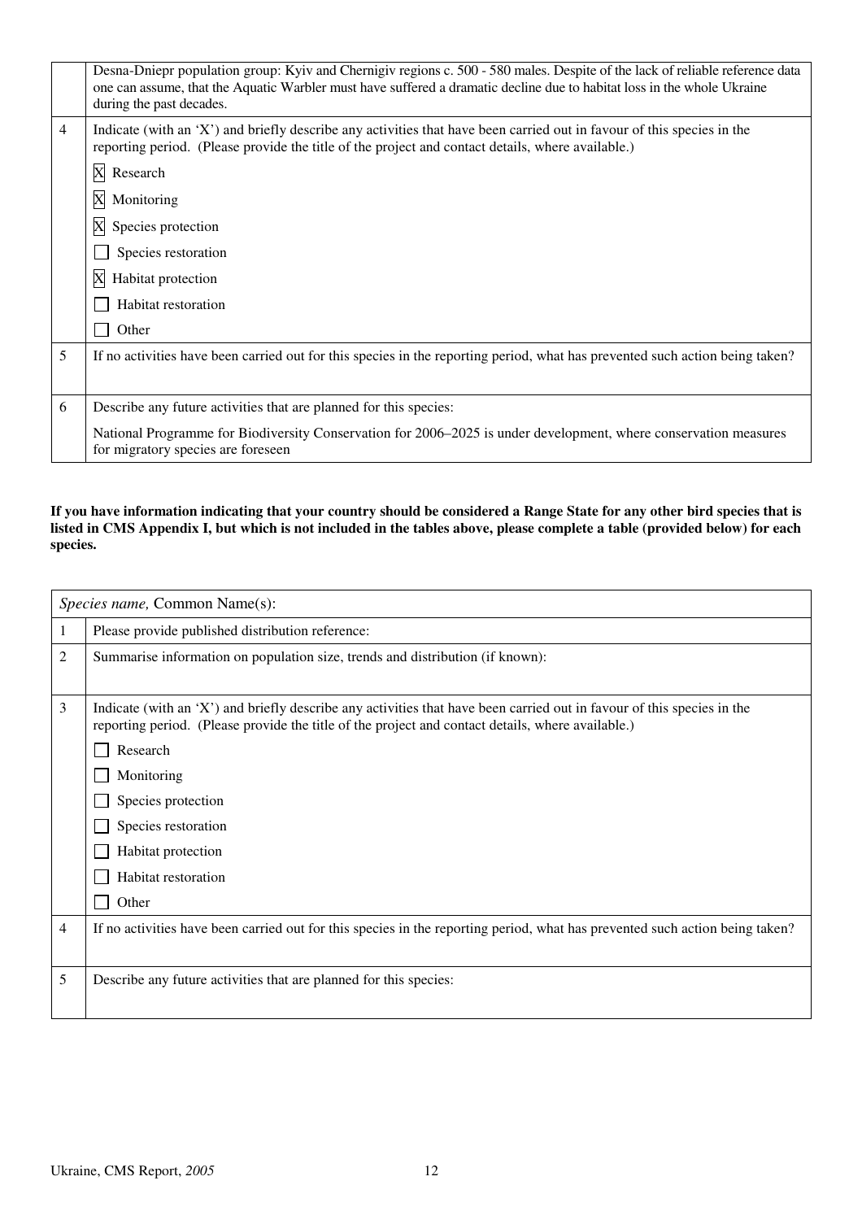| | |
|---|---|
| | Desna-Dniepr population group: Kyiv and Chernigiv regions c. 500 - 580 males. Despite of the lack of reliable reference data one can assume, that the Aquatic Warbler must have suffered a dramatic decline due to habitat loss in the whole Ukraine during the past decades. |
| 4 | Indicate (with an 'X') and briefly describe any activities that have been carried out in favour of this species in the reporting period. (Please provide the title of the project and contact details, where available.)<br>☒ Research<br>☒ Monitoring<br>☒ Species protection<br>☐ Species restoration<br>☒ Habitat protection<br>☐ Habitat restoration<br>☐ Other |
| 5 | If no activities have been carried out for this species in the reporting period, what has prevented such action being taken? |
| 6 | Describe any future activities that are planned for this species:<br>National Programme for Biodiversity Conservation for 2006–2025 is under development, where conservation measures for migratory species are foreseen |

**If you have information indicating that your country should be considered a Range State for any other bird species that is listed in CMS Appendix I, but which is not included in the tables above, please complete a table (provided below) for each species.**

| | |
|---|---|
| | *Species name,* Common Name(s): |
| 1 | Please provide published distribution reference: |
| 2 | Summarise information on population size, trends and distribution (if known): |
| 3 | Indicate (with an 'X') and briefly describe any activities that have been carried out in favour of this species in the reporting period. (Please provide the title of the project and contact details, where available.)<br>☐ Research<br>☐ Monitoring<br>☐ Species protection<br>☐ Species restoration<br>☐ Habitat protection<br>☐ Habitat restoration<br>☐ Other |
| 4 | If no activities have been carried out for this species in the reporting period, what has prevented such action being taken? |
| 5 | Describe any future activities that are planned for this species: |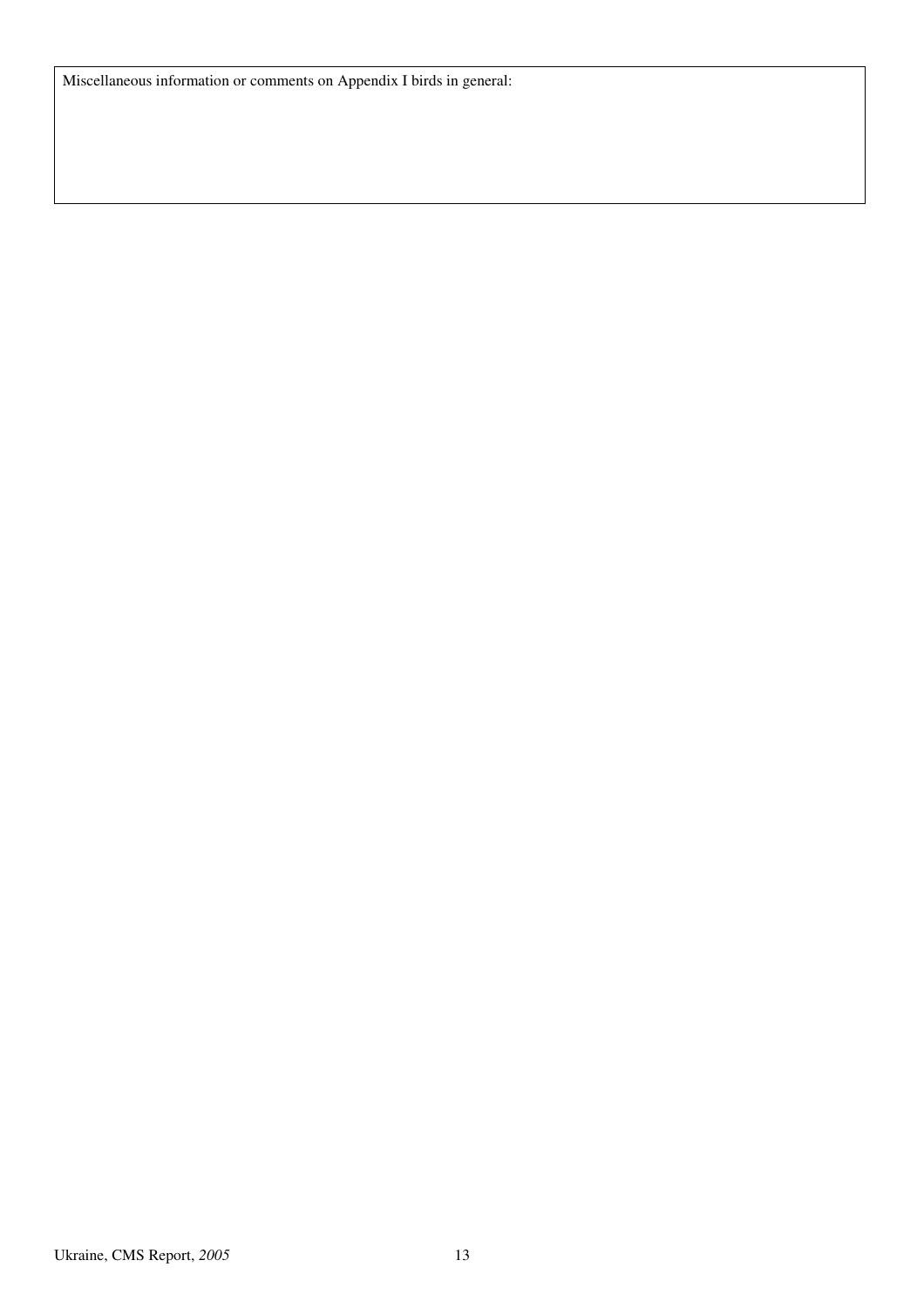| Miscellaneous information or comments on Appendix I birds in general: |
|---|
| |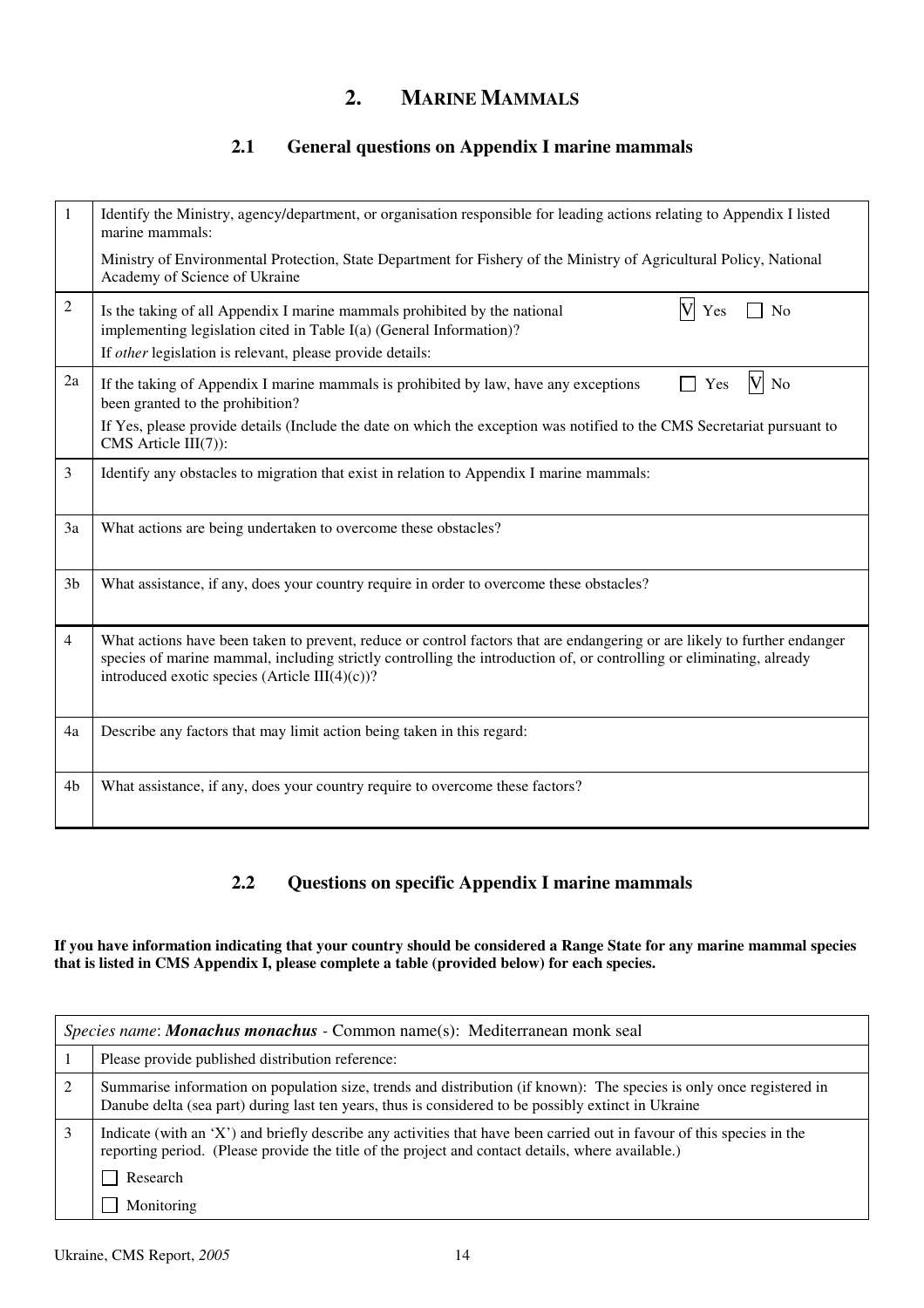## 2. MARINE MAMMALS

### 2.1 General questions on Appendix I marine mammals

| | |
|---|---|
| 1 | Identify the Ministry, agency/department, or organisation responsible for leading actions relating to Appendix I listed marine mammals:<br>Ministry of Environmental Protection, State Department for Fishery of the Ministry of Agricultural Policy, National Academy of Science of Ukraine |
| 2 | Is the taking of all Appendix I marine mammals prohibited by the national implementing legislation cited in Table I(a) (General Information)? [V] Yes [ ] No<br>If *other* legislation is relevant, please provide details: |
| 2a | If the taking of Appendix I marine mammals is prohibited by law, have any exceptions been granted to the prohibition? [ ] Yes [V] No<br>If Yes, please provide details (Include the date on which the exception was notified to the CMS Secretariat pursuant to CMS Article III(7)): |
| 3 | Identify any obstacles to migration that exist in relation to Appendix I marine mammals: |
| 3a | What actions are being undertaken to overcome these obstacles? |
| 3b | What assistance, if any, does your country require in order to overcome these obstacles? |
| 4 | What actions have been taken to prevent, reduce or control factors that are endangering or are likely to further endanger species of marine mammal, including strictly controlling the introduction of, or controlling or eliminating, already introduced exotic species (Article III(4)(c))? |
| 4a | Describe any factors that may limit action being taken in this regard: |
| 4b | What assistance, if any, does your country require to overcome these factors? |

### 2.2 Questions on specific Appendix I marine mammals

**If you have information indicating that your country should be considered a Range State for any marine mammal species that is listed in CMS Appendix I, please complete a table (provided below) for each species.**

| *Species name*: ***Monachus monachus*** - Common name(s): Mediterranean monk seal | |
|---|---|
| 1 | Please provide published distribution reference: |
| 2 | Summarise information on population size, trends and distribution (if known): The species is only once registered in Danube delta (sea part) during last ten years, thus is considered to be possibly extinct in Ukraine |
| 3 | Indicate (with an 'X') and briefly describe any activities that have been carried out in favour of this species in the reporting period. (Please provide the title of the project and contact details, where available.)<br>[ ] Research<br>[ ] Monitoring |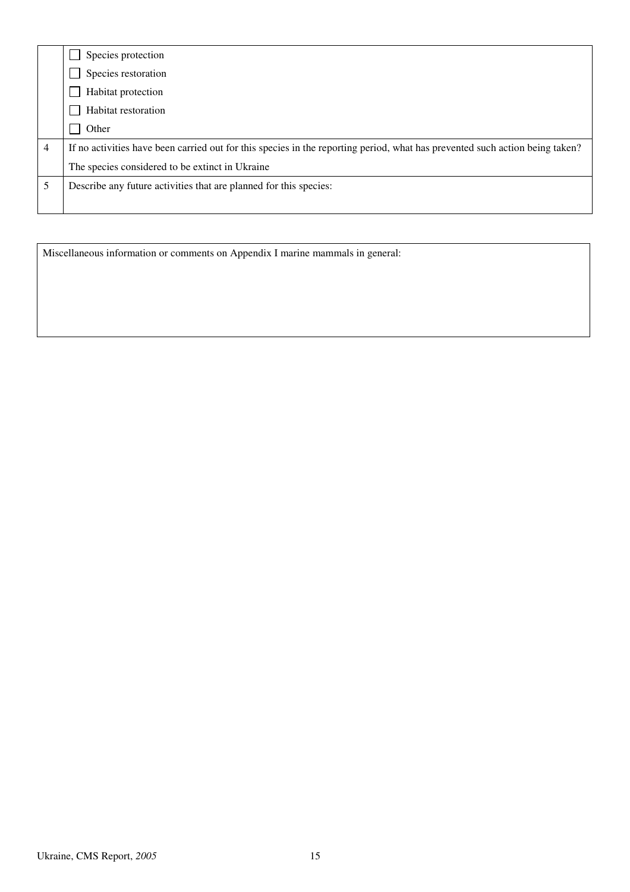|   |   |
|---|---|
|   | ☐ Species protection<br>☐ Species restoration<br>☐ Habitat protection<br>☐ Habitat restoration<br>☐ Other |
| 4 | If no activities have been carried out for this species in the reporting period, what has prevented such action being taken?<br>The species considered to be extinct in Ukraine |
| 5 | Describe any future activities that are planned for this species: |

| Miscellaneous information or comments on Appendix I marine mammals in general: |
|---|
|   |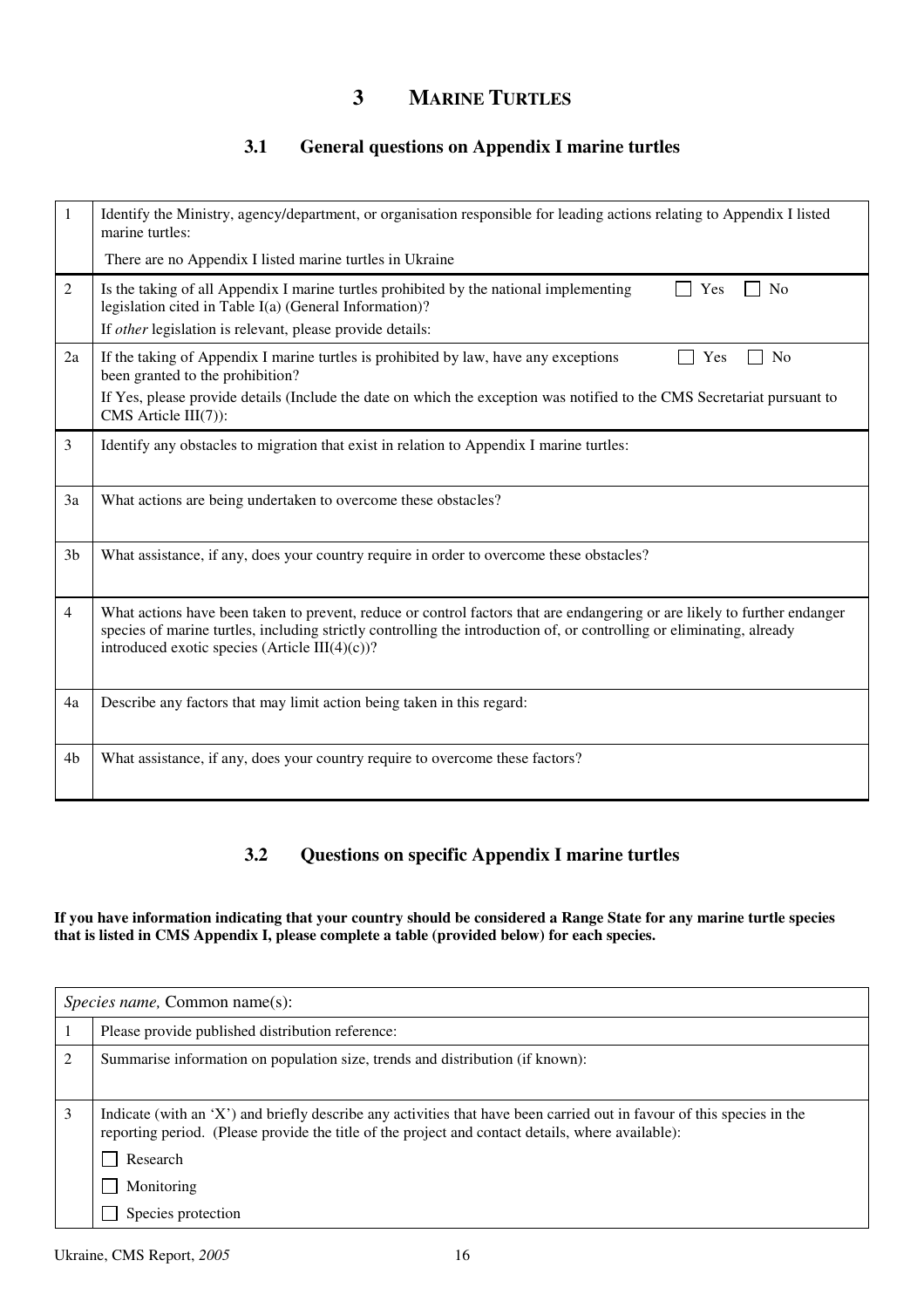# 3 MARINE TURTLES

## 3.1 General questions on Appendix I marine turtles

| | |
|---|---|
| 1 | Identify the Ministry, agency/department, or organisation responsible for leading actions relating to Appendix I listed marine turtles:<br><br>There are no Appendix I listed marine turtles in Ukraine |
| 2 | Is the taking of all Appendix I marine turtles prohibited by the national implementing legislation cited in Table I(a) (General Information)? ☐ Yes ☐ No<br><br>If *other* legislation is relevant, please provide details: |
| 2a | If the taking of Appendix I marine turtles is prohibited by law, have any exceptions been granted to the prohibition? ☐ Yes ☐ No<br><br>If Yes, please provide details (Include the date on which the exception was notified to the CMS Secretariat pursuant to CMS Article III(7)): |
| 3 | Identify any obstacles to migration that exist in relation to Appendix I marine turtles: |
| 3a | What actions are being undertaken to overcome these obstacles? |
| 3b | What assistance, if any, does your country require in order to overcome these obstacles? |
| 4 | What actions have been taken to prevent, reduce or control factors that are endangering or are likely to further endanger species of marine turtles, including strictly controlling the introduction of, or controlling or eliminating, already introduced exotic species (Article III(4)(c))? |
| 4a | Describe any factors that may limit action being taken in this regard: |
| 4b | What assistance, if any, does your country require to overcome these factors? |

## 3.2 Questions on specific Appendix I marine turtles

**If you have information indicating that your country should be considered a Range State for any marine turtle species that is listed in CMS Appendix I, please complete a table (provided below) for each species.**

| *Species name,* Common name(s): | |
|---|---|
| 1 | Please provide published distribution reference: |
| 2 | Summarise information on population size, trends and distribution (if known): |
| 3 | Indicate (with an 'X') and briefly describe any activities that have been carried out in favour of this species in the reporting period. (Please provide the title of the project and contact details, where available):<br><br>☐ Research<br><br>☐ Monitoring<br><br>☐ Species protection |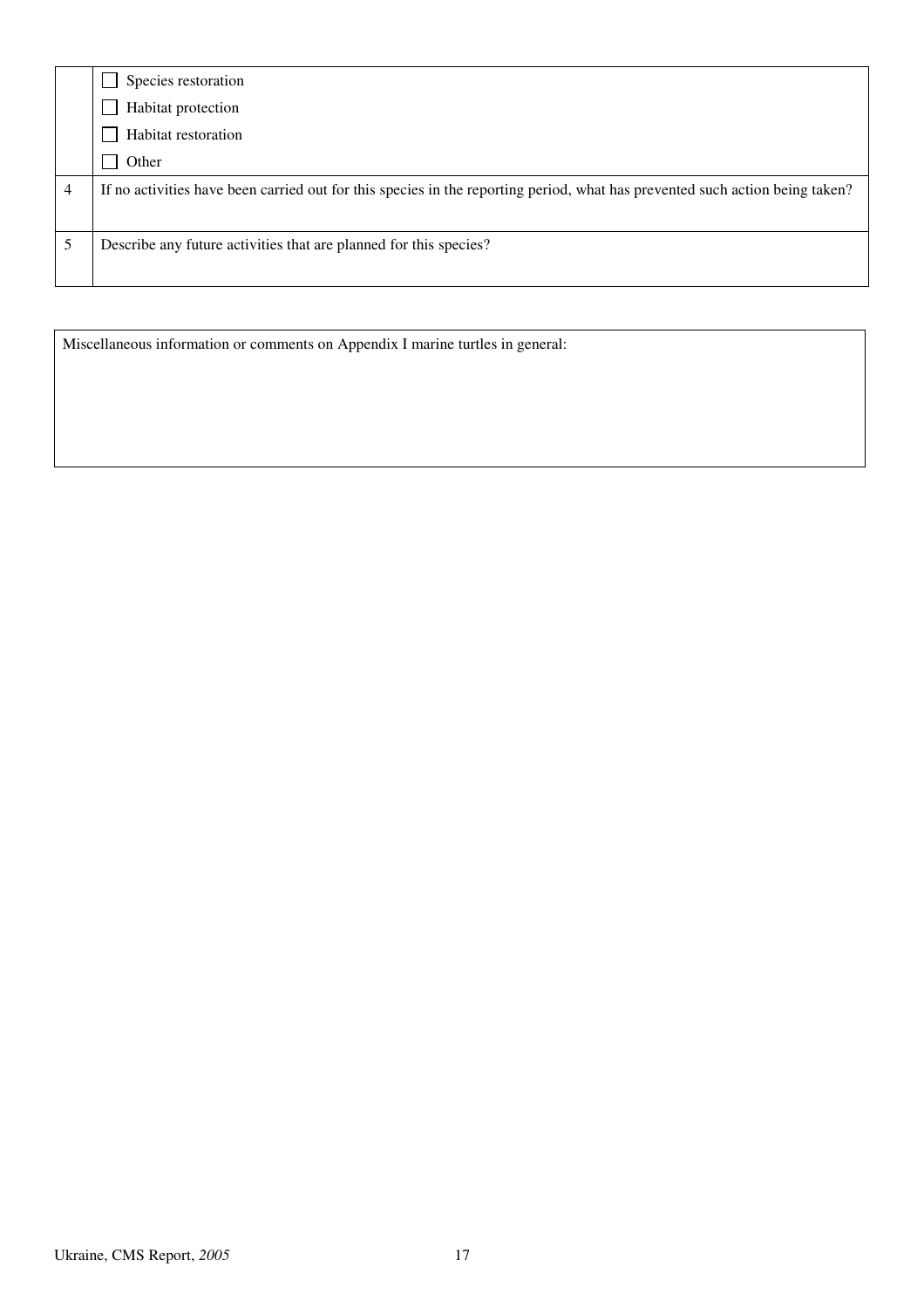|   |   |
|---|---|
|   | ☐ Species restoration<br>☐ Habitat protection<br>☐ Habitat restoration<br>☐ Other |
| 4 | If no activities have been carried out for this species in the reporting period, what has prevented such action being taken? |
| 5 | Describe any future activities that are planned for this species? |

| Miscellaneous information or comments on Appendix I marine turtles in general: |
|---|
|   |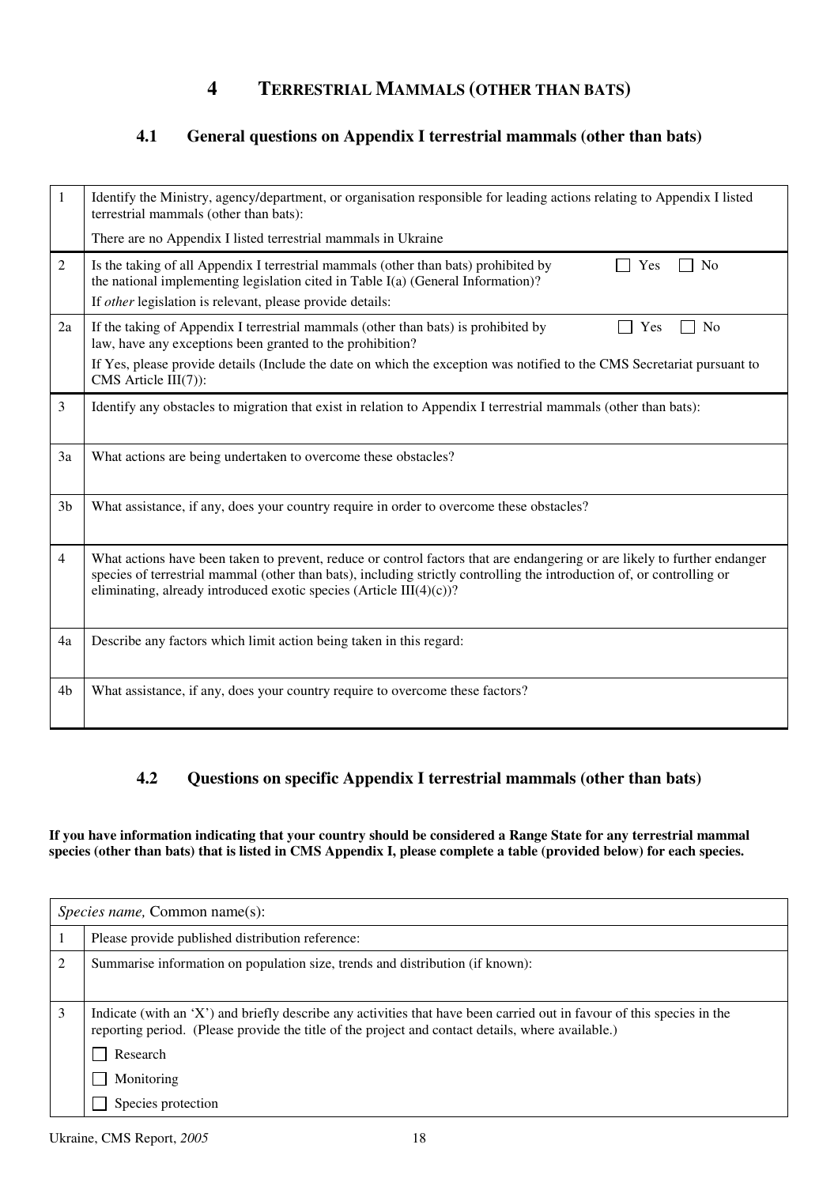## 4 TERRESTRIAL MAMMALS (OTHER THAN BATS)

### 4.1 General questions on Appendix I terrestrial mammals (other than bats)

| | |
|---|---|
| 1 | Identify the Ministry, agency/department, or organisation responsible for leading actions relating to Appendix I listed terrestrial mammals (other than bats):<br>There are no Appendix I listed terrestrial mammals in Ukraine |
| 2 | Is the taking of all Appendix I terrestrial mammals (other than bats) prohibited by the national implementing legislation cited in Table I(a) (General Information)? ☐ Yes ☐ No<br>If *other* legislation is relevant, please provide details: |
| 2a | If the taking of Appendix I terrestrial mammals (other than bats) is prohibited by law, have any exceptions been granted to the prohibition? ☐ Yes ☐ No<br>If Yes, please provide details (Include the date on which the exception was notified to the CMS Secretariat pursuant to CMS Article III(7)): |
| 3 | Identify any obstacles to migration that exist in relation to Appendix I terrestrial mammals (other than bats): |
| 3a | What actions are being undertaken to overcome these obstacles? |
| 3b | What assistance, if any, does your country require in order to overcome these obstacles? |
| 4 | What actions have been taken to prevent, reduce or control factors that are endangering or are likely to further endanger species of terrestrial mammal (other than bats), including strictly controlling the introduction of, or controlling or eliminating, already introduced exotic species (Article III(4)(c))? |
| 4a | Describe any factors which limit action being taken in this regard: |
| 4b | What assistance, if any, does your country require to overcome these factors? |

### 4.2 Questions on specific Appendix I terrestrial mammals (other than bats)

**If you have information indicating that your country should be considered a Range State for any terrestrial mammal species (other than bats) that is listed in CMS Appendix I, please complete a table (provided below) for each species.**

| *Species name,* Common name(s): | |
|---|---|
| 1 | Please provide published distribution reference: |
| 2 | Summarise information on population size, trends and distribution (if known): |
| 3 | Indicate (with an 'X') and briefly describe any activities that have been carried out in favour of this species in the reporting period. (Please provide the title of the project and contact details, where available.)<br>☐ Research<br>☐ Monitoring<br>☐ Species protection |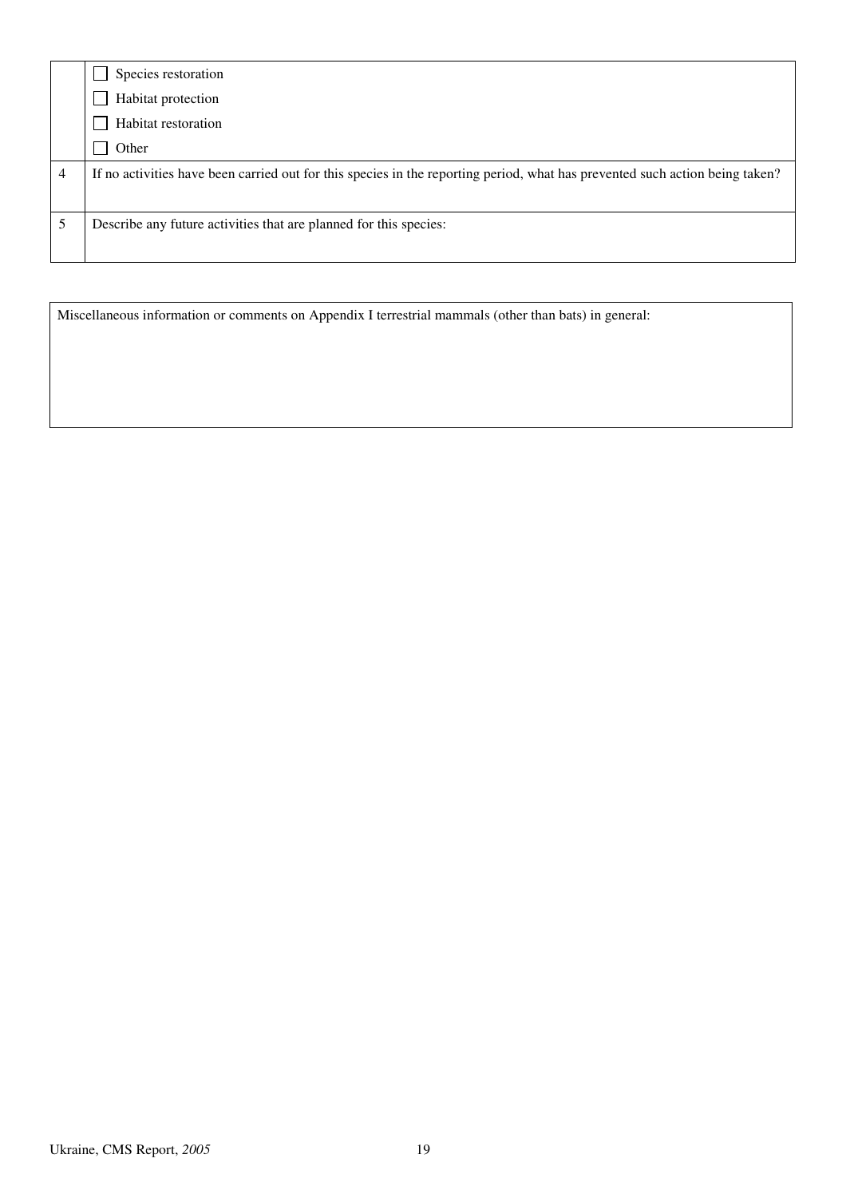| | |
|---|---|
| | ☐ Species restoration<br>☐ Habitat protection<br>☐ Habitat restoration<br>☐ Other |
| 4 | If no activities have been carried out for this species in the reporting period, what has prevented such action being taken? |
| 5 | Describe any future activities that are planned for this species: |

| Miscellaneous information or comments on Appendix I terrestrial mammals (other than bats) in general: |
|---|
| |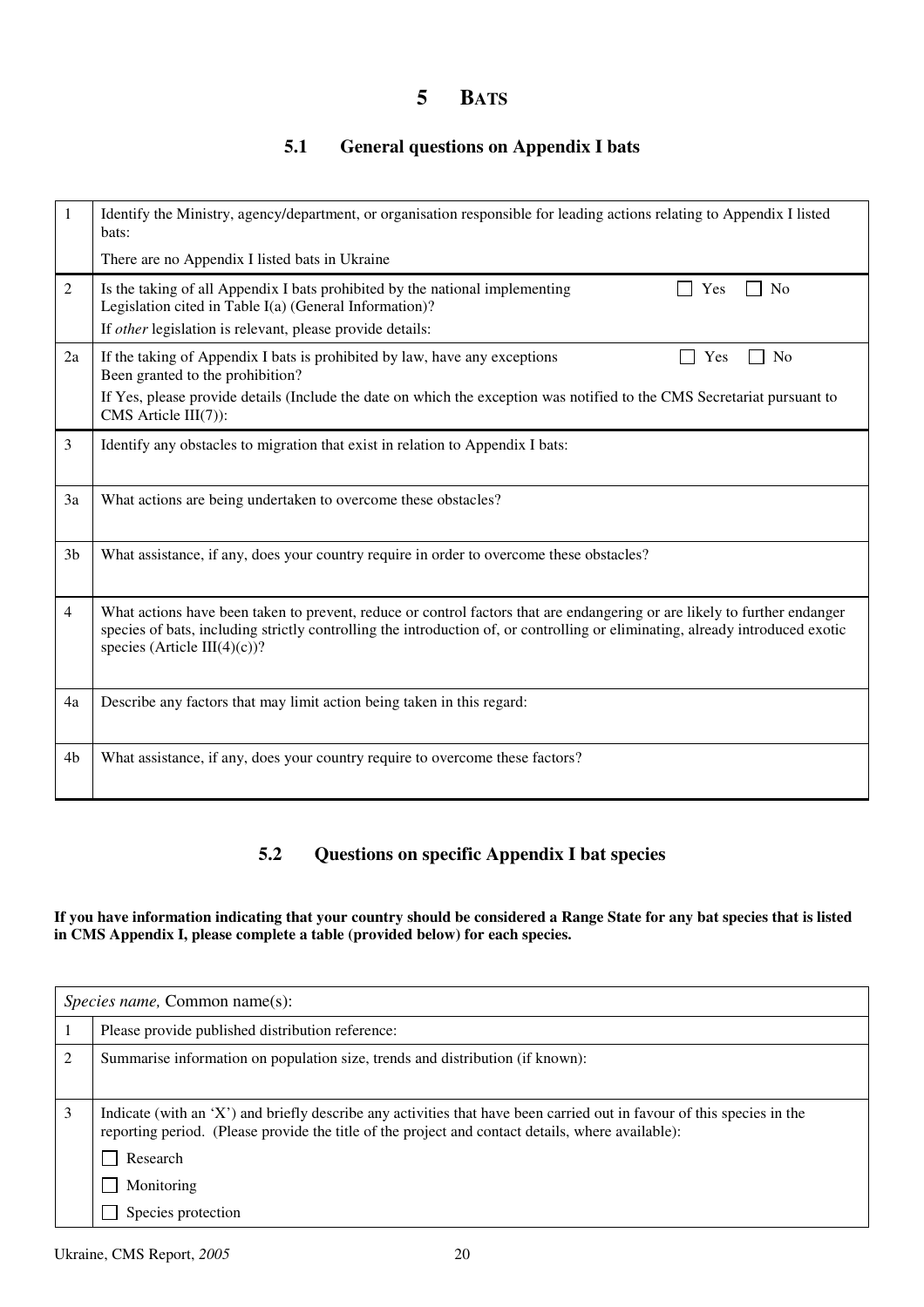# 5 BATS

## 5.1 General questions on Appendix I bats

| | |
|---|---|
| 1 | Identify the Ministry, agency/department, or organisation responsible for leading actions relating to Appendix I listed bats:<br>There are no Appendix I listed bats in Ukraine |
| 2 | Is the taking of all Appendix I bats prohibited by the national implementing Legislation cited in Table I(a) (General Information)? ☐ Yes ☐ No<br>If *other* legislation is relevant, please provide details: |
| 2a | If the taking of Appendix I bats is prohibited by law, have any exceptions Been granted to the prohibition? ☐ Yes ☐ No<br>If Yes, please provide details (Include the date on which the exception was notified to the CMS Secretariat pursuant to CMS Article III(7)): |
| 3 | Identify any obstacles to migration that exist in relation to Appendix I bats: |
| 3a | What actions are being undertaken to overcome these obstacles? |
| 3b | What assistance, if any, does your country require in order to overcome these obstacles? |
| 4 | What actions have been taken to prevent, reduce or control factors that are endangering or are likely to further endanger species of bats, including strictly controlling the introduction of, or controlling or eliminating, already introduced exotic species (Article III(4)(c))? |
| 4a | Describe any factors that may limit action being taken in this regard: |
| 4b | What assistance, if any, does your country require to overcome these factors? |

## 5.2 Questions on specific Appendix I bat species

**If you have information indicating that your country should be considered a Range State for any bat species that is listed in CMS Appendix I, please complete a table (provided below) for each species.**

| *Species name,* Common name(s): | |
|---|---|
| 1 | Please provide published distribution reference: |
| 2 | Summarise information on population size, trends and distribution (if known): |
| 3 | Indicate (with an 'X') and briefly describe any activities that have been carried out in favour of this species in the reporting period. (Please provide the title of the project and contact details, where available):<br>☐ Research<br>☐ Monitoring<br>☐ Species protection |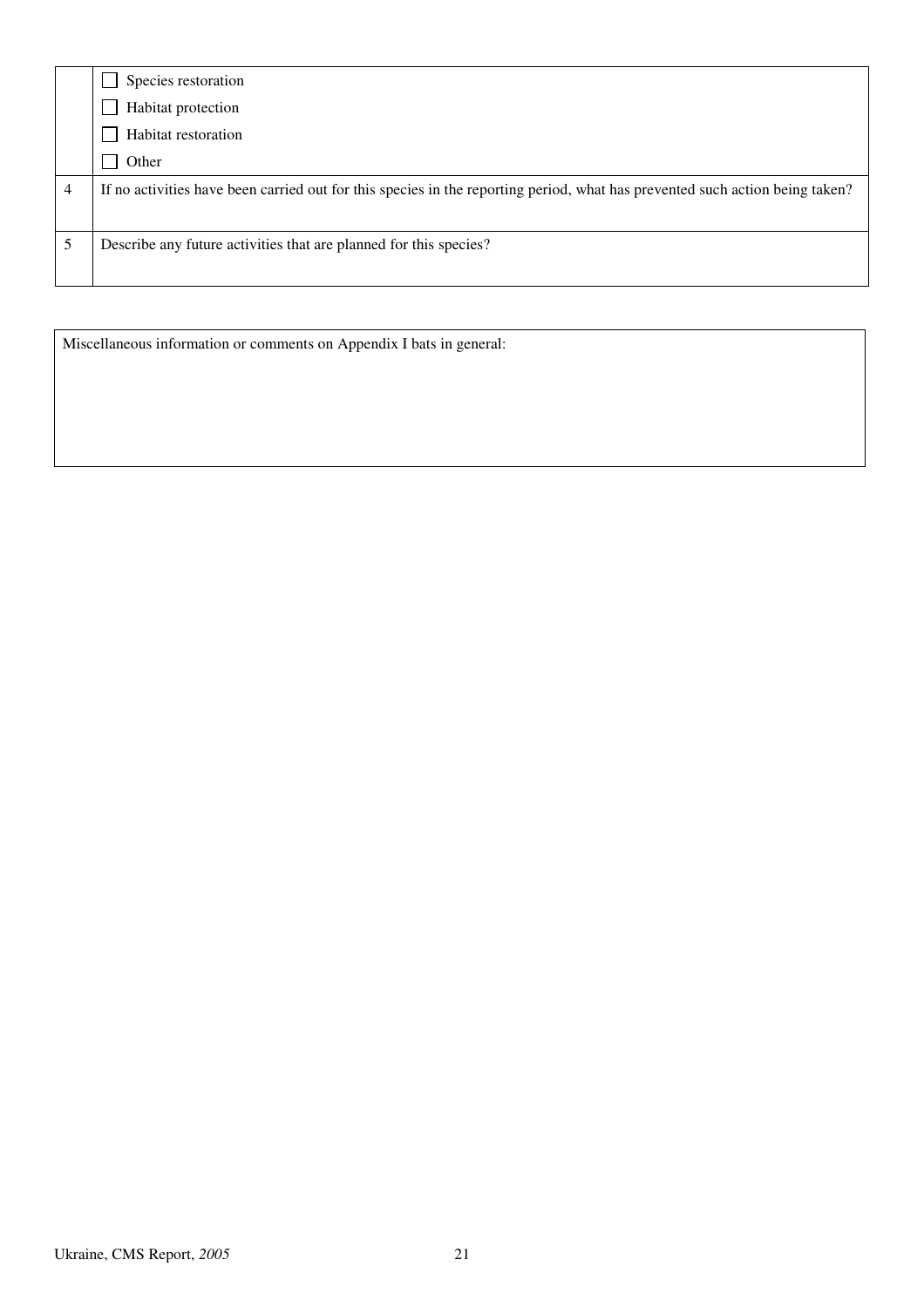|   |   |
|---|---|
|   | ☐ Species restoration<br>☐ Habitat protection<br>☐ Habitat restoration<br>☐ Other |
| 4 | If no activities have been carried out for this species in the reporting period, what has prevented such action being taken? |
| 5 | Describe any future activities that are planned for this species? |

| Miscellaneous information or comments on Appendix I bats in general: |
|---|
|   |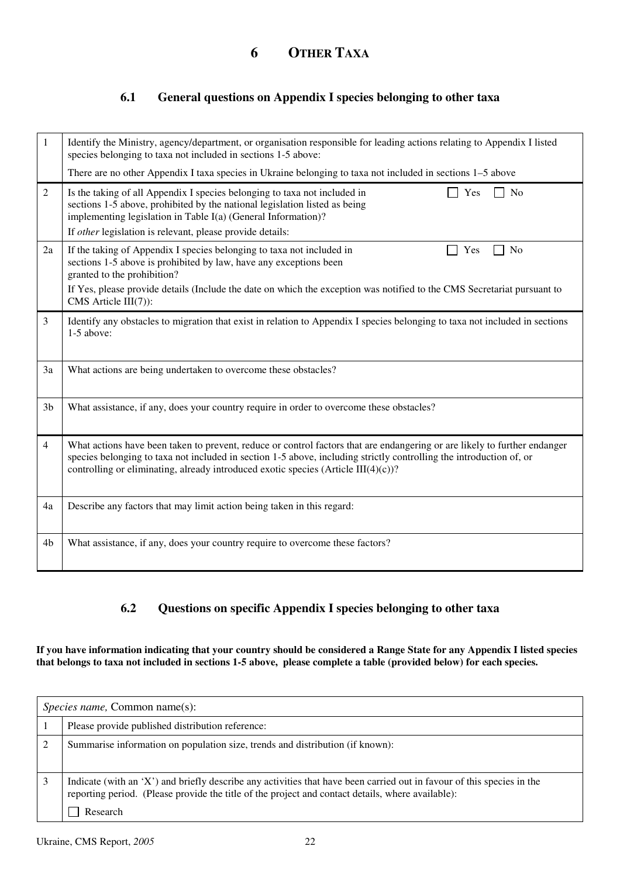# 6 OTHER TAXA

## 6.1 General questions on Appendix I species belonging to other taxa

| | |
|---|---|
| 1 | Identify the Ministry, agency/department, or organisation responsible for leading actions relating to Appendix I listed species belonging to taxa not included in sections 1-5 above:<br>There are no other Appendix I taxa species in Ukraine belonging to taxa not included in sections 1–5 above |
| 2 | Is the taking of all Appendix I species belonging to taxa not included in sections 1-5 above, prohibited by the national legislation listed as being implementing legislation in Table I(a) (General Information)? ☐ Yes ☐ No<br>If *other* legislation is relevant, please provide details: |
| 2a | If the taking of Appendix I species belonging to taxa not included in sections 1-5 above is prohibited by law, have any exceptions been granted to the prohibition? ☐ Yes ☐ No<br>If Yes, please provide details (Include the date on which the exception was notified to the CMS Secretariat pursuant to CMS Article III(7)): |
| 3 | Identify any obstacles to migration that exist in relation to Appendix I species belonging to taxa not included in sections 1-5 above: |
| 3a | What actions are being undertaken to overcome these obstacles? |
| 3b | What assistance, if any, does your country require in order to overcome these obstacles? |
| 4 | What actions have been taken to prevent, reduce or control factors that are endangering or are likely to further endanger species belonging to taxa not included in section 1-5 above, including strictly controlling the introduction of, or controlling or eliminating, already introduced exotic species (Article III(4)(c))? |
| 4a | Describe any factors that may limit action being taken in this regard: |
| 4b | What assistance, if any, does your country require to overcome these factors? |

## 6.2 Questions on specific Appendix I species belonging to other taxa

**If you have information indicating that your country should be considered a Range State for any Appendix I listed species that belongs to taxa not included in sections 1-5 above, please complete a table (provided below) for each species.**

| *Species name,* Common name(s): | |
|---|---|
| 1 | Please provide published distribution reference: |
| 2 | Summarise information on population size, trends and distribution (if known): |
| 3 | Indicate (with an 'X') and briefly describe any activities that have been carried out in favour of this species in the reporting period. (Please provide the title of the project and contact details, where available):<br>☐ Research |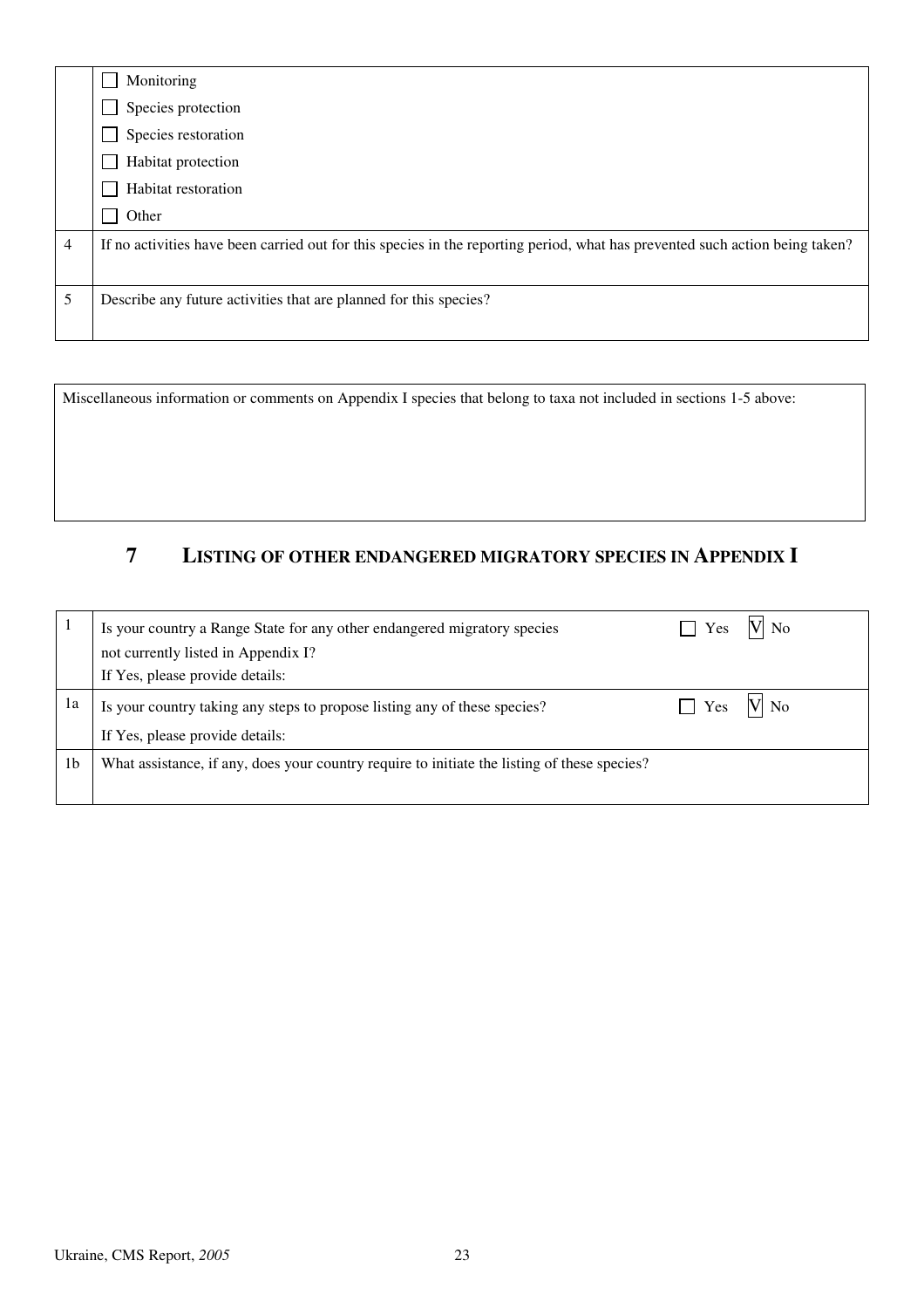|   |   |
|---|---|
|   | ☐ Monitoring<br>☐ Species protection<br>☐ Species restoration<br>☐ Habitat protection<br>☐ Habitat restoration<br>☐ Other |
| 4 | If no activities have been carried out for this species in the reporting period, what has prevented such action being taken? |
| 5 | Describe any future activities that are planned for this species? |

|   |
|---|
| Miscellaneous information or comments on Appendix I species that belong to taxa not included in sections 1-5 above: |

## 7 LISTING OF OTHER ENDANGERED MIGRATORY SPECIES IN APPENDIX I

|   |   |   |
|---|---|---|
| 1 | Is your country a Range State for any other endangered migratory species not currently listed in Appendix I?<br>If Yes, please provide details: | ☐ Yes V No |
| 1a | Is your country taking any steps to propose listing any of these species?<br>If Yes, please provide details: | ☐ Yes V No |
| 1b | What assistance, if any, does your country require to initiate the listing of these species? |   |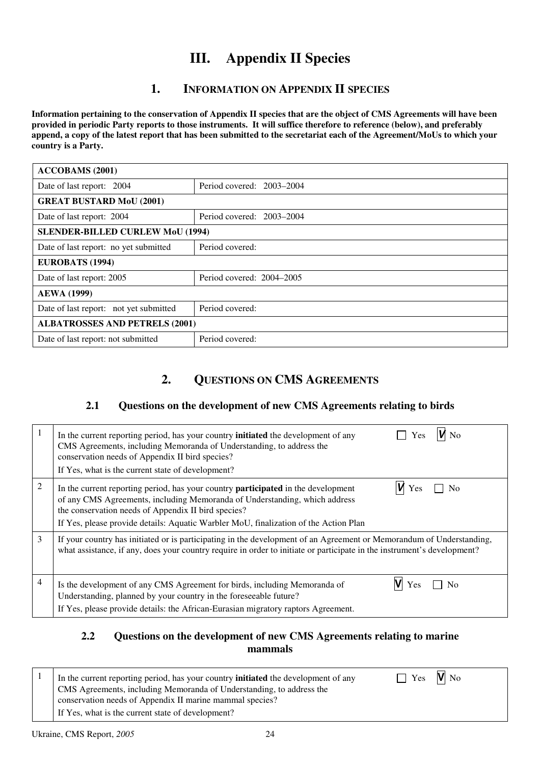# III. Appendix II Species

## 1. Information on Appendix II species

**Information pertaining to the conservation of Appendix II species that are the object of CMS Agreements will have been provided in periodic Party reports to those instruments. It will suffice therefore to reference (below), and preferably append, a copy of the latest report that has been submitted to the secretariat each of the Agreement/MoUs to which your country is a Party.**

| **ACCOBAMS (2001)** | |
|---|---|
| Date of last report: 2004 | Period covered: 2003–2004 |
| **GREAT BUSTARD MoU (2001)** | |
| Date of last report: 2004 | Period covered: 2003–2004 |
| **SLENDER-BILLED CURLEW MoU (1994)** | |
| Date of last report: no yet submitted | Period covered: |
| **EUROBATS (1994)** | |
| Date of last report: 2005 | Period covered: 2004–2005 |
| **AEWA (1999)** | |
| Date of last report: not yet submitted | Period covered: |
| **ALBATROSSES AND PETRELS (2001)** | |
| Date of last report: not submitted | Period covered: |

## 2. Questions on CMS Agreements

### 2.1 Questions on the development of new CMS Agreements relating to birds

| | | |
|---|---|---|
| 1 | In the current reporting period, has your country **initiated** the development of any CMS Agreements, including Memoranda of Understanding, to address the conservation needs of Appendix II bird species?<br>If Yes, what is the current state of development? | ☐ Yes ☑ No |
| 2 | In the current reporting period, has your country **participated** in the development of any CMS Agreements, including Memoranda of Understanding, which address the conservation needs of Appendix II bird species?<br>If Yes, please provide details: Aquatic Warbler MoU, finalization of the Action Plan | ☑ Yes ☐ No |
| 3 | If your country has initiated or is participating in the development of an Agreement or Memorandum of Understanding, what assistance, if any, does your country require in order to initiate or participate in the instrument's development? | |
| 4 | Is the development of any CMS Agreement for birds, including Memoranda of Understanding, planned by your country in the foreseeable future?<br>If Yes, please provide details: the African-Eurasian migratory raptors Agreement. | ☑ Yes ☐ No |

### 2.2 Questions on the development of new CMS Agreements relating to marine mammals

| | | |
|---|---|---|
| 1 | In the current reporting period, has your country **initiated** the development of any CMS Agreements, including Memoranda of Understanding, to address the conservation needs of Appendix II marine mammal species?<br>If Yes, what is the current state of development? | ☐ Yes ☑ No |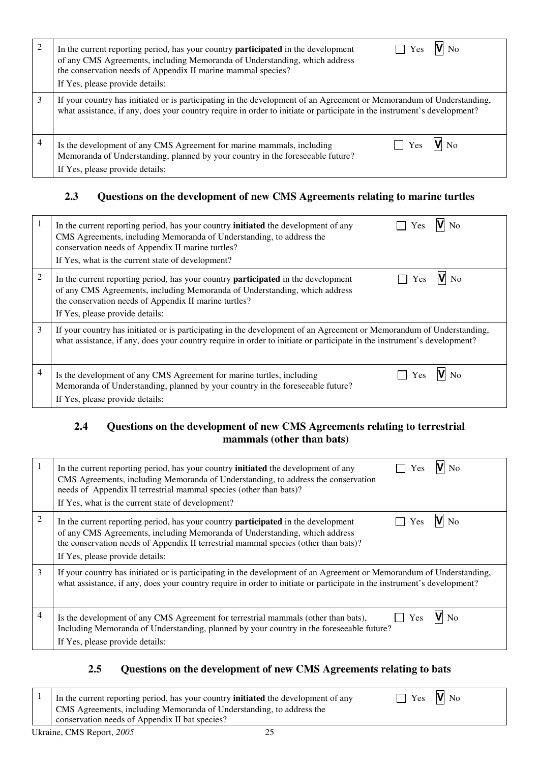| | | |
|---|---|---|
| 2 | In the current reporting period, has your country **participated** in the development of any CMS Agreements, including Memoranda of Understanding, which address the conservation needs of Appendix II marine mammal species?<br>If Yes, please provide details: | ☐ Yes ☑ No |
| 3 | If your country has initiated or is participating in the development of an Agreement or Memorandum of Understanding, what assistance, if any, does your country require in order to initiate or participate in the instrument's development? | |
| 4 | Is the development of any CMS Agreement for marine mammals, including Memoranda of Understanding, planned by your country in the foreseeable future?<br>If Yes, please provide details: | ☐ Yes ☑ No |

### 2.3 Questions on the development of new CMS Agreements relating to marine turtles

| | | |
|---|---|---|
| 1 | In the current reporting period, has your country **initiated** the development of any CMS Agreements, including Memoranda of Understanding, to address the conservation needs of Appendix II marine turtles?<br>If Yes, what is the current state of development? | ☐ Yes ☑ No |
| 2 | In the current reporting period, has your country **participated** in the development of any CMS Agreements, including Memoranda of Understanding, which address the conservation needs of Appendix II marine turtles?<br>If Yes, please provide details: | ☐ Yes ☑ No |
| 3 | If your country has initiated or is participating in the development of an Agreement or Memorandum of Understanding, what assistance, if any, does your country require in order to initiate or participate in the instrument's development? | |
| 4 | Is the development of any CMS Agreement for marine turtles, including Memoranda of Understanding, planned by your country in the foreseeable future?<br>If Yes, please provide details: | ☐ Yes ☑ No |

### 2.4 Questions on the development of new CMS Agreements relating to terrestrial mammals (other than bats)

| | | |
|---|---|---|
| 1 | In the current reporting period, has your country **initiated** the development of any CMS Agreements, including Memoranda of Understanding, to address the conservation needs of Appendix II terrestrial mammal species (other than bats)?<br>If Yes, what is the current state of development? | ☐ Yes ☑ No |
| 2 | In the current reporting period, has your country **participated** in the development of any CMS Agreements, including Memoranda of Understanding, which address the conservation needs of Appendix II terrestrial mammal species (other than bats)?<br>If Yes, please provide details: | ☐ Yes ☑ No |
| 3 | If your country has initiated or is participating in the development of an Agreement or Memorandum of Understanding, what assistance, if any, does your country require in order to initiate or participate in the instrument's development? | |
| 4 | Is the development of any CMS Agreement for terrestrial mammals (other than bats), Including Memoranda of Understanding, planned by your country in the foreseeable future?<br>If Yes, please provide details: | ☐ Yes ☑ No |

### 2.5 Questions on the development of new CMS Agreements relating to bats

| | | |
|---|---|---|
| 1 | In the current reporting period, has your country **initiated** the development of any CMS Agreements, including Memoranda of Understanding, to address the conservation needs of Appendix II bat species? | ☐ Yes ☑ No |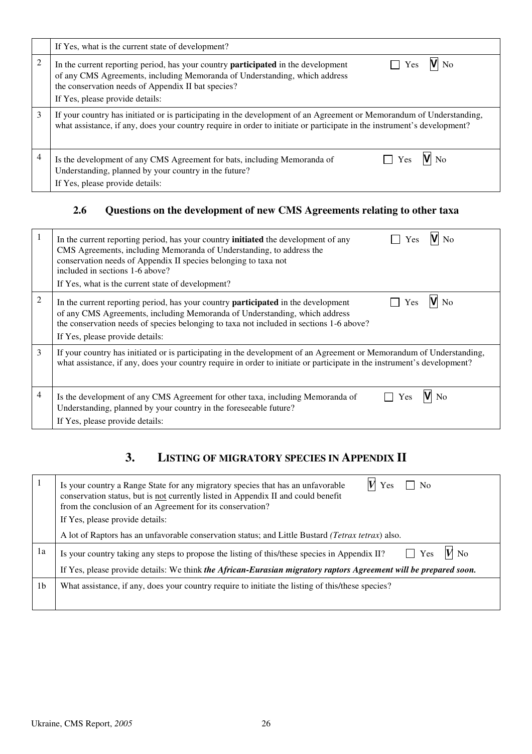|   | If Yes, what is the current state of development? |
|---|---|
| 2 | In the current reporting period, has your country **participated** in the development of any CMS Agreements, including Memoranda of Understanding, which address the conservation needs of Appendix II bat species? ☐ Yes **V** No<br>If Yes, please provide details: |
| 3 | If your country has initiated or is participating in the development of an Agreement or Memorandum of Understanding, what assistance, if any, does your country require in order to initiate or participate in the instrument's development? |
| 4 | Is the development of any CMS Agreement for bats, including Memoranda of Understanding, planned by your country in the future? ☐ Yes **V** No<br>If Yes, please provide details: |

### 2.6 Questions on the development of new CMS Agreements relating to other taxa

|   |   |
|---|---|
| 1 | In the current reporting period, has your country **initiated** the development of any CMS Agreements, including Memoranda of Understanding, to address the conservation needs of Appendix II species belonging to taxa not included in sections 1-6 above? ☐ Yes **V** No<br>If Yes, what is the current state of development? |
| 2 | In the current reporting period, has your country **participated** in the development of any CMS Agreements, including Memoranda of Understanding, which address the conservation needs of species belonging to taxa not included in sections 1-6 above? ☐ Yes **V** No<br>If Yes, please provide details: |
| 3 | If your country has initiated or is participating in the development of an Agreement or Memorandum of Understanding, what assistance, if any, does your country require in order to initiate or participate in the instrument's development? |
| 4 | Is the development of any CMS Agreement for other taxa, including Memoranda of Understanding, planned by your country in the foreseeable future? ☐ Yes **V** No<br>If Yes, please provide details: |

## 3. LISTING OF MIGRATORY SPECIES IN APPENDIX II

|   |   |
|---|---|
| 1 | Is your country a Range State for any migratory species that has an unfavorable conservation status, but is not currently listed in Appendix II and could benefit from the conclusion of an Agreement for its conservation? **V** Yes ☐ No<br>If Yes, please provide details:<br>A lot of Raptors has an unfavorable conservation status; and Little Bustard *(Tetrax tetrax)* also. |
| 1a | Is your country taking any steps to propose the listing of this/these species in Appendix II? ☐ Yes **V** No<br>If Yes, please provide details: We think ***the African-Eurasian migratory raptors Agreement will be prepared soon.*** |
| 1b | What assistance, if any, does your country require to initiate the listing of this/these species? |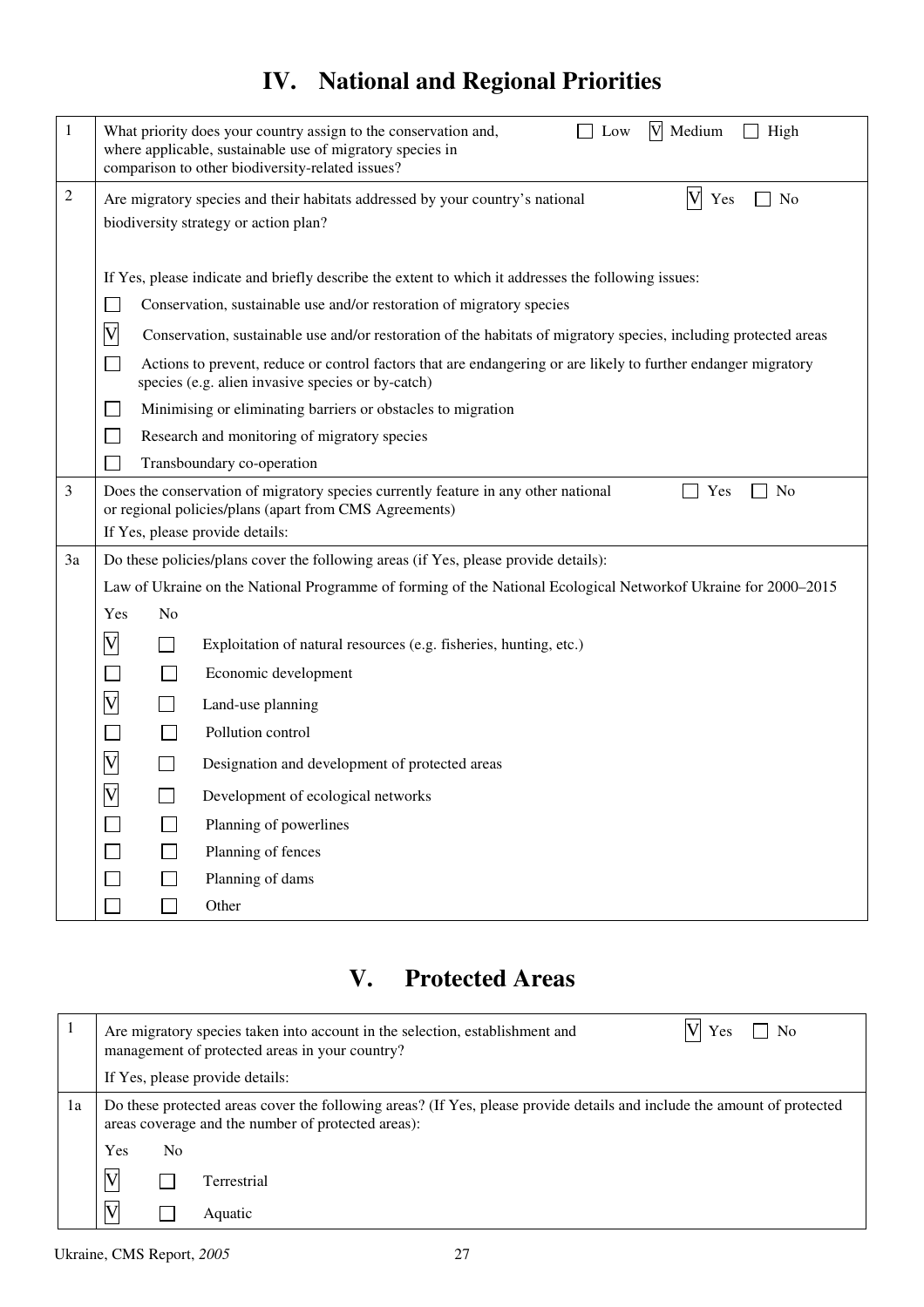# IV. National and Regional Priorities

| | | |
|---|---|---|
| 1 | What priority does your country assign to the conservation and, where applicable, sustainable use of migratory species in comparison to other biodiversity-related issues? | ☐ Low ☑ Medium ☐ High |
| 2 | Are migratory species and their habitats addressed by your country's national biodiversity strategy or action plan? | ☑ Yes ☐ No |
| | If Yes, please indicate and briefly describe the extent to which it addresses the following issues:<br>☐ Conservation, sustainable use and/or restoration of migratory species<br>☑ Conservation, sustainable use and/or restoration of the habitats of migratory species, including protected areas<br>☐ Actions to prevent, reduce or control factors that are endangering or are likely to further endanger migratory species (e.g. alien invasive species or by-catch)<br>☐ Minimising or eliminating barriers or obstacles to migration<br>☐ Research and monitoring of migratory species<br>☐ Transboundary co-operation | |
| 3 | Does the conservation of migratory species currently feature in any other national or regional policies/plans (apart from CMS Agreements)<br>If Yes, please provide details: | ☐ Yes ☐ No |
| 3a | Do these policies/plans cover the following areas (if Yes, please provide details):<br>Law of Ukraine on the National Programme of forming of the National Ecological Networkof Ukraine for 2000–2015 | |

| Yes | No | |
|---|---|---|
| ☑ | ☐ | Exploitation of natural resources (e.g. fisheries, hunting, etc.) |
| ☐ | ☐ | Economic development |
| ☑ | ☐ | Land-use planning |
| ☐ | ☐ | Pollution control |
| ☑ | ☐ | Designation and development of protected areas |
| ☑ | ☐ | Development of ecological networks |
| ☐ | ☐ | Planning of powerlines |
| ☐ | ☐ | Planning of fences |
| ☐ | ☐ | Planning of dams |
| ☐ | ☐ | Other |

# V. Protected Areas

| | | |
|---|---|---|
| 1 | Are migratory species taken into account in the selection, establishment and management of protected areas in your country?<br>If Yes, please provide details: | ☑ Yes ☐ No |
| 1a | Do these protected areas cover the following areas? (If Yes, please provide details and include the amount of protected areas coverage and the number of protected areas): | |

| Yes | No | |
|---|---|---|
| ☑ | ☐ | Terrestrial |
| ☑ | ☐ | Aquatic |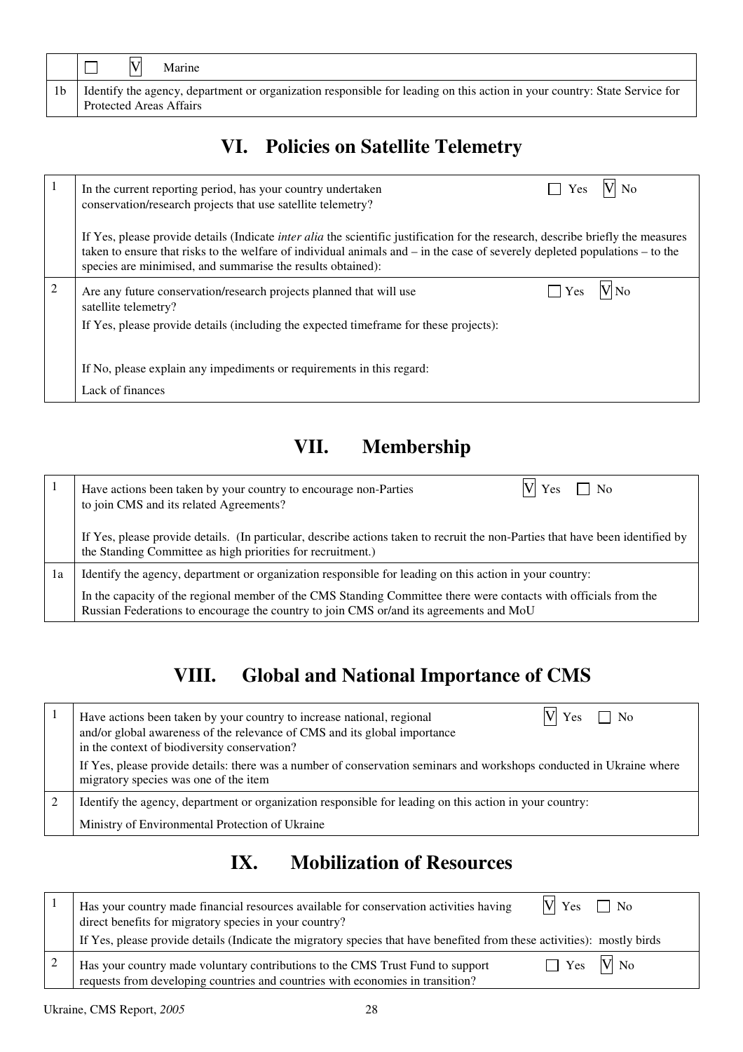| | |
|---|---|
| | ☐ ☑ Marine |
| 1b | Identify the agency, department or organization responsible for leading on this action in your country: State Service for Protected Areas Affairs |

## VI. Policies on Satellite Telemetry

| | |
|---|---|
| 1 | In the current reporting period, has your country undertaken conservation/research projects that use satellite telemetry? ☐ Yes ☑ No<br><br>If Yes, please provide details (Indicate *inter alia* the scientific justification for the research, describe briefly the measures taken to ensure that risks to the welfare of individual animals and – in the case of severely depleted populations – to the species are minimised, and summarise the results obtained): |
| 2 | Are any future conservation/research projects planned that will use satellite telemetry? ☐ Yes ☑ No<br>If Yes, please provide details (including the expected timeframe for these projects):<br><br>If No, please explain any impediments or requirements in this regard:<br>Lack of finances |

## VII. Membership

| | |
|---|---|
| 1 | Have actions been taken by your country to encourage non-Parties to join CMS and its related Agreements? ☑ Yes ☐ No<br><br>If Yes, please provide details. (In particular, describe actions taken to recruit the non-Parties that have been identified by the Standing Committee as high priorities for recruitment.) |
| 1a | Identify the agency, department or organization responsible for leading on this action in your country:<br>In the capacity of the regional member of the CMS Standing Committee there were contacts with officials from the Russian Federations to encourage the country to join CMS or/and its agreements and MoU |

## VIII. Global and National Importance of CMS

| | |
|---|---|
| 1 | Have actions been taken by your country to increase national, regional and/or global awareness of the relevance of CMS and its global importance in the context of biodiversity conservation? ☑ Yes ☐ No<br>If Yes, please provide details: there was a number of conservation seminars and workshops conducted in Ukraine where migratory species was one of the item |
| 2 | Identify the agency, department or organization responsible for leading on this action in your country:<br>Ministry of Environmental Protection of Ukraine |

## IX. Mobilization of Resources

| | |
|---|---|
| 1 | Has your country made financial resources available for conservation activities having direct benefits for migratory species in your country? ☑ Yes ☐ No<br>If Yes, please provide details (Indicate the migratory species that have benefited from these activities): mostly birds |
| 2 | Has your country made voluntary contributions to the CMS Trust Fund to support requests from developing countries and countries with economies in transition? ☐ Yes ☑ No |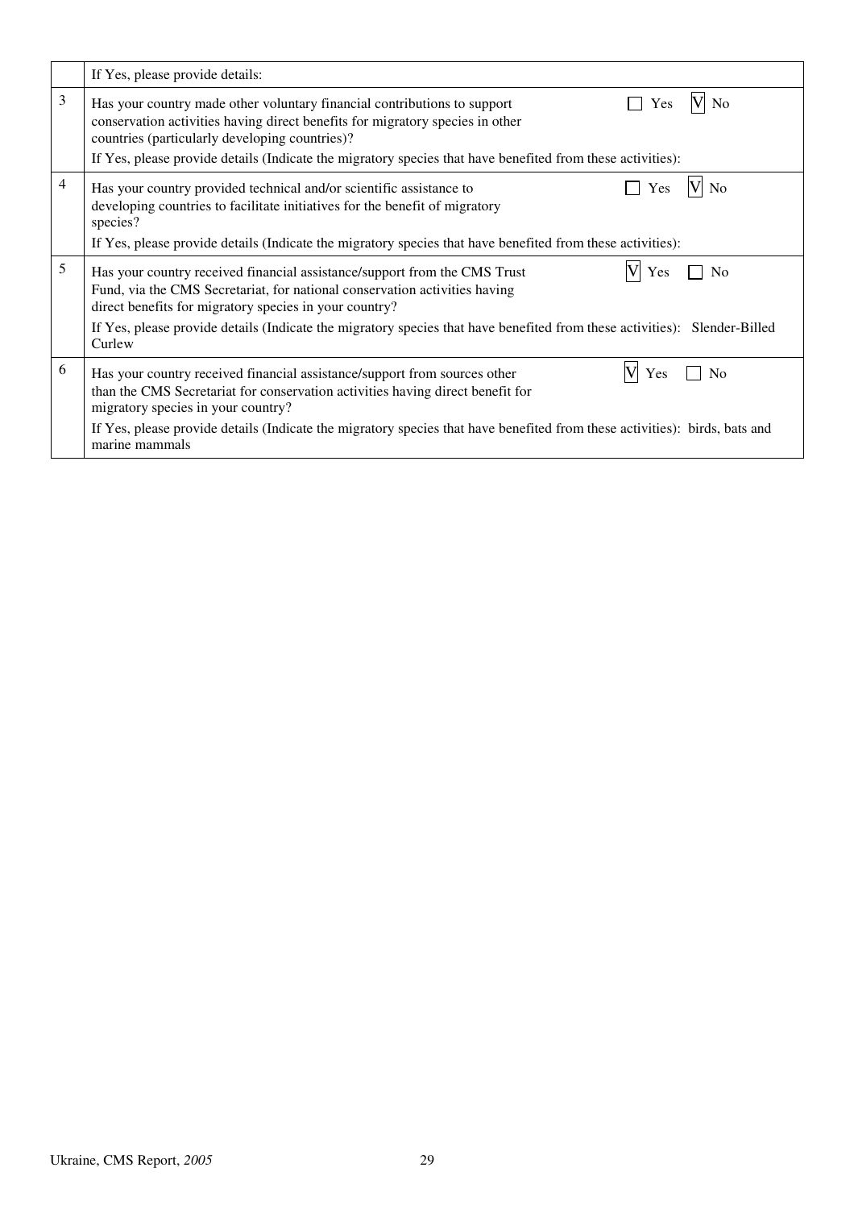| | |
|---|---|
| | If Yes, please provide details: |
| 3 | Has your country made other voluntary financial contributions to support conservation activities having direct benefits for migratory species in other countries (particularly developing countries)? ☐ Yes ☑ No<br>If Yes, please provide details (Indicate the migratory species that have benefited from these activities): |
| 4 | Has your country provided technical and/or scientific assistance to developing countries to facilitate initiatives for the benefit of migratory species? ☐ Yes ☑ No<br>If Yes, please provide details (Indicate the migratory species that have benefited from these activities): |
| 5 | Has your country received financial assistance/support from the CMS Trust Fund, via the CMS Secretariat, for national conservation activities having direct benefits for migratory species in your country? ☑ Yes ☐ No<br>If Yes, please provide details (Indicate the migratory species that have benefited from these activities): Slender-Billed Curlew |
| 6 | Has your country received financial assistance/support from sources other than the CMS Secretariat for conservation activities having direct benefit for migratory species in your country? ☑ Yes ☐ No<br>If Yes, please provide details (Indicate the migratory species that have benefited from these activities): birds, bats and marine mammals |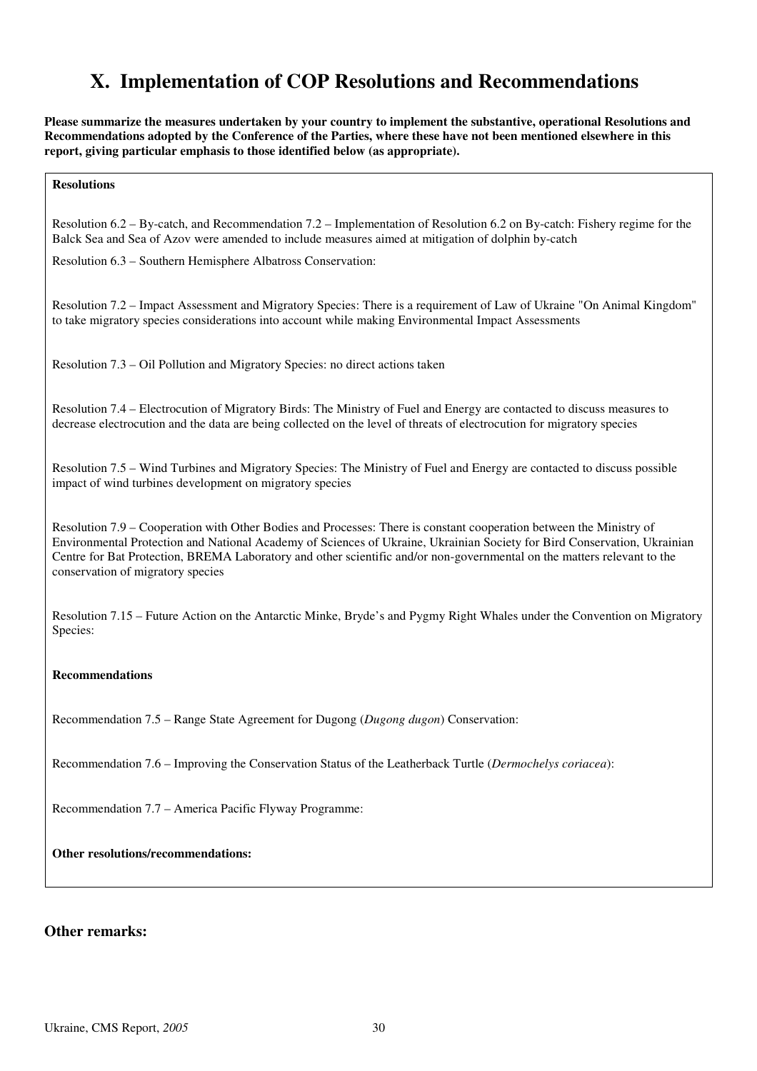# X. Implementation of COP Resolutions and Recommendations

**Please summarize the measures undertaken by your country to implement the substantive, operational Resolutions and Recommendations adopted by the Conference of the Parties, where these have not been mentioned elsewhere in this report, giving particular emphasis to those identified below (as appropriate).**

**Resolutions**

Resolution 6.2 – By-catch, and Recommendation 7.2 – Implementation of Resolution 6.2 on By-catch: Fishery regime for the Balck Sea and Sea of Azov were amended to include measures aimed at mitigation of dolphin by-catch

Resolution 6.3 – Southern Hemisphere Albatross Conservation:

Resolution 7.2 – Impact Assessment and Migratory Species: There is a requirement of Law of Ukraine "On Animal Kingdom" to take migratory species considerations into account while making Environmental Impact Assessments

Resolution 7.3 – Oil Pollution and Migratory Species: no direct actions taken

Resolution 7.4 – Electrocution of Migratory Birds: The Ministry of Fuel and Energy are contacted to discuss measures to decrease electrocution and the data are being collected on the level of threats of electrocution for migratory species

Resolution 7.5 – Wind Turbines and Migratory Species: The Ministry of Fuel and Energy are contacted to discuss possible impact of wind turbines development on migratory species

Resolution 7.9 – Cooperation with Other Bodies and Processes: There is constant cooperation between the Ministry of Environmental Protection and National Academy of Sciences of Ukraine, Ukrainian Society for Bird Conservation, Ukrainian Centre for Bat Protection, BREMA Laboratory and other scientific and/or non-governmental on the matters relevant to the conservation of migratory species

Resolution 7.15 – Future Action on the Antarctic Minke, Bryde's and Pygmy Right Whales under the Convention on Migratory Species:

**Recommendations**

Recommendation 7.5 – Range State Agreement for Dugong (*Dugong dugon*) Conservation:

Recommendation 7.6 – Improving the Conservation Status of the Leatherback Turtle (*Dermochelys coriacea*):

Recommendation 7.7 – America Pacific Flyway Programme:

**Other resolutions/recommendations:**

## Other remarks: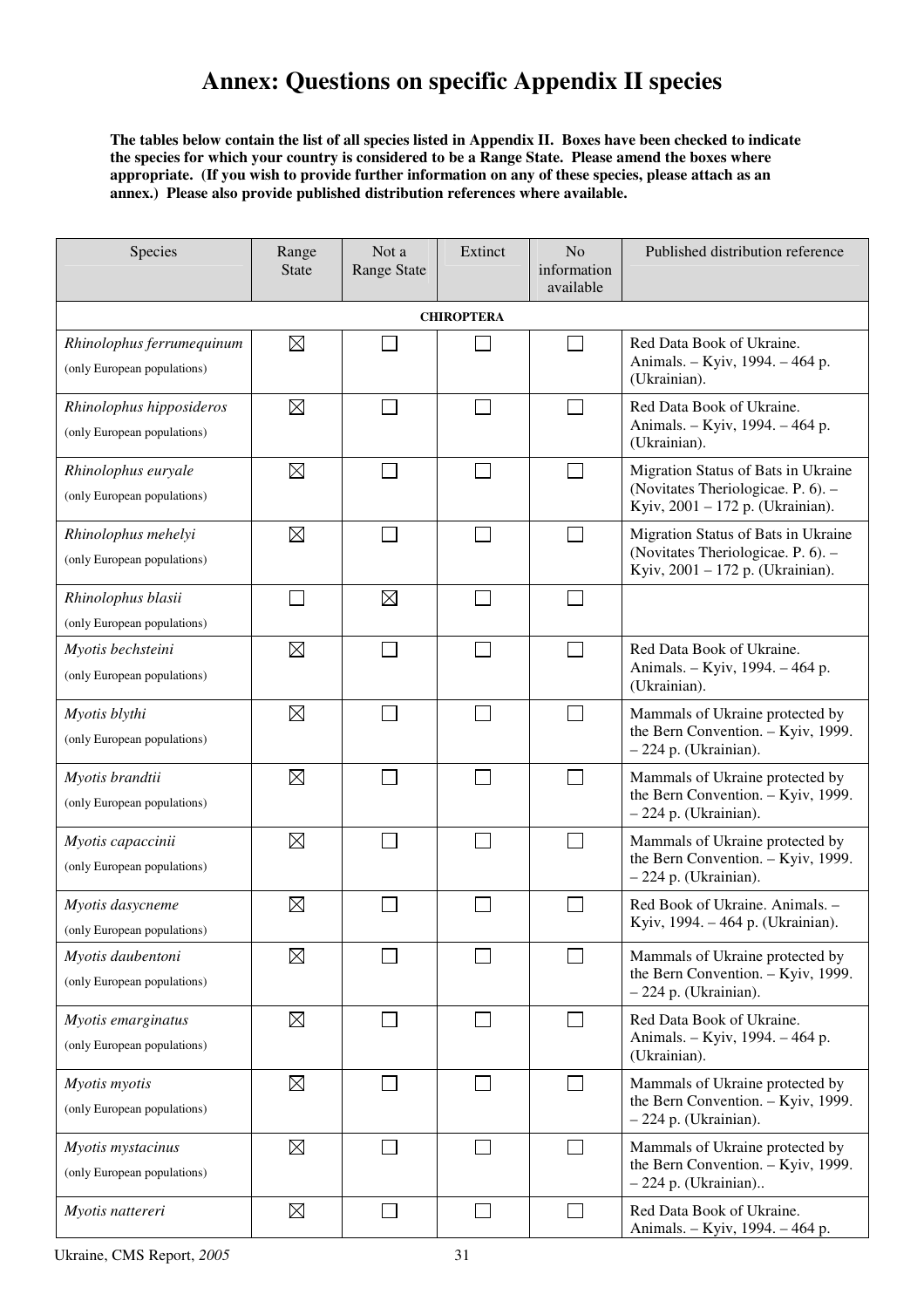# Annex: Questions on specific Appendix II species

**The tables below contain the list of all species listed in Appendix II. Boxes have been checked to indicate the species for which your country is considered to be a Range State. Please amend the boxes where appropriate. (If you wish to provide further information on any of these species, please attach as an annex.) Please also provide published distribution references where available.**

| Species | Range State | Not a Range State | Extinct | No information available | Published distribution reference |
|---|---|---|---|---|---|
| **CHIROPTERA** | | | | | |
| *Rhinolophus ferrumequinum* (only European populations) | ☒ | ☐ | ☐ | ☐ | Red Data Book of Ukraine. Animals. – Kyiv, 1994. – 464 p. (Ukrainian). |
| *Rhinolophus hipposideros* (only European populations) | ☒ | ☐ | ☐ | ☐ | Red Data Book of Ukraine. Animals. – Kyiv, 1994. – 464 p. (Ukrainian). |
| *Rhinolophus euryale* (only European populations) | ☒ | ☐ | ☐ | ☐ | Migration Status of Bats in Ukraine (Novitates Theriologicae. P. 6). – Kyiv, 2001 – 172 p. (Ukrainian). |
| *Rhinolophus mehelyi* (only European populations) | ☒ | ☐ | ☐ | ☐ | Migration Status of Bats in Ukraine (Novitates Theriologicae. P. 6). – Kyiv, 2001 – 172 p. (Ukrainian). |
| *Rhinolophus blasii* (only European populations) | ☐ | ☒ | ☐ | ☐ | |
| *Myotis bechsteini* (only European populations) | ☒ | ☐ | ☐ | ☐ | Red Data Book of Ukraine. Animals. – Kyiv, 1994. – 464 p. (Ukrainian). |
| *Myotis blythi* (only European populations) | ☒ | ☐ | ☐ | ☐ | Mammals of Ukraine protected by the Bern Convention. – Kyiv, 1999. – 224 p. (Ukrainian). |
| *Myotis brandtii* (only European populations) | ☒ | ☐ | ☐ | ☐ | Mammals of Ukraine protected by the Bern Convention. – Kyiv, 1999. – 224 p. (Ukrainian). |
| *Myotis capaccinii* (only European populations) | ☒ | ☐ | ☐ | ☐ | Mammals of Ukraine protected by the Bern Convention. – Kyiv, 1999. – 224 p. (Ukrainian). |
| *Myotis dasycneme* (only European populations) | ☒ | ☐ | ☐ | ☐ | Red Book of Ukraine. Animals. – Kyiv, 1994. – 464 p. (Ukrainian). |
| *Myotis daubentoni* (only European populations) | ☒ | ☐ | ☐ | ☐ | Mammals of Ukraine protected by the Bern Convention. – Kyiv, 1999. – 224 p. (Ukrainian). |
| *Myotis emarginatus* (only European populations) | ☒ | ☐ | ☐ | ☐ | Red Data Book of Ukraine. Animals. – Kyiv, 1994. – 464 p. (Ukrainian). |
| *Myotis myotis* (only European populations) | ☒ | ☐ | ☐ | ☐ | Mammals of Ukraine protected by the Bern Convention. – Kyiv, 1999. – 224 p. (Ukrainian). |
| *Myotis mystacinus* (only European populations) | ☒ | ☐ | ☐ | ☐ | Mammals of Ukraine protected by the Bern Convention. – Kyiv, 1999. – 224 p. (Ukrainian).. |
| *Myotis nattereri* | ☒ | ☐ | ☐ | ☐ | Red Data Book of Ukraine. Animals. – Kyiv, 1994. – 464 p. |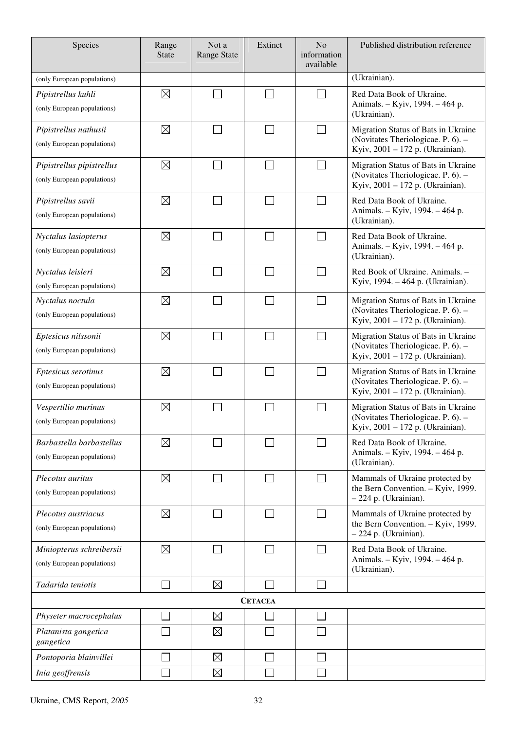| Species | Range State | Not a Range State | Extinct | No information available | Published distribution reference |
|---|---|---|---|---|---|
| (only European populations) | | | | | (Ukrainian). |
| *Pipistrellus kuhli* (only European populations) | ☒ | ☐ | ☐ | ☐ | Red Data Book of Ukraine. Animals. – Kyiv, 1994. – 464 p. (Ukrainian). |
| *Pipistrellus nathusii* (only European populations) | ☒ | ☐ | ☐ | ☐ | Migration Status of Bats in Ukraine (Novitates Theriologicae. P. 6). – Kyiv, 2001 – 172 p. (Ukrainian). |
| *Pipistrellus pipistrellus* (only European populations) | ☒ | ☐ | ☐ | ☐ | Migration Status of Bats in Ukraine (Novitates Theriologicae. P. 6). – Kyiv, 2001 – 172 p. (Ukrainian). |
| *Pipistrellus savii* (only European populations) | ☒ | ☐ | ☐ | ☐ | Red Data Book of Ukraine. Animals. – Kyiv, 1994. – 464 p. (Ukrainian). |
| *Nyctalus lasiopterus* (only European populations) | ☒ | ☐ | ☐ | ☐ | Red Data Book of Ukraine. Animals. – Kyiv, 1994. – 464 p. (Ukrainian). |
| *Nyctalus leisleri* (only European populations) | ☒ | ☐ | ☐ | ☐ | Red Book of Ukraine. Animals. – Kyiv, 1994. – 464 p. (Ukrainian). |
| *Nyctalus noctula* (only European populations) | ☒ | ☐ | ☐ | ☐ | Migration Status of Bats in Ukraine (Novitates Theriologicae. P. 6). – Kyiv, 2001 – 172 p. (Ukrainian). |
| *Eptesicus nilssonii* (only European populations) | ☒ | ☐ | ☐ | ☐ | Migration Status of Bats in Ukraine (Novitates Theriologicae. P. 6). – Kyiv, 2001 – 172 p. (Ukrainian). |
| *Eptesicus serotinus* (only European populations) | ☒ | ☐ | ☐ | ☐ | Migration Status of Bats in Ukraine (Novitates Theriologicae. P. 6). – Kyiv, 2001 – 172 p. (Ukrainian). |
| *Vespertilio murinus* (only European populations) | ☒ | ☐ | ☐ | ☐ | Migration Status of Bats in Ukraine (Novitates Theriologicae. P. 6). – Kyiv, 2001 – 172 p. (Ukrainian). |
| *Barbastella barbastellus* (only European populations) | ☒ | ☐ | ☐ | ☐ | Red Data Book of Ukraine. Animals. – Kyiv, 1994. – 464 p. (Ukrainian). |
| *Plecotus auritus* (only European populations) | ☒ | ☐ | ☐ | ☐ | Mammals of Ukraine protected by the Bern Convention. – Kyiv, 1999. – 224 p. (Ukrainian). |
| *Plecotus austriacus* (only European populations) | ☒ | ☐ | ☐ | ☐ | Mammals of Ukraine protected by the Bern Convention. – Kyiv, 1999. – 224 p. (Ukrainian). |
| *Miniopterus schreibersii* (only European populations) | ☒ | ☐ | ☐ | ☐ | Red Data Book of Ukraine. Animals. – Kyiv, 1994. – 464 p. (Ukrainian). |
| *Tadarida teniotis* | ☐ | ☒ | ☐ | ☐ | |
| **CETACEA** | | | | | |
| *Physeter macrocephalus* | ☐ | ☒ | ☐ | ☐ | |
| *Platanista gangetica gangetica* | ☐ | ☒ | ☐ | ☐ | |
| *Pontoporia blainvillei* | ☐ | ☒ | ☐ | ☐ | |
| *Inia geoffrensis* | ☐ | ☒ | ☐ | ☐ | |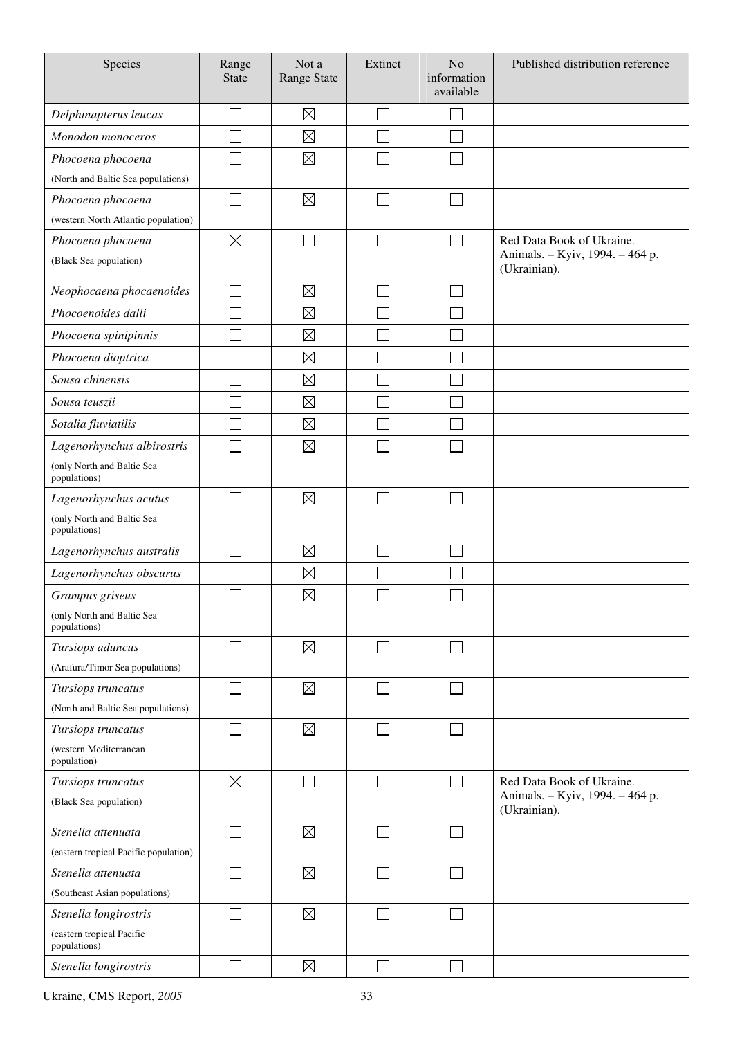| Species | Range State | Not a Range State | Extinct | No information available | Published distribution reference |
|---|---|---|---|---|---|
| *Delphinapterus leucas* | ☐ | ☒ | ☐ | ☐ | |
| *Monodon monoceros* | ☐ | ☒ | ☐ | ☐ | |
| *Phocoena phocoena* (North and Baltic Sea populations) | ☐ | ☒ | ☐ | ☐ | |
| *Phocoena phocoena* (western North Atlantic population) | ☐ | ☒ | ☐ | ☐ | |
| *Phocoena phocoena* (Black Sea population) | ☒ | ☐ | ☐ | ☐ | Red Data Book of Ukraine. Animals. – Kyiv, 1994. – 464 p. (Ukrainian). |
| *Neophocaena phocaenoides* | ☐ | ☒ | ☐ | ☐ | |
| *Phocoenoides dalli* | ☐ | ☒ | ☐ | ☐ | |
| *Phocoena spinipinnis* | ☐ | ☒ | ☐ | ☐ | |
| *Phocoena dioptrica* | ☐ | ☒ | ☐ | ☐ | |
| *Sousa chinensis* | ☐ | ☒ | ☐ | ☐ | |
| *Sousa teuszii* | ☐ | ☒ | ☐ | ☐ | |
| *Sotalia fluviatilis* | ☐ | ☒ | ☐ | ☐ | |
| *Lagenorhynchus albirostris* (only North and Baltic Sea populations) | ☐ | ☒ | ☐ | ☐ | |
| *Lagenorhynchus acutus* (only North and Baltic Sea populations) | ☐ | ☒ | ☐ | ☐ | |
| *Lagenorhynchus australis* | ☐ | ☒ | ☐ | ☐ | |
| *Lagenorhynchus obscurus* | ☐ | ☒ | ☐ | ☐ | |
| *Grampus griseus* (only North and Baltic Sea populations) | ☐ | ☒ | ☐ | ☐ | |
| *Tursiops aduncus* (Arafura/Timor Sea populations) | ☐ | ☒ | ☐ | ☐ | |
| *Tursiops truncatus* (North and Baltic Sea populations) | ☐ | ☒ | ☐ | ☐ | |
| *Tursiops truncatus* (western Mediterranean population) | ☐ | ☒ | ☐ | ☐ | |
| *Tursiops truncatus* (Black Sea population) | ☒ | ☐ | ☐ | ☐ | Red Data Book of Ukraine. Animals. – Kyiv, 1994. – 464 p. (Ukrainian). |
| *Stenella attenuata* (eastern tropical Pacific population) | ☐ | ☒ | ☐ | ☐ | |
| *Stenella attenuata* (Southeast Asian populations) | ☐ | ☒ | ☐ | ☐ | |
| *Stenella longirostris* (eastern tropical Pacific populations) | ☐ | ☒ | ☐ | ☐ | |
| *Stenella longirostris* | ☐ | ☒ | ☐ | ☐ | |

Ukraine, CMS Report, *2005*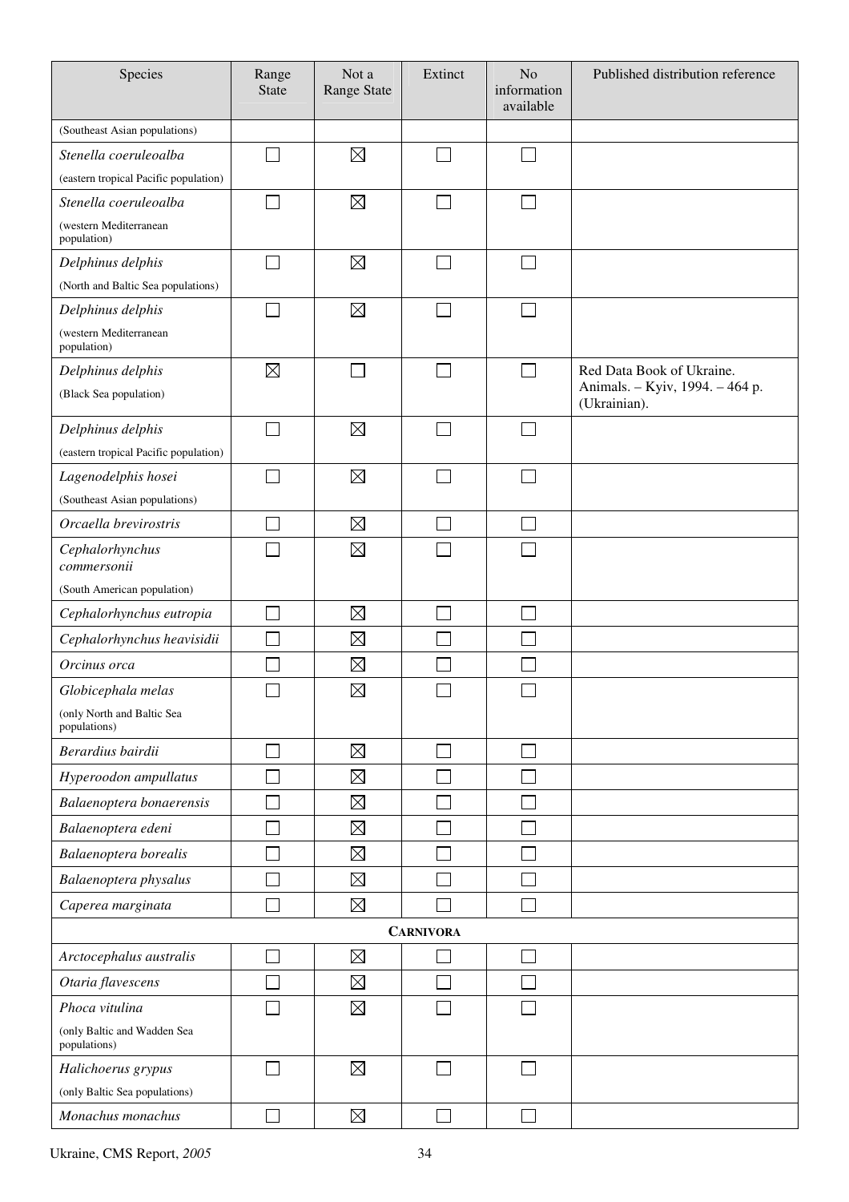| Species | Range State | Not a Range State | Extinct | No information available | Published distribution reference |
|---|---|---|---|---|---|
| (Southeast Asian populations) | | | | | |
| *Stenella coeruleoalba* (eastern tropical Pacific population) | ☐ | ☒ | ☐ | ☐ | |
| *Stenella coeruleoalba* (western Mediterranean population) | ☐ | ☒ | ☐ | ☐ | |
| *Delphinus delphis* (North and Baltic Sea populations) | ☐ | ☒ | ☐ | ☐ | |
| *Delphinus delphis* (western Mediterranean population) | ☐ | ☒ | ☐ | ☐ | |
| *Delphinus delphis* (Black Sea population) | ☒ | ☐ | ☐ | ☐ | Red Data Book of Ukraine. Animals. – Kyiv, 1994. – 464 p. (Ukrainian). |
| *Delphinus delphis* (eastern tropical Pacific population) | ☐ | ☒ | ☐ | ☐ | |
| *Lagenodelphis hosei* (Southeast Asian populations) | ☐ | ☒ | ☐ | ☐ | |
| *Orcaella brevirostris* | ☐ | ☒ | ☐ | ☐ | |
| *Cephalorhynchus commersonii* (South American population) | ☐ | ☒ | ☐ | ☐ | |
| *Cephalorhynchus eutropia* | ☐ | ☒ | ☐ | ☐ | |
| *Cephalorhynchus heavisidii* | ☐ | ☒ | ☐ | ☐ | |
| *Orcinus orca* | ☐ | ☒ | ☐ | ☐ | |
| *Globicephala melas* (only North and Baltic Sea populations) | ☐ | ☒ | ☐ | ☐ | |
| *Berardius bairdii* | ☐ | ☒ | ☐ | ☐ | |
| *Hyperoodon ampullatus* | ☐ | ☒ | ☐ | ☐ | |
| *Balaenoptera bonaerensis* | ☐ | ☒ | ☐ | ☐ | |
| *Balaenoptera edeni* | ☐ | ☒ | ☐ | ☐ | |
| *Balaenoptera borealis* | ☐ | ☒ | ☐ | ☐ | |
| *Balaenoptera physalus* | ☐ | ☒ | ☐ | ☐ | |
| *Caperea marginata* | ☐ | ☒ | ☐ | ☐ | |
| **CARNIVORA** | | | | | |
| *Arctocephalus australis* | ☐ | ☒ | ☐ | ☐ | |
| *Otaria flavescens* | ☐ | ☒ | ☐ | ☐ | |
| *Phoca vitulina* (only Baltic and Wadden Sea populations) | ☐ | ☒ | ☐ | ☐ | |
| *Halichoerus grypus* (only Baltic Sea populations) | ☐ | ☒ | ☐ | ☐ | |
| *Monachus monachus* | ☐ | ☒ | ☐ | ☐ | |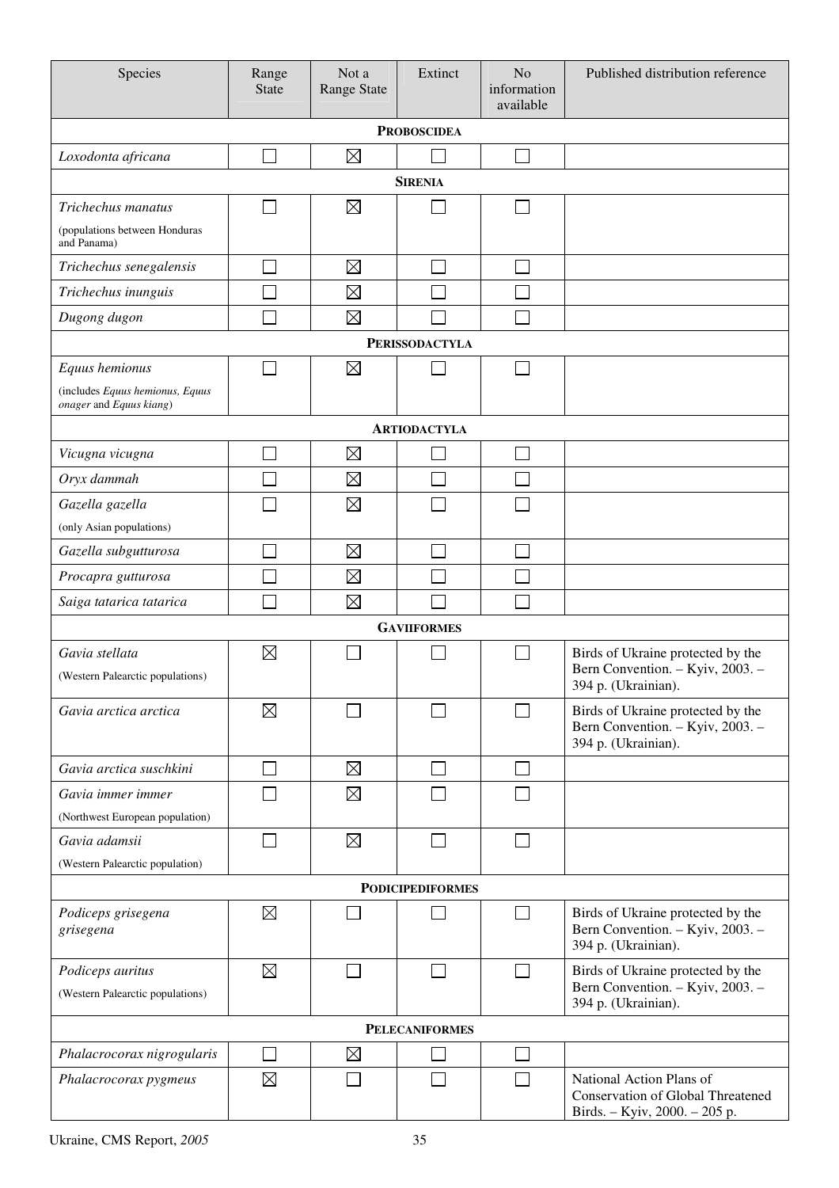| Species | Range State | Not a Range State | Extinct | No information available | Published distribution reference |
|---|---|---|---|---|---|
| **PROBOSCIDEA** | | | | | |
| *Loxodonta africana* | ☐ | ☒ | ☐ | ☐ | |
| **SIRENIA** | | | | | |
| *Trichechus manatus* (populations between Honduras and Panama) | ☐ | ☒ | ☐ | ☐ | |
| *Trichechus senegalensis* | ☐ | ☒ | ☐ | ☐ | |
| *Trichechus inunguis* | ☐ | ☒ | ☐ | ☐ | |
| *Dugong dugon* | ☐ | ☒ | ☐ | ☐ | |
| **PERISSODACTYLA** | | | | | |
| *Equus hemionus* (includes *Equus hemionus, Equus onager* and *Equus kiang*) | ☐ | ☒ | ☐ | ☐ | |
| **ARTIODACTYLA** | | | | | |
| *Vicugna vicugna* | ☐ | ☒ | ☐ | ☐ | |
| *Oryx dammah* | ☐ | ☒ | ☐ | ☐ | |
| *Gazella gazella* (only Asian populations) | ☐ | ☒ | ☐ | ☐ | |
| *Gazella subgutturosa* | ☐ | ☒ | ☐ | ☐ | |
| *Procapra gutturosa* | ☐ | ☒ | ☐ | ☐ | |
| *Saiga tatarica tatarica* | ☐ | ☒ | ☐ | ☐ | |
| **GAVIIFORMES** | | | | | |
| *Gavia stellata* (Western Palearctic populations) | ☒ | ☐ | ☐ | ☐ | Birds of Ukraine protected by the Bern Convention. – Kyiv, 2003. – 394 p. (Ukrainian). |
| *Gavia arctica arctica* | ☒ | ☐ | ☐ | ☐ | Birds of Ukraine protected by the Bern Convention. – Kyiv, 2003. – 394 p. (Ukrainian). |
| *Gavia arctica suschkini* | ☐ | ☒ | ☐ | ☐ | |
| *Gavia immer immer* (Northwest European population) | ☐ | ☒ | ☐ | ☐ | |
| *Gavia adamsii* (Western Palearctic population) | ☐ | ☒ | ☐ | ☐ | |
| **PODICIPEDIFORMES** | | | | | |
| *Podiceps grisegena grisegena* | ☒ | ☐ | ☐ | ☐ | Birds of Ukraine protected by the Bern Convention. – Kyiv, 2003. – 394 p. (Ukrainian). |
| *Podiceps auritus* (Western Palearctic populations) | ☒ | ☐ | ☐ | ☐ | Birds of Ukraine protected by the Bern Convention. – Kyiv, 2003. – 394 p. (Ukrainian). |
| **PELECANIFORMES** | | | | | |
| *Phalacrocorax nigrogularis* | ☐ | ☒ | ☐ | ☐ | |
| *Phalacrocorax pygmeus* | ☒ | ☐ | ☐ | ☐ | National Action Plans of Conservation of Global Threatened Birds. – Kyiv, 2000. – 205 p. |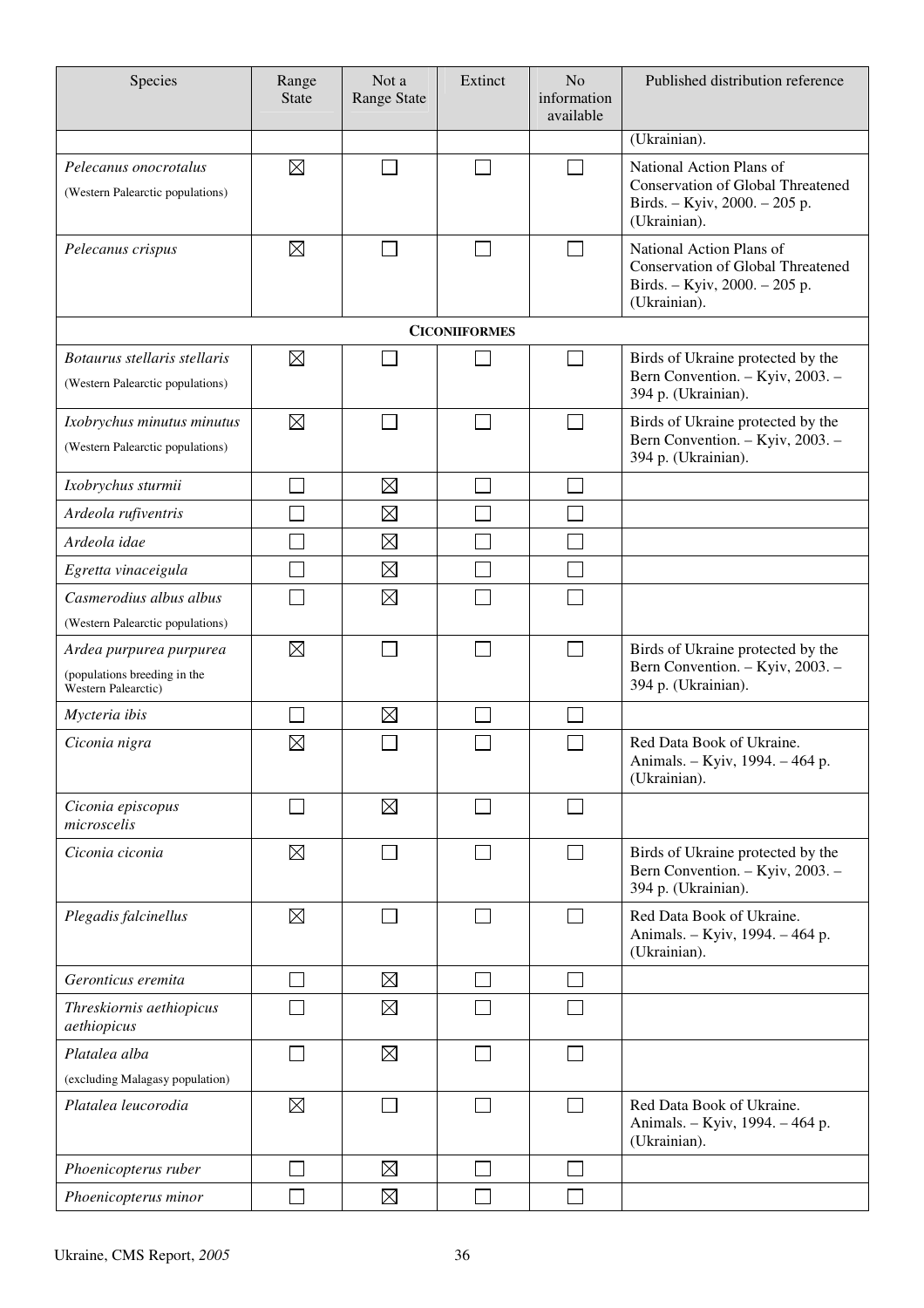| Species | Range State | Not a Range State | Extinct | No information available | Published distribution reference |
|---|---|---|---|---|---|
| | | | | | (Ukrainian). |
| *Pelecanus onocrotalus* (Western Palearctic populations) | ☒ | ☐ | ☐ | ☐ | National Action Plans of Conservation of Global Threatened Birds. – Kyiv, 2000. – 205 p. (Ukrainian). |
| *Pelecanus crispus* | ☒ | ☐ | ☐ | ☐ | National Action Plans of Conservation of Global Threatened Birds. – Kyiv, 2000. – 205 p. (Ukrainian). |
| | | | **CICONIIFORMES** | | |
| *Botaurus stellaris stellaris* (Western Palearctic populations) | ☒ | ☐ | ☐ | ☐ | Birds of Ukraine protected by the Bern Convention. – Kyiv, 2003. – 394 p. (Ukrainian). |
| *Ixobrychus minutus minutus* (Western Palearctic populations) | ☒ | ☐ | ☐ | ☐ | Birds of Ukraine protected by the Bern Convention. – Kyiv, 2003. – 394 p. (Ukrainian). |
| *Ixobrychus sturmii* | ☐ | ☒ | ☐ | ☐ | |
| *Ardeola rufiventris* | ☐ | ☒ | ☐ | ☐ | |
| *Ardeola idae* | ☐ | ☒ | ☐ | ☐ | |
| *Egretta vinaceigula* | ☐ | ☒ | ☐ | ☐ | |
| *Casmerodius albus albus* (Western Palearctic populations) | ☐ | ☒ | ☐ | ☐ | |
| *Ardea purpurea purpurea* (populations breeding in the Western Palearctic) | ☒ | ☐ | ☐ | ☐ | Birds of Ukraine protected by the Bern Convention. – Kyiv, 2003. – 394 p. (Ukrainian). |
| *Mycteria ibis* | ☐ | ☒ | ☐ | ☐ | |
| *Ciconia nigra* | ☒ | ☐ | ☐ | ☐ | Red Data Book of Ukraine. Animals. – Kyiv, 1994. – 464 p. (Ukrainian). |
| *Ciconia episcopus microscelis* | ☐ | ☒ | ☐ | ☐ | |
| *Ciconia ciconia* | ☒ | ☐ | ☐ | ☐ | Birds of Ukraine protected by the Bern Convention. – Kyiv, 2003. – 394 p. (Ukrainian). |
| *Plegadis falcinellus* | ☒ | ☐ | ☐ | ☐ | Red Data Book of Ukraine. Animals. – Kyiv, 1994. – 464 p. (Ukrainian). |
| *Geronticus eremita* | ☐ | ☒ | ☐ | ☐ | |
| *Threskiornis aethiopicus aethiopicus* | ☐ | ☒ | ☐ | ☐ | |
| *Platalea alba* (excluding Malagasy population) | ☐ | ☒ | ☐ | ☐ | |
| *Platalea leucorodia* | ☒ | ☐ | ☐ | ☐ | Red Data Book of Ukraine. Animals. – Kyiv, 1994. – 464 p. (Ukrainian). |
| *Phoenicopterus ruber* | ☐ | ☒ | ☐ | ☐ | |
| *Phoenicopterus minor* | ☐ | ☒ | ☐ | ☐ | |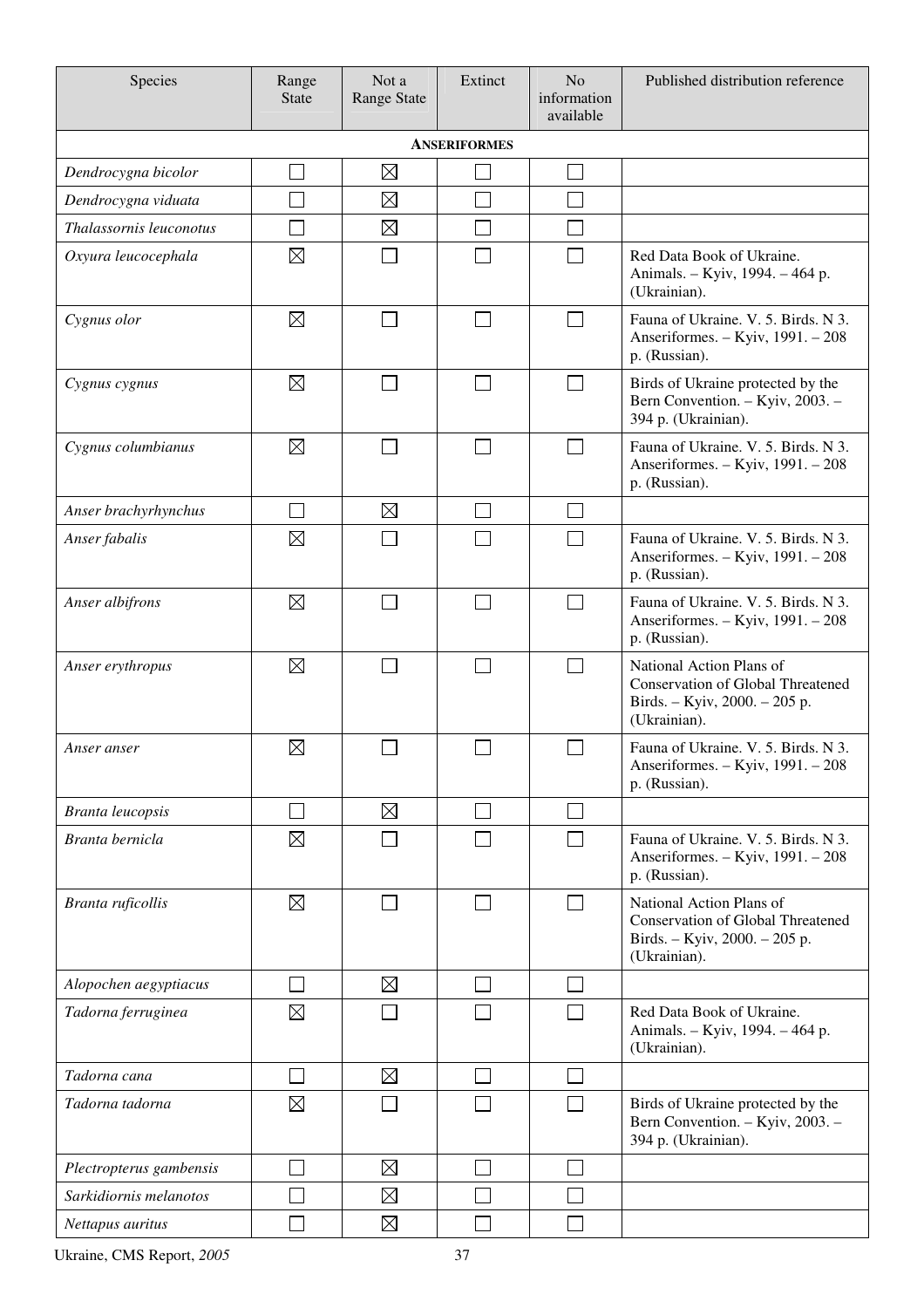| Species | Range State | Not a Range State | Extinct | No information available | Published distribution reference |
|---|---|---|---|---|---|
| **ANSERIFORMES** | | | | | |
| *Dendrocygna bicolor* | ☐ | ☒ | ☐ | ☐ | |
| *Dendrocygna viduata* | ☐ | ☒ | ☐ | ☐ | |
| *Thalassornis leuconotus* | ☐ | ☒ | ☐ | ☐ | |
| *Oxyura leucocephala* | ☒ | ☐ | ☐ | ☐ | Red Data Book of Ukraine. Animals. – Kyiv, 1994. – 464 p. (Ukrainian). |
| *Cygnus olor* | ☒ | ☐ | ☐ | ☐ | Fauna of Ukraine. V. 5. Birds. N 3. Anseriformes. – Kyiv, 1991. – 208 p. (Russian). |
| *Cygnus cygnus* | ☒ | ☐ | ☐ | ☐ | Birds of Ukraine protected by the Bern Convention. – Kyiv, 2003. – 394 p. (Ukrainian). |
| *Cygnus columbianus* | ☒ | ☐ | ☐ | ☐ | Fauna of Ukraine. V. 5. Birds. N 3. Anseriformes. – Kyiv, 1991. – 208 p. (Russian). |
| *Anser brachyrhynchus* | ☐ | ☒ | ☐ | ☐ | |
| *Anser fabalis* | ☒ | ☐ | ☐ | ☐ | Fauna of Ukraine. V. 5. Birds. N 3. Anseriformes. – Kyiv, 1991. – 208 p. (Russian). |
| *Anser albifrons* | ☒ | ☐ | ☐ | ☐ | Fauna of Ukraine. V. 5. Birds. N 3. Anseriformes. – Kyiv, 1991. – 208 p. (Russian). |
| *Anser erythropus* | ☒ | ☐ | ☐ | ☐ | National Action Plans of Conservation of Global Threatened Birds. – Kyiv, 2000. – 205 p. (Ukrainian). |
| *Anser anser* | ☒ | ☐ | ☐ | ☐ | Fauna of Ukraine. V. 5. Birds. N 3. Anseriformes. – Kyiv, 1991. – 208 p. (Russian). |
| *Branta leucopsis* | ☐ | ☒ | ☐ | ☐ | |
| *Branta bernicla* | ☒ | ☐ | ☐ | ☐ | Fauna of Ukraine. V. 5. Birds. N 3. Anseriformes. – Kyiv, 1991. – 208 p. (Russian). |
| *Branta ruficollis* | ☒ | ☐ | ☐ | ☐ | National Action Plans of Conservation of Global Threatened Birds. – Kyiv, 2000. – 205 p. (Ukrainian). |
| *Alopochen aegyptiacus* | ☐ | ☒ | ☐ | ☐ | |
| *Tadorna ferruginea* | ☒ | ☐ | ☐ | ☐ | Red Data Book of Ukraine. Animals. – Kyiv, 1994. – 464 p. (Ukrainian). |
| *Tadorna cana* | ☐ | ☒ | ☐ | ☐ | |
| *Tadorna tadorna* | ☒ | ☐ | ☐ | ☐ | Birds of Ukraine protected by the Bern Convention. – Kyiv, 2003. – 394 p. (Ukrainian). |
| *Plectropterus gambensis* | ☐ | ☒ | ☐ | ☐ | |
| *Sarkidiornis melanotos* | ☐ | ☒ | ☐ | ☐ | |
| *Nettapus auritus* | ☐ | ☒ | ☐ | ☐ | |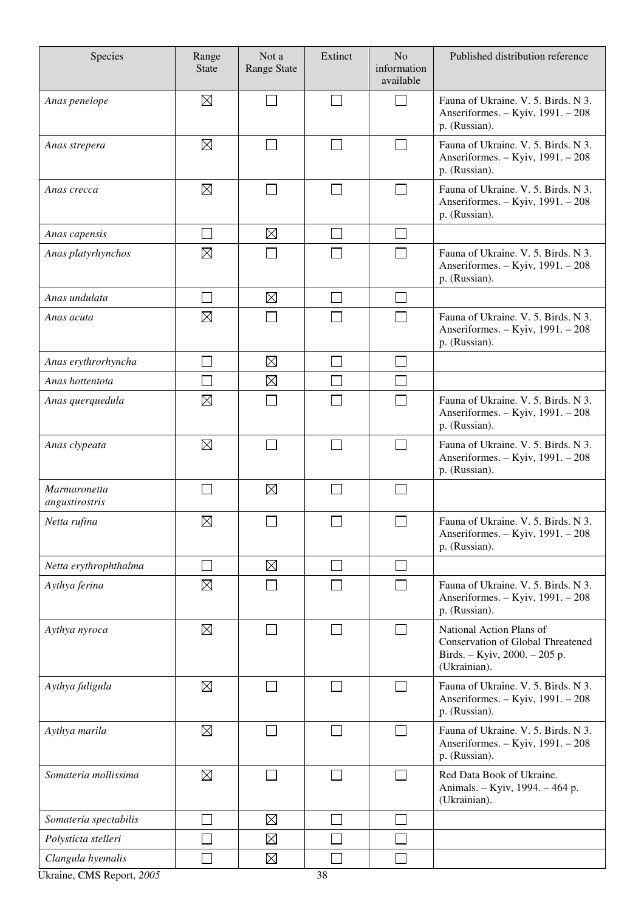| Species | Range State | Not a Range State | Extinct | No information available | Published distribution reference |
|---|---|---|---|---|---|
| *Anas penelope* | ☒ | ☐ | ☐ | ☐ | Fauna of Ukraine. V. 5. Birds. N 3. Anseriformes. – Kyiv, 1991. – 208 p. (Russian). |
| *Anas strepera* | ☒ | ☐ | ☐ | ☐ | Fauna of Ukraine. V. 5. Birds. N 3. Anseriformes. – Kyiv, 1991. – 208 p. (Russian). |
| *Anas crecca* | ☒ | ☐ | ☐ | ☐ | Fauna of Ukraine. V. 5. Birds. N 3. Anseriformes. – Kyiv, 1991. – 208 p. (Russian). |
| *Anas capensis* | ☐ | ☒ | ☐ | ☐ | |
| *Anas platyrhynchos* | ☒ | ☐ | ☐ | ☐ | Fauna of Ukraine. V. 5. Birds. N 3. Anseriformes. – Kyiv, 1991. – 208 p. (Russian). |
| *Anas undulata* | ☐ | ☒ | ☐ | ☐ | |
| *Anas acuta* | ☒ | ☐ | ☐ | ☐ | Fauna of Ukraine. V. 5. Birds. N 3. Anseriformes. – Kyiv, 1991. – 208 p. (Russian). |
| *Anas erythrorhyncha* | ☐ | ☒ | ☐ | ☐ | |
| *Anas hottentota* | ☐ | ☒ | ☐ | ☐ | |
| *Anas querquedula* | ☒ | ☐ | ☐ | ☐ | Fauna of Ukraine. V. 5. Birds. N 3. Anseriformes. – Kyiv, 1991. – 208 p. (Russian). |
| *Anas clypeata* | ☒ | ☐ | ☐ | ☐ | Fauna of Ukraine. V. 5. Birds. N 3. Anseriformes. – Kyiv, 1991. – 208 p. (Russian). |
| *Marmaronetta angustirostris* | ☐ | ☒ | ☐ | ☐ | |
| *Netta rufina* | ☒ | ☐ | ☐ | ☐ | Fauna of Ukraine. V. 5. Birds. N 3. Anseriformes. – Kyiv, 1991. – 208 p. (Russian). |
| *Netta erythrophthalma* | ☐ | ☒ | ☐ | ☐ | |
| *Aythya ferina* | ☒ | ☐ | ☐ | ☐ | Fauna of Ukraine. V. 5. Birds. N 3. Anseriformes. – Kyiv, 1991. – 208 p. (Russian). |
| *Aythya nyroca* | ☒ | ☐ | ☐ | ☐ | National Action Plans of Conservation of Global Threatened Birds. – Kyiv, 2000. – 205 p. (Ukrainian). |
| *Aythya fuligula* | ☒ | ☐ | ☐ | ☐ | Fauna of Ukraine. V. 5. Birds. N 3. Anseriformes. – Kyiv, 1991. – 208 p. (Russian). |
| *Aythya marila* | ☒ | ☐ | ☐ | ☐ | Fauna of Ukraine. V. 5. Birds. N 3. Anseriformes. – Kyiv, 1991. – 208 p. (Russian). |
| *Somateria mollissima* | ☒ | ☐ | ☐ | ☐ | Red Data Book of Ukraine. Animals. – Kyiv, 1994. – 464 p. (Ukrainian). |
| *Somateria spectabilis* | ☐ | ☒ | ☐ | ☐ | |
| *Polysticta stelleri* | ☐ | ☒ | ☐ | ☐ | |
| *Clangula hyemalis* | ☐ | ☒ | ☐ | ☐ | |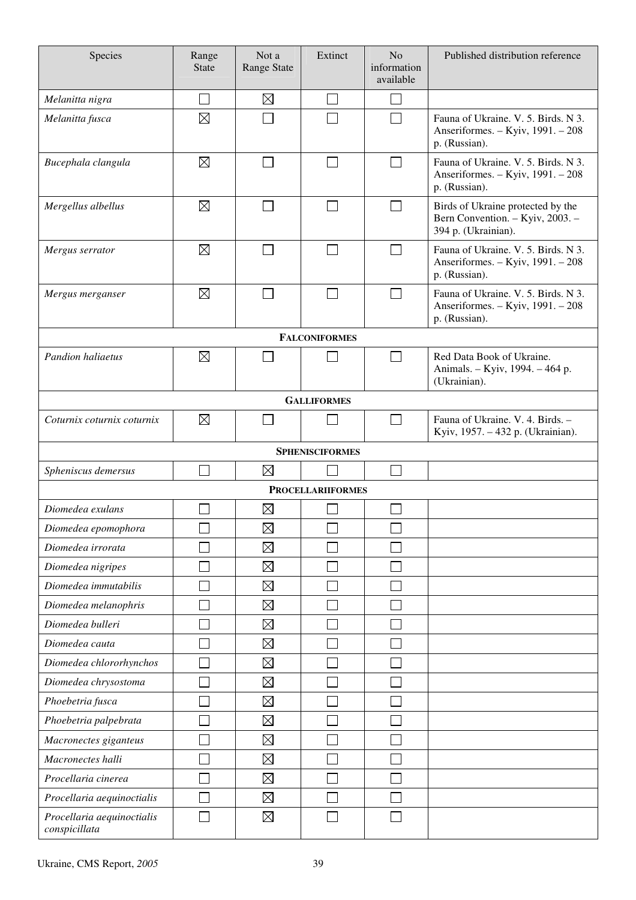| Species | Range State | Not a Range State | Extinct | No information available | Published distribution reference |
|---|---|---|---|---|---|
| *Melanitta nigra* | ☐ | ☒ | ☐ | ☐ | |
| *Melanitta fusca* | ☒ | ☐ | ☐ | ☐ | Fauna of Ukraine. V. 5. Birds. N 3. Anseriformes. – Kyiv, 1991. – 208 p. (Russian). |
| *Bucephala clangula* | ☒ | ☐ | ☐ | ☐ | Fauna of Ukraine. V. 5. Birds. N 3. Anseriformes. – Kyiv, 1991. – 208 p. (Russian). |
| *Mergellus albellus* | ☒ | ☐ | ☐ | ☐ | Birds of Ukraine protected by the Bern Convention. – Kyiv, 2003. – 394 p. (Ukrainian). |
| *Mergus serrator* | ☒ | ☐ | ☐ | ☐ | Fauna of Ukraine. V. 5. Birds. N 3. Anseriformes. – Kyiv, 1991. – 208 p. (Russian). |
| *Mergus merganser* | ☒ | ☐ | ☐ | ☐ | Fauna of Ukraine. V. 5. Birds. N 3. Anseriformes. – Kyiv, 1991. – 208 p. (Russian). |
| **FALCONIFORMES** | | | | | |
| *Pandion haliaetus* | ☒ | ☐ | ☐ | ☐ | Red Data Book of Ukraine. Animals. – Kyiv, 1994. – 464 p. (Ukrainian). |
| **GALLIFORMES** | | | | | |
| *Coturnix coturnix coturnix* | ☒ | ☐ | ☐ | ☐ | Fauna of Ukraine. V. 4. Birds. – Kyiv, 1957. – 432 p. (Ukrainian). |
| **SPHENISCIFORMES** | | | | | |
| *Spheniscus demersus* | ☐ | ☒ | ☐ | ☐ | |
| **PROCELLARIIFORMES** | | | | | |
| *Diomedea exulans* | ☐ | ☒ | ☐ | ☐ | |
| *Diomedea epomophora* | ☐ | ☒ | ☐ | ☐ | |
| *Diomedea irrorata* | ☐ | ☒ | ☐ | ☐ | |
| *Diomedea nigripes* | ☐ | ☒ | ☐ | ☐ | |
| *Diomedea immutabilis* | ☐ | ☒ | ☐ | ☐ | |
| *Diomedea melanophris* | ☐ | ☒ | ☐ | ☐ | |
| *Diomedea bulleri* | ☐ | ☒ | ☐ | ☐ | |
| *Diomedea cauta* | ☐ | ☒ | ☐ | ☐ | |
| *Diomedea chlororhynchos* | ☐ | ☒ | ☐ | ☐ | |
| *Diomedea chrysostoma* | ☐ | ☒ | ☐ | ☐ | |
| *Phoebetria fusca* | ☐ | ☒ | ☐ | ☐ | |
| *Phoebetria palpebrata* | ☐ | ☒ | ☐ | ☐ | |
| *Macronectes giganteus* | ☐ | ☒ | ☐ | ☐ | |
| *Macronectes halli* | ☐ | ☒ | ☐ | ☐ | |
| *Procellaria cinerea* | ☐ | ☒ | ☐ | ☐ | |
| *Procellaria aequinoctialis* | ☐ | ☒ | ☐ | ☐ | |
| *Procellaria aequinoctialis conspicillata* | ☐ | ☒ | ☐ | ☐ | |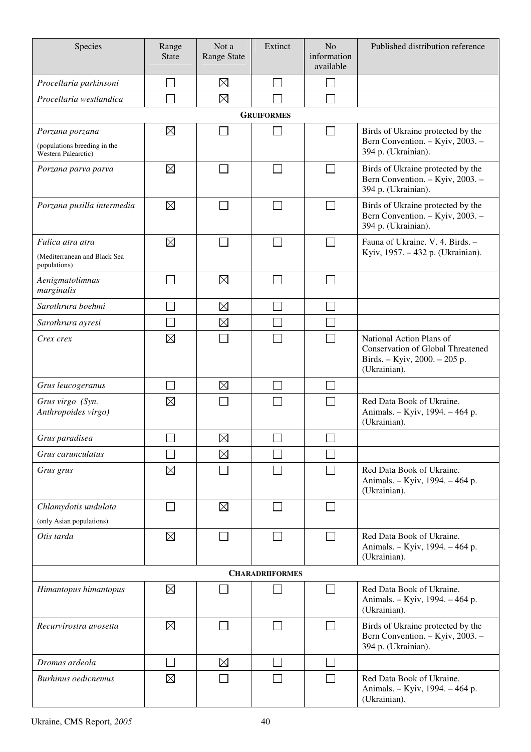| Species | Range State | Not a Range State | Extinct | No information available | Published distribution reference |
|---|---|---|---|---|---|
| *Procellaria parkinsoni* | ☐ | ☒ | ☐ | ☐ | |
| *Procellaria westlandica* | ☐ | ☒ | ☐ | ☐ | |
| **GRUIFORMES** | | | | | |
| *Porzana porzana* (populations breeding in the Western Palearctic) | ☒ | ☐ | ☐ | ☐ | Birds of Ukraine protected by the Bern Convention. – Kyiv, 2003. – 394 p. (Ukrainian). |
| *Porzana parva parva* | ☒ | ☐ | ☐ | ☐ | Birds of Ukraine protected by the Bern Convention. – Kyiv, 2003. – 394 p. (Ukrainian). |
| *Porzana pusilla intermedia* | ☒ | ☐ | ☐ | ☐ | Birds of Ukraine protected by the Bern Convention. – Kyiv, 2003. – 394 p. (Ukrainian). |
| *Fulica atra atra* (Mediterranean and Black Sea populations) | ☒ | ☐ | ☐ | ☐ | Fauna of Ukraine. V. 4. Birds. – Kyiv, 1957. – 432 p. (Ukrainian). |
| *Aenigmatolimnas marginalis* | ☐ | ☒ | ☐ | ☐ | |
| *Sarothrura boehmi* | ☐ | ☒ | ☐ | ☐ | |
| *Sarothrura ayresi* | ☐ | ☒ | ☐ | ☐ | |
| *Crex crex* | ☒ | ☐ | ☐ | ☐ | National Action Plans of Conservation of Global Threatened Birds. – Kyiv, 2000. – 205 p. (Ukrainian). |
| *Grus leucogeranus* | ☐ | ☒ | ☐ | ☐ | |
| *Grus virgo (Syn. Anthropoides virgo)* | ☒ | ☐ | ☐ | ☐ | Red Data Book of Ukraine. Animals. – Kyiv, 1994. – 464 p. (Ukrainian). |
| *Grus paradisea* | ☐ | ☒ | ☐ | ☐ | |
| *Grus carunculatus* | ☐ | ☒ | ☐ | ☐ | |
| *Grus grus* | ☒ | ☐ | ☐ | ☐ | Red Data Book of Ukraine. Animals. – Kyiv, 1994. – 464 p. (Ukrainian). |
| *Chlamydotis undulata* (only Asian populations) | ☐ | ☒ | ☐ | ☐ | |
| *Otis tarda* | ☒ | ☐ | ☐ | ☐ | Red Data Book of Ukraine. Animals. – Kyiv, 1994. – 464 p. (Ukrainian). |
| **CHARADRIIFORMES** | | | | | |
| *Himantopus himantopus* | ☒ | ☐ | ☐ | ☐ | Red Data Book of Ukraine. Animals. – Kyiv, 1994. – 464 p. (Ukrainian). |
| *Recurvirostra avosetta* | ☒ | ☐ | ☐ | ☐ | Birds of Ukraine protected by the Bern Convention. – Kyiv, 2003. – 394 p. (Ukrainian). |
| *Dromas ardeola* | ☐ | ☒ | ☐ | ☐ | |
| *Burhinus oedicnemus* | ☒ | ☐ | ☐ | ☐ | Red Data Book of Ukraine. Animals. – Kyiv, 1994. – 464 p. (Ukrainian). |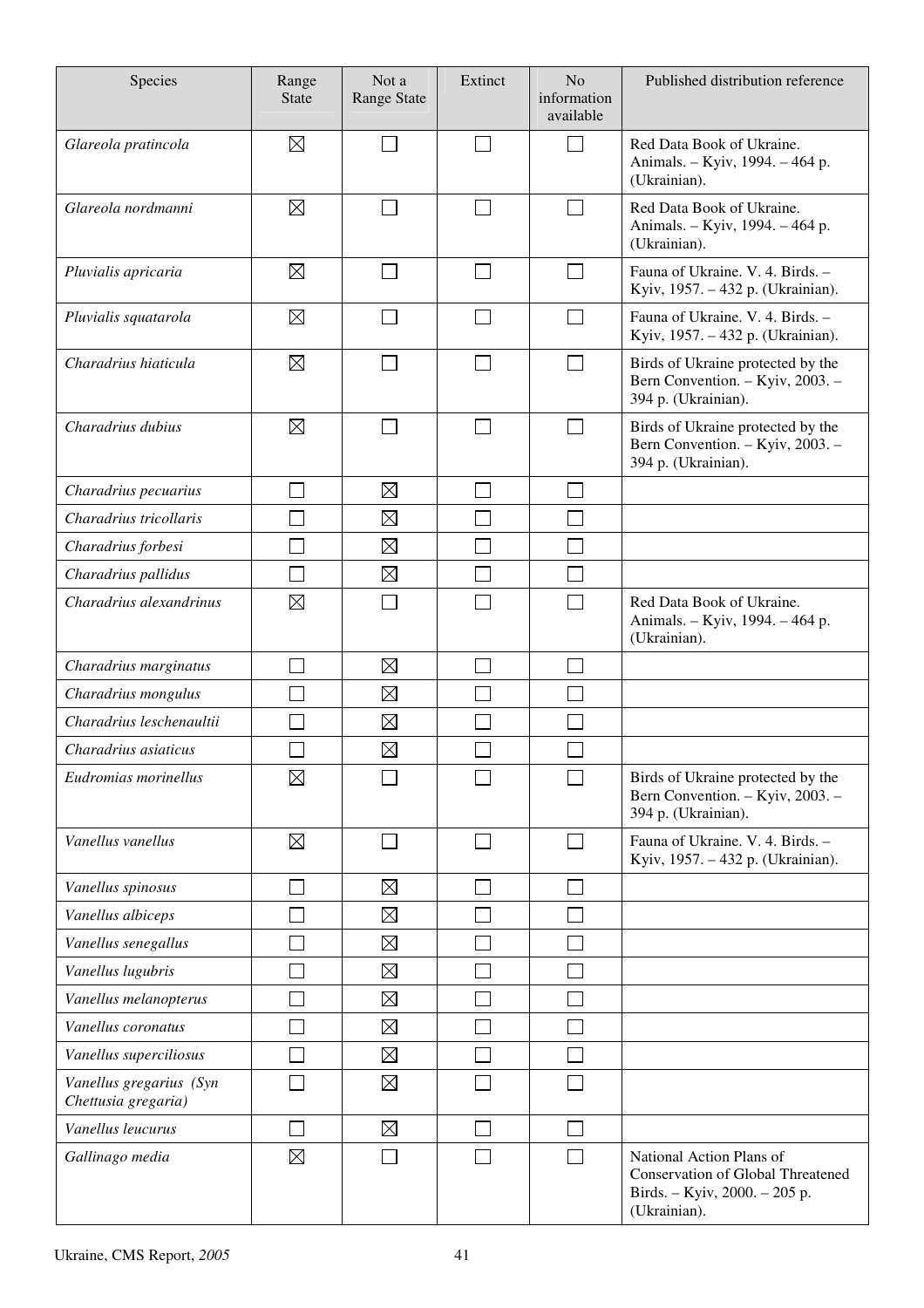| Species | Range State | Not a Range State | Extinct | No information available | Published distribution reference |
|---|---|---|---|---|---|
| *Glareola pratincola* | ☒ | ☐ | ☐ | ☐ | Red Data Book of Ukraine. Animals. – Kyiv, 1994. – 464 p. (Ukrainian). |
| *Glareola nordmanni* | ☒ | ☐ | ☐ | ☐ | Red Data Book of Ukraine. Animals. – Kyiv, 1994. – 464 p. (Ukrainian). |
| *Pluvialis apricaria* | ☒ | ☐ | ☐ | ☐ | Fauna of Ukraine. V. 4. Birds. – Kyiv, 1957. – 432 p. (Ukrainian). |
| *Pluvialis squatarola* | ☒ | ☐ | ☐ | ☐ | Fauna of Ukraine. V. 4. Birds. – Kyiv, 1957. – 432 p. (Ukrainian). |
| *Charadrius hiaticula* | ☒ | ☐ | ☐ | ☐ | Birds of Ukraine protected by the Bern Convention. – Kyiv, 2003. – 394 p. (Ukrainian). |
| *Charadrius dubius* | ☒ | ☐ | ☐ | ☐ | Birds of Ukraine protected by the Bern Convention. – Kyiv, 2003. – 394 p. (Ukrainian). |
| *Charadrius pecuarius* | ☐ | ☒ | ☐ | ☐ | |
| *Charadrius tricollaris* | ☐ | ☒ | ☐ | ☐ | |
| *Charadrius forbesi* | ☐ | ☒ | ☐ | ☐ | |
| *Charadrius pallidus* | ☐ | ☒ | ☐ | ☐ | |
| *Charadrius alexandrinus* | ☒ | ☐ | ☐ | ☐ | Red Data Book of Ukraine. Animals. – Kyiv, 1994. – 464 p. (Ukrainian). |
| *Charadrius marginatus* | ☐ | ☒ | ☐ | ☐ | |
| *Charadrius mongulus* | ☐ | ☒ | ☐ | ☐ | |
| *Charadrius leschenaultii* | ☐ | ☒ | ☐ | ☐ | |
| *Charadrius asiaticus* | ☐ | ☒ | ☐ | ☐ | |
| *Eudromias morinellus* | ☒ | ☐ | ☐ | ☐ | Birds of Ukraine protected by the Bern Convention. – Kyiv, 2003. – 394 p. (Ukrainian). |
| *Vanellus vanellus* | ☒ | ☐ | ☐ | ☐ | Fauna of Ukraine. V. 4. Birds. – Kyiv, 1957. – 432 p. (Ukrainian). |
| *Vanellus spinosus* | ☐ | ☒ | ☐ | ☐ | |
| *Vanellus albiceps* | ☐ | ☒ | ☐ | ☐ | |
| *Vanellus senegallus* | ☐ | ☒ | ☐ | ☐ | |
| *Vanellus lugubris* | ☐ | ☒ | ☐ | ☐ | |
| *Vanellus melanopterus* | ☐ | ☒ | ☐ | ☐ | |
| *Vanellus coronatus* | ☐ | ☒ | ☐ | ☐ | |
| *Vanellus superciliosus* | ☐ | ☒ | ☐ | ☐ | |
| *Vanellus gregarius (Syn Chettusia gregaria)* | ☐ | ☒ | ☐ | ☐ | |
| *Vanellus leucurus* | ☐ | ☒ | ☐ | ☐ | |
| *Gallinago media* | ☒ | ☐ | ☐ | ☐ | National Action Plans of Conservation of Global Threatened Birds. – Kyiv, 2000. – 205 p. (Ukrainian). |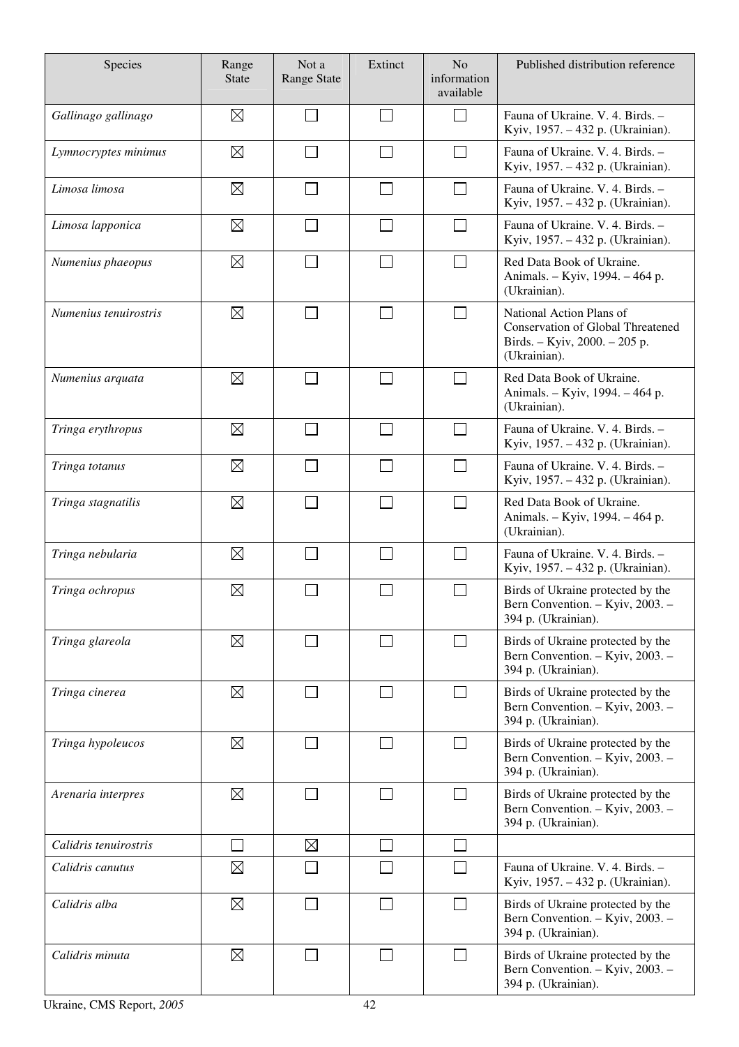| Species | Range State | Not a Range State | Extinct | No information available | Published distribution reference |
|---|---|---|---|---|---|
| *Gallinago gallinago* | ☒ | ☐ | ☐ | ☐ | Fauna of Ukraine. V. 4. Birds. – Kyiv, 1957. – 432 p. (Ukrainian). |
| *Lymnocryptes minimus* | ☒ | ☐ | ☐ | ☐ | Fauna of Ukraine. V. 4. Birds. – Kyiv, 1957. – 432 p. (Ukrainian). |
| *Limosa limosa* | ☒ | ☐ | ☐ | ☐ | Fauna of Ukraine. V. 4. Birds. – Kyiv, 1957. – 432 p. (Ukrainian). |
| *Limosa lapponica* | ☒ | ☐ | ☐ | ☐ | Fauna of Ukraine. V. 4. Birds. – Kyiv, 1957. – 432 p. (Ukrainian). |
| *Numenius phaeopus* | ☒ | ☐ | ☐ | ☐ | Red Data Book of Ukraine. Animals. – Kyiv, 1994. – 464 p. (Ukrainian). |
| *Numenius tenuirostris* | ☒ | ☐ | ☐ | ☐ | National Action Plans of Conservation of Global Threatened Birds. – Kyiv, 2000. – 205 p. (Ukrainian). |
| *Numenius arquata* | ☒ | ☐ | ☐ | ☐ | Red Data Book of Ukraine. Animals. – Kyiv, 1994. – 464 p. (Ukrainian). |
| *Tringa erythropus* | ☒ | ☐ | ☐ | ☐ | Fauna of Ukraine. V. 4. Birds. – Kyiv, 1957. – 432 p. (Ukrainian). |
| *Tringa totanus* | ☒ | ☐ | ☐ | ☐ | Fauna of Ukraine. V. 4. Birds. – Kyiv, 1957. – 432 p. (Ukrainian). |
| *Tringa stagnatilis* | ☒ | ☐ | ☐ | ☐ | Red Data Book of Ukraine. Animals. – Kyiv, 1994. – 464 p. (Ukrainian). |
| *Tringa nebularia* | ☒ | ☐ | ☐ | ☐ | Fauna of Ukraine. V. 4. Birds. – Kyiv, 1957. – 432 p. (Ukrainian). |
| *Tringa ochropus* | ☒ | ☐ | ☐ | ☐ | Birds of Ukraine protected by the Bern Convention. – Kyiv, 2003. – 394 p. (Ukrainian). |
| *Tringa glareola* | ☒ | ☐ | ☐ | ☐ | Birds of Ukraine protected by the Bern Convention. – Kyiv, 2003. – 394 p. (Ukrainian). |
| *Tringa cinerea* | ☒ | ☐ | ☐ | ☐ | Birds of Ukraine protected by the Bern Convention. – Kyiv, 2003. – 394 p. (Ukrainian). |
| *Tringa hypoleucos* | ☒ | ☐ | ☐ | ☐ | Birds of Ukraine protected by the Bern Convention. – Kyiv, 2003. – 394 p. (Ukrainian). |
| *Arenaria interpres* | ☒ | ☐ | ☐ | ☐ | Birds of Ukraine protected by the Bern Convention. – Kyiv, 2003. – 394 p. (Ukrainian). |
| *Calidris tenuirostris* | ☐ | ☒ | ☐ | ☐ | |
| *Calidris canutus* | ☒ | ☐ | ☐ | ☐ | Fauna of Ukraine. V. 4. Birds. – Kyiv, 1957. – 432 p. (Ukrainian). |
| *Calidris alba* | ☒ | ☐ | ☐ | ☐ | Birds of Ukraine protected by the Bern Convention. – Kyiv, 2003. – 394 p. (Ukrainian). |
| *Calidris minuta* | ☒ | ☐ | ☐ | ☐ | Birds of Ukraine protected by the Bern Convention. – Kyiv, 2003. – 394 p. (Ukrainian). |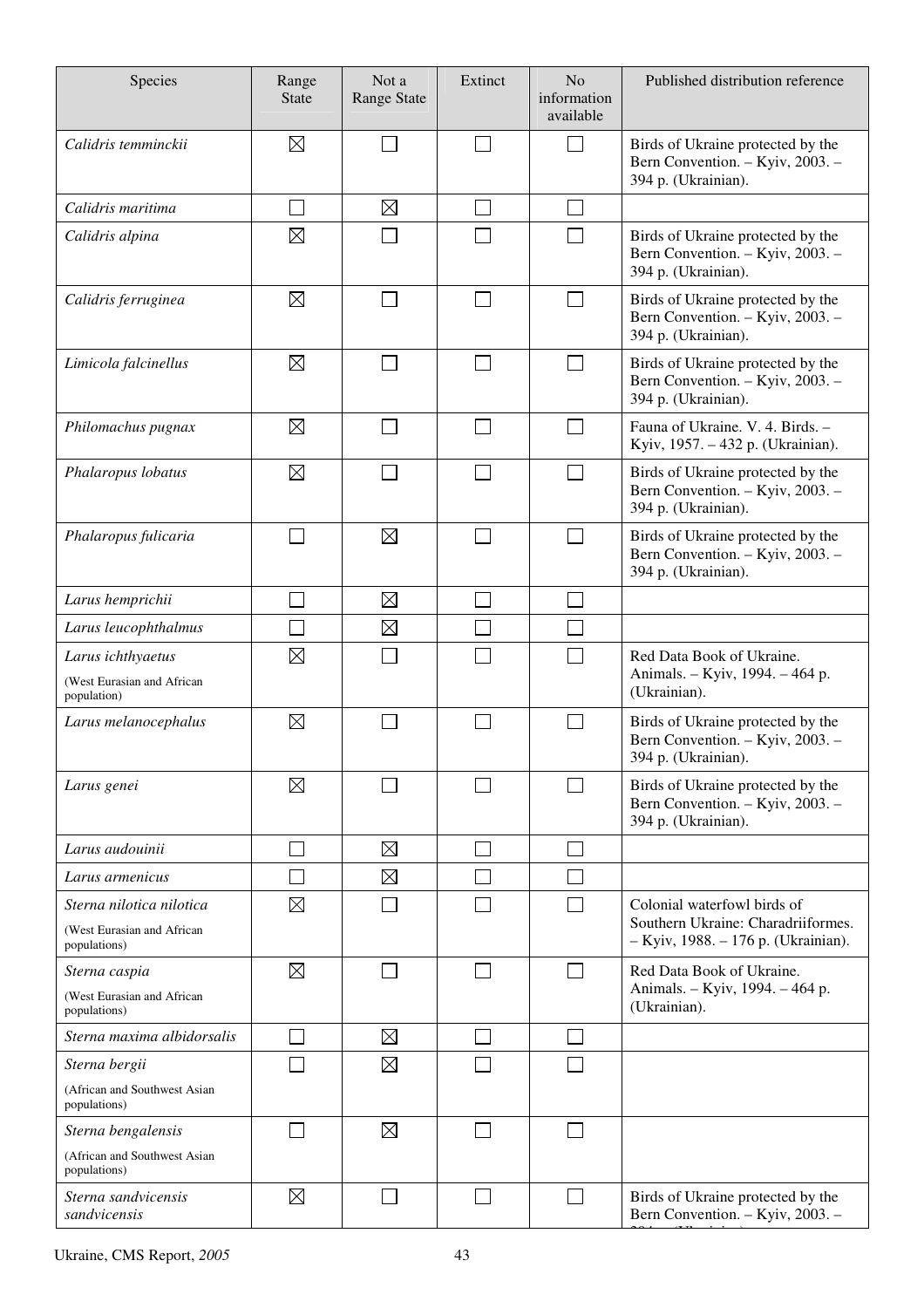| Species | Range State | Not a Range State | Extinct | No information available | Published distribution reference |
|---|---|---|---|---|---|
| *Calidris temminckii* | ☒ | ☐ | ☐ | ☐ | Birds of Ukraine protected by the Bern Convention. – Kyiv, 2003. – 394 p. (Ukrainian). |
| *Calidris maritima* | ☐ | ☒ | ☐ | ☐ | |
| *Calidris alpina* | ☒ | ☐ | ☐ | ☐ | Birds of Ukraine protected by the Bern Convention. – Kyiv, 2003. – 394 p. (Ukrainian). |
| *Calidris ferruginea* | ☒ | ☐ | ☐ | ☐ | Birds of Ukraine protected by the Bern Convention. – Kyiv, 2003. – 394 p. (Ukrainian). |
| *Limicola falcinellus* | ☒ | ☐ | ☐ | ☐ | Birds of Ukraine protected by the Bern Convention. – Kyiv, 2003. – 394 p. (Ukrainian). |
| *Philomachus pugnax* | ☒ | ☐ | ☐ | ☐ | Fauna of Ukraine. V. 4. Birds. – Kyiv, 1957. – 432 p. (Ukrainian). |
| *Phalaropus lobatus* | ☒ | ☐ | ☐ | ☐ | Birds of Ukraine protected by the Bern Convention. – Kyiv, 2003. – 394 p. (Ukrainian). |
| *Phalaropus fulicaria* | ☐ | ☒ | ☐ | ☐ | Birds of Ukraine protected by the Bern Convention. – Kyiv, 2003. – 394 p. (Ukrainian). |
| *Larus hemprichii* | ☐ | ☒ | ☐ | ☐ | |
| *Larus leucophthalmus* | ☐ | ☒ | ☐ | ☐ | |
| *Larus ichthyaetus* (West Eurasian and African population) | ☒ | ☐ | ☐ | ☐ | Red Data Book of Ukraine. Animals. – Kyiv, 1994. – 464 p. (Ukrainian). |
| *Larus melanocephalus* | ☒ | ☐ | ☐ | ☐ | Birds of Ukraine protected by the Bern Convention. – Kyiv, 2003. – 394 p. (Ukrainian). |
| *Larus genei* | ☒ | ☐ | ☐ | ☐ | Birds of Ukraine protected by the Bern Convention. – Kyiv, 2003. – 394 p. (Ukrainian). |
| *Larus audouinii* | ☐ | ☒ | ☐ | ☐ | |
| *Larus armenicus* | ☐ | ☒ | ☐ | ☐ | |
| *Sterna nilotica nilotica* (West Eurasian and African populations) | ☒ | ☐ | ☐ | ☐ | Colonial waterfowl birds of Southern Ukraine: Charadriiformes. – Kyiv, 1988. – 176 p. (Ukrainian). |
| *Sterna caspia* (West Eurasian and African populations) | ☒ | ☐ | ☐ | ☐ | Red Data Book of Ukraine. Animals. – Kyiv, 1994. – 464 p. (Ukrainian). |
| *Sterna maxima albidorsalis* | ☐ | ☒ | ☐ | ☐ | |
| *Sterna bergii* (African and Southwest Asian populations) | ☐ | ☒ | ☐ | ☐ | |
| *Sterna bengalensis* (African and Southwest Asian populations) | ☐ | ☒ | ☐ | ☐ | |
| *Sterna sandvicensis sandvicensis* | ☒ | ☐ | ☐ | ☐ | Birds of Ukraine protected by the Bern Convention. – Kyiv, 2003. – 394 p. (Ukrainian). |

Ukraine, CMS Report, *2005*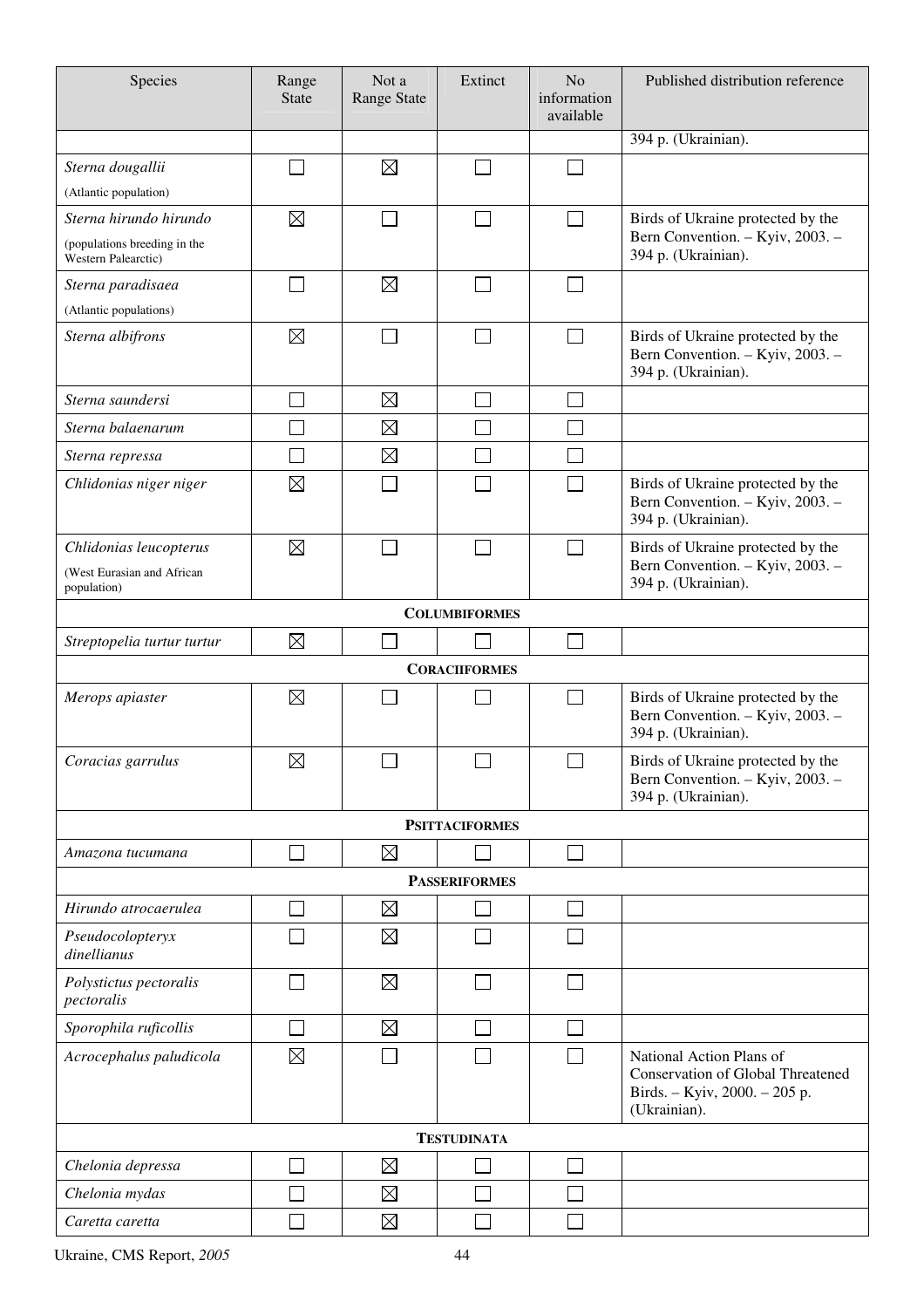| Species | Range State | Not a Range State | Extinct | No information available | Published distribution reference |
|---|---|---|---|---|---|
| | | | | | 394 p. (Ukrainian). |
| *Sterna dougallii* (Atlantic population) | ☐ | ☒ | ☐ | ☐ | |
| *Sterna hirundo hirundo* (populations breeding in the Western Palearctic) | ☒ | ☐ | ☐ | ☐ | Birds of Ukraine protected by the Bern Convention. – Kyiv, 2003. – 394 p. (Ukrainian). |
| *Sterna paradisaea* (Atlantic populations) | ☐ | ☒ | ☐ | ☐ | |
| *Sterna albifrons* | ☒ | ☐ | ☐ | ☐ | Birds of Ukraine protected by the Bern Convention. – Kyiv, 2003. – 394 p. (Ukrainian). |
| *Sterna saundersi* | ☐ | ☒ | ☐ | ☐ | |
| *Sterna balaenarum* | ☐ | ☒ | ☐ | ☐ | |
| *Sterna repressa* | ☐ | ☒ | ☐ | ☐ | |
| *Chlidonias niger niger* | ☒ | ☐ | ☐ | ☐ | Birds of Ukraine protected by the Bern Convention. – Kyiv, 2003. – 394 p. (Ukrainian). |
| *Chlidonias leucopterus* (West Eurasian and African population) | ☒ | ☐ | ☐ | ☐ | Birds of Ukraine protected by the Bern Convention. – Kyiv, 2003. – 394 p. (Ukrainian). |
| **COLUMBIFORMES** | | | | | |
| *Streptopelia turtur turtur* | ☒ | ☐ | ☐ | ☐ | |
| **CORACIIFORMES** | | | | | |
| *Merops apiaster* | ☒ | ☐ | ☐ | ☐ | Birds of Ukraine protected by the Bern Convention. – Kyiv, 2003. – 394 p. (Ukrainian). |
| *Coracias garrulus* | ☒ | ☐ | ☐ | ☐ | Birds of Ukraine protected by the Bern Convention. – Kyiv, 2003. – 394 p. (Ukrainian). |
| **PSITTACIFORMES** | | | | | |
| *Amazona tucumana* | ☐ | ☒ | ☐ | ☐ | |
| **PASSERIFORMES** | | | | | |
| *Hirundo atrocaerulea* | ☐ | ☒ | ☐ | ☐ | |
| *Pseudocolopteryx dinellianus* | ☐ | ☒ | ☐ | ☐ | |
| *Polystictus pectoralis pectoralis* | ☐ | ☒ | ☐ | ☐ | |
| *Sporophila ruficollis* | ☐ | ☒ | ☐ | ☐ | |
| *Acrocephalus paludicola* | ☒ | ☐ | ☐ | ☐ | National Action Plans of Conservation of Global Threatened Birds. – Kyiv, 2000. – 205 p. (Ukrainian). |
| **TESTUDINATA** | | | | | |
| *Chelonia depressa* | ☐ | ☒ | ☐ | ☐ | |
| *Chelonia mydas* | ☐ | ☒ | ☐ | ☐ | |
| *Caretta caretta* | ☐ | ☒ | ☐ | ☐ | |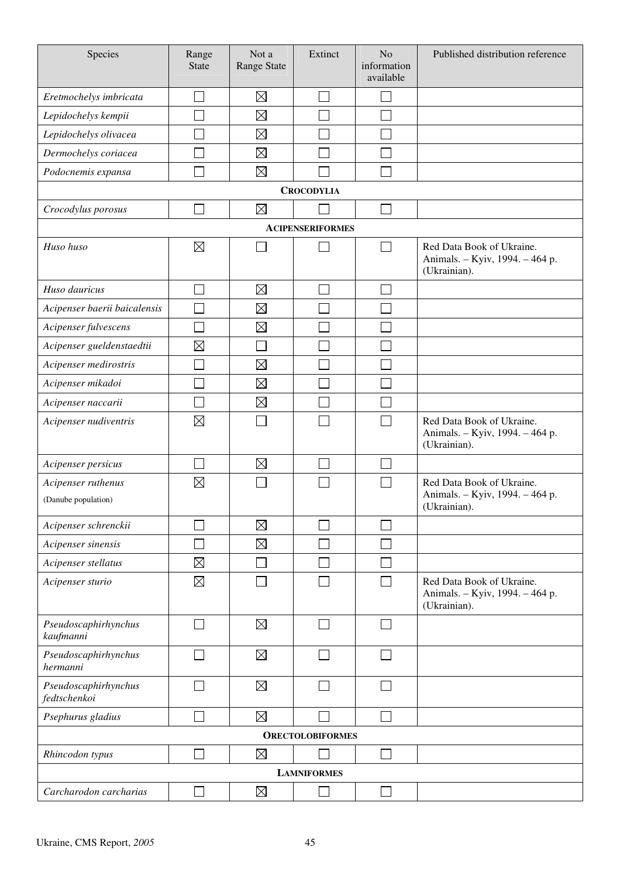| Species | Range State | Not a Range State | Extinct | No information available | Published distribution reference |
|---|---|---|---|---|---|
| *Eretmochelys imbricata* | ☐ | ☒ | ☐ | ☐ | |
| *Lepidochelys kempii* | ☐ | ☒ | ☐ | ☐ | |
| *Lepidochelys olivacea* | ☐ | ☒ | ☐ | ☐ | |
| *Dermochelys coriacea* | ☐ | ☒ | ☐ | ☐ | |
| *Podocnemis expansa* | ☐ | ☒ | ☐ | ☐ | |
| **CROCODYLIA** | | | | | |
| *Crocodylus porosus* | ☐ | ☒ | ☐ | ☐ | |
| **ACIPENSERIFORMES** | | | | | |
| *Huso huso* | ☒ | ☐ | ☐ | ☐ | Red Data Book of Ukraine. Animals. – Kyiv, 1994. – 464 p. (Ukrainian). |
| *Huso dauricus* | ☐ | ☒ | ☐ | ☐ | |
| *Acipenser baerii baicalensis* | ☐ | ☒ | ☐ | ☐ | |
| *Acipenser fulvescens* | ☐ | ☒ | ☐ | ☐ | |
| *Acipenser gueldenstaedtii* | ☒ | ☐ | ☐ | ☐ | |
| *Acipenser medirostris* | ☐ | ☒ | ☐ | ☐ | |
| *Acipenser mikadoi* | ☐ | ☒ | ☐ | ☐ | |
| *Acipenser naccarii* | ☐ | ☒ | ☐ | ☐ | |
| *Acipenser nudiventris* | ☒ | ☐ | ☐ | ☐ | Red Data Book of Ukraine. Animals. – Kyiv, 1994. – 464 p. (Ukrainian). |
| *Acipenser persicus* | ☐ | ☒ | ☐ | ☐ | |
| *Acipenser ruthenus* (Danube population) | ☒ | ☐ | ☐ | ☐ | Red Data Book of Ukraine. Animals. – Kyiv, 1994. – 464 p. (Ukrainian). |
| *Acipenser schrenckii* | ☐ | ☒ | ☐ | ☐ | |
| *Acipenser sinensis* | ☐ | ☒ | ☐ | ☐ | |
| *Acipenser stellatus* | ☒ | ☐ | ☐ | ☐ | |
| *Acipenser sturio* | ☒ | ☐ | ☐ | ☐ | Red Data Book of Ukraine. Animals. – Kyiv, 1994. – 464 p. (Ukrainian). |
| *Pseudoscaphirhynchus kaufmanni* | ☐ | ☒ | ☐ | ☐ | |
| *Pseudoscaphirhynchus hermanni* | ☐ | ☒ | ☐ | ☐ | |
| *Pseudoscaphirhynchus fedtschenkoi* | ☐ | ☒ | ☐ | ☐ | |
| *Psephurus gladius* | ☐ | ☒ | ☐ | ☐ | |
| **ORECTOLOBIFORMES** | | | | | |
| *Rhincodon typus* | ☐ | ☒ | ☐ | ☐ | |
| **LAMNIFORMES** | | | | | |
| *Carcharodon carcharias* | ☐ | ☒ | ☐ | ☐ | |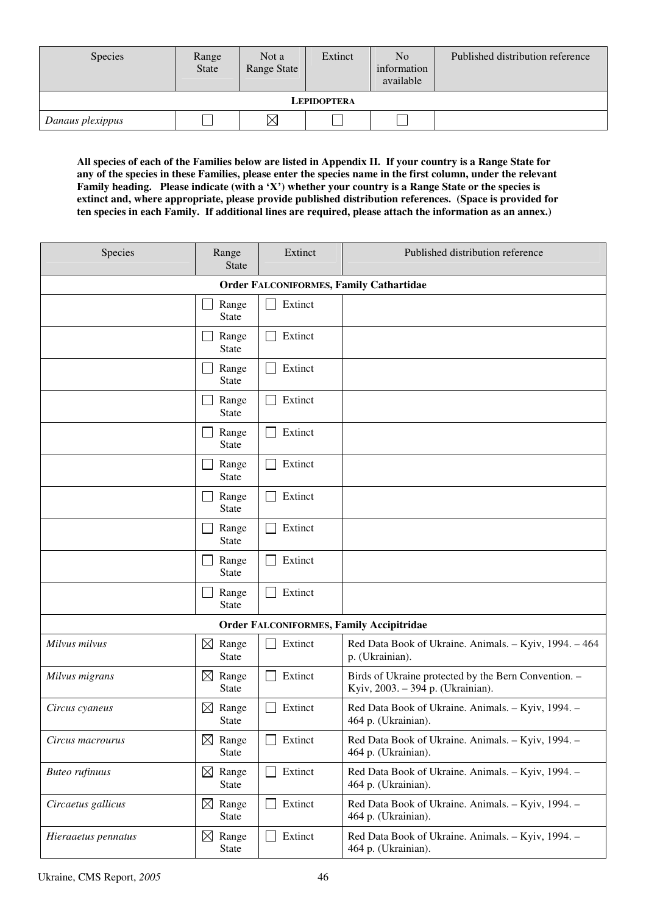| Species | Range State | Not a Range State | Extinct | No information available | Published distribution reference |
|---|---|---|---|---|---|
| **LEPIDOPTERA** | | | | | |
| *Danaus plexippus* | ☐ | ☒ | ☐ | ☐ | |

**All species of each of the Families below are listed in Appendix II. If your country is a Range State for any of the species in these Families, please enter the species name in the first column, under the relevant Family heading. Please indicate (with a 'X') whether your country is a Range State or the species is extinct and, where appropriate, please provide published distribution references. (Space is provided for ten species in each Family. If additional lines are required, please attach the information as an annex.)**

| Species | Range State | Extinct | Published distribution reference |
|---|---|---|---|
| **Order FALCONIFORMES, Family Cathartidae** | | | |
| | ☐ Range State | ☐ Extinct | |
| | ☐ Range State | ☐ Extinct | |
| | ☐ Range State | ☐ Extinct | |
| | ☐ Range State | ☐ Extinct | |
| | ☐ Range State | ☐ Extinct | |
| | ☐ Range State | ☐ Extinct | |
| | ☐ Range State | ☐ Extinct | |
| | ☐ Range State | ☐ Extinct | |
| | ☐ Range State | ☐ Extinct | |
| | ☐ Range State | ☐ Extinct | |
| **Order FALCONIFORMES, Family Accipitridae** | | | |
| *Milvus milvus* | ☒ Range State | ☐ Extinct | Red Data Book of Ukraine. Animals. – Kyiv, 1994. – 464 p. (Ukrainian). |
| *Milvus migrans* | ☒ Range State | ☐ Extinct | Birds of Ukraine protected by the Bern Convention. – Kyiv, 2003. – 394 p. (Ukrainian). |
| *Circus cyaneus* | ☒ Range State | ☐ Extinct | Red Data Book of Ukraine. Animals. – Kyiv, 1994. – 464 p. (Ukrainian). |
| *Circus macrourus* | ☒ Range State | ☐ Extinct | Red Data Book of Ukraine. Animals. – Kyiv, 1994. – 464 p. (Ukrainian). |
| *Buteo rufinuus* | ☒ Range State | ☐ Extinct | Red Data Book of Ukraine. Animals. – Kyiv, 1994. – 464 p. (Ukrainian). |
| *Circaetus gallicus* | ☒ Range State | ☐ Extinct | Red Data Book of Ukraine. Animals. – Kyiv, 1994. – 464 p. (Ukrainian). |
| *Hieraaetus pennatus* | ☒ Range State | ☐ Extinct | Red Data Book of Ukraine. Animals. – Kyiv, 1994. – 464 p. (Ukrainian). |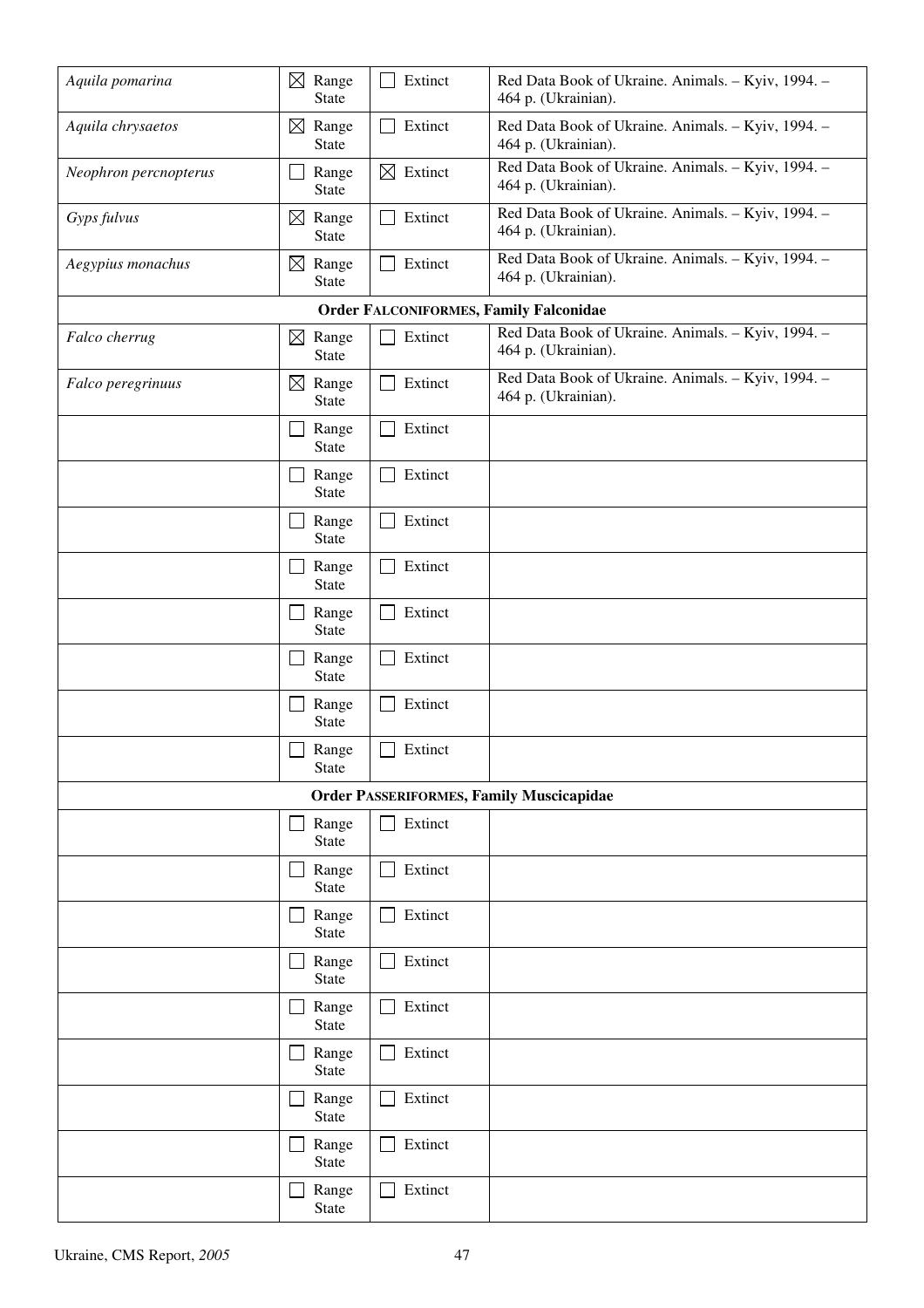| | | | |
|---|---|---|---|
| *Aquila pomarina* | ☒ Range State | ☐ Extinct | Red Data Book of Ukraine. Animals. – Kyiv, 1994. – 464 p. (Ukrainian). |
| *Aquila chrysaetos* | ☒ Range State | ☐ Extinct | Red Data Book of Ukraine. Animals. – Kyiv, 1994. – 464 p. (Ukrainian). |
| *Neophron percnopterus* | ☐ Range State | ☒ Extinct | Red Data Book of Ukraine. Animals. – Kyiv, 1994. – 464 p. (Ukrainian). |
| *Gyps fulvus* | ☒ Range State | ☐ Extinct | Red Data Book of Ukraine. Animals. – Kyiv, 1994. – 464 p. (Ukrainian). |
| *Aegypius monachus* | ☒ Range State | ☐ Extinct | Red Data Book of Ukraine. Animals. – Kyiv, 1994. – 464 p. (Ukrainian). |
| **Order FALCONIFORMES, Family Falconidae** | | | |
| *Falco cherrug* | ☒ Range State | ☐ Extinct | Red Data Book of Ukraine. Animals. – Kyiv, 1994. – 464 p. (Ukrainian). |
| *Falco peregrinuus* | ☒ Range State | ☐ Extinct | Red Data Book of Ukraine. Animals. – Kyiv, 1994. – 464 p. (Ukrainian). |
| | ☐ Range State | ☐ Extinct | |
| | ☐ Range State | ☐ Extinct | |
| | ☐ Range State | ☐ Extinct | |
| | ☐ Range State | ☐ Extinct | |
| | ☐ Range State | ☐ Extinct | |
| | ☐ Range State | ☐ Extinct | |
| | ☐ Range State | ☐ Extinct | |
| | ☐ Range State | ☐ Extinct | |
| **Order PASSERIFORMES, Family Muscicapidae** | | | |
| | ☐ Range State | ☐ Extinct | |
| | ☐ Range State | ☐ Extinct | |
| | ☐ Range State | ☐ Extinct | |
| | ☐ Range State | ☐ Extinct | |
| | ☐ Range State | ☐ Extinct | |
| | ☐ Range State | ☐ Extinct | |
| | ☐ Range State | ☐ Extinct | |
| | ☐ Range State | ☐ Extinct | |
| | ☐ Range State | ☐ Extinct | |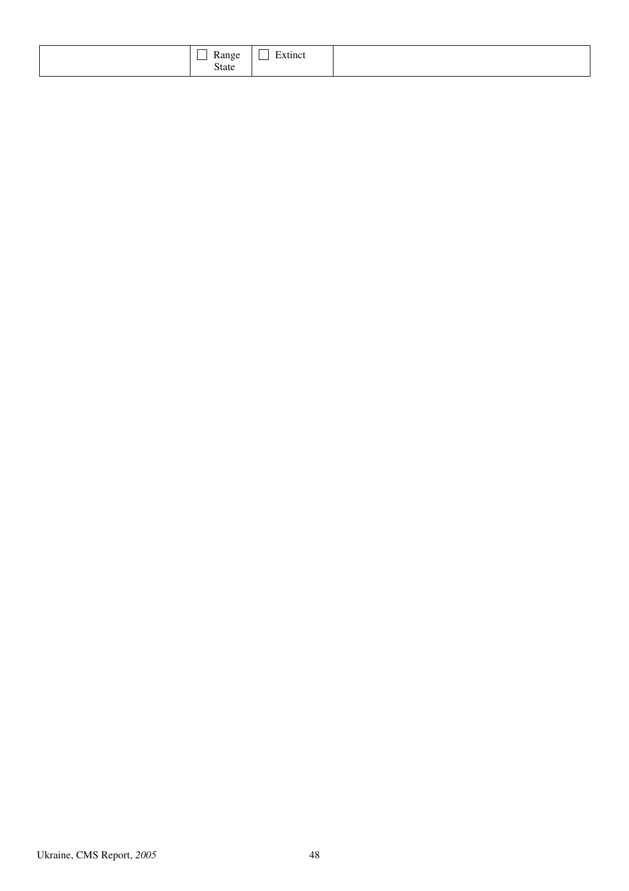| | | | |
|---|---|---|---|
| | ☐ Range State | ☐ Extinct | |